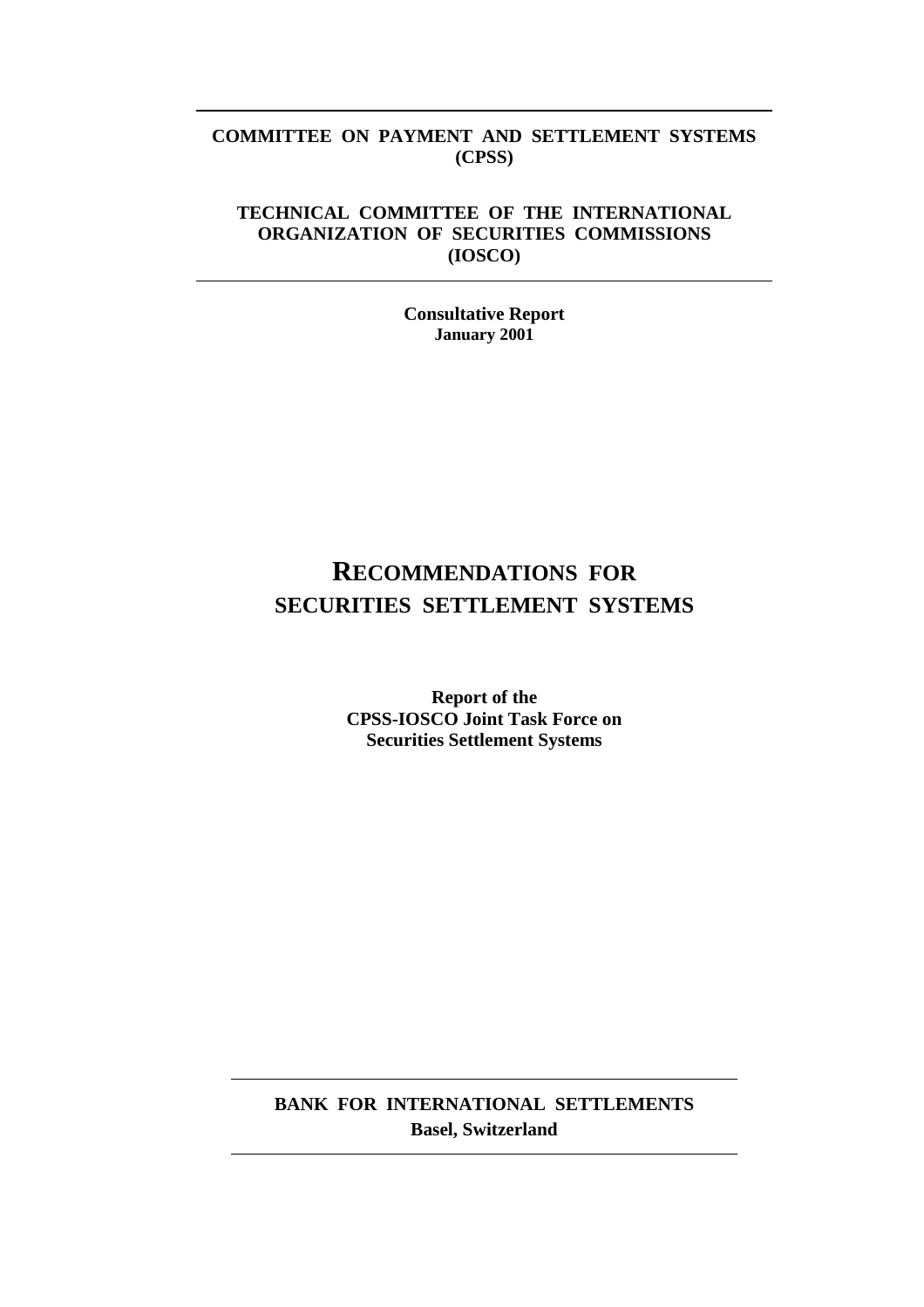**COMMITTEE ON PAYMENT AND SETTLEMENT SYSTEMS (CPSS)**

**TECHNICAL COMMITTEE OF THE INTERNATIONAL ORGANIZATION OF SECURITIES COMMISSIONS (IOSCO)**

**Consultative Report**
**January 2001**

# RECOMMENDATIONS FOR SECURITIES SETTLEMENT SYSTEMS

**Report of the**
**CPSS-IOSCO Joint Task Force on**
**Securities Settlement Systems**

**BANK FOR INTERNATIONAL SETTLEMENTS**
**Basel, Switzerland**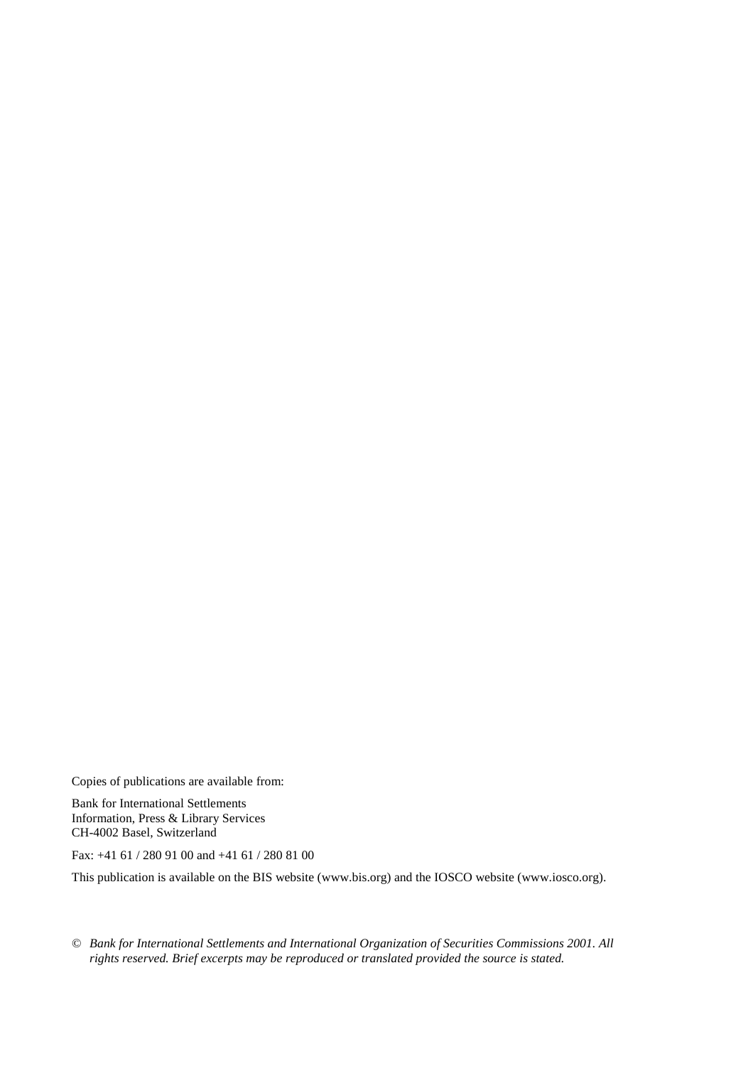Copies of publications are available from:

Bank for International Settlements
Information, Press & Library Services
CH-4002 Basel, Switzerland

Fax: +41 61 / 280 91 00 and +41 61 / 280 81 00

This publication is available on the BIS website (www.bis.org) and the IOSCO website (www.iosco.org).

© *Bank for International Settlements and International Organization of Securities Commissions 2001. All rights reserved. Brief excerpts may be reproduced or translated provided the source is stated.*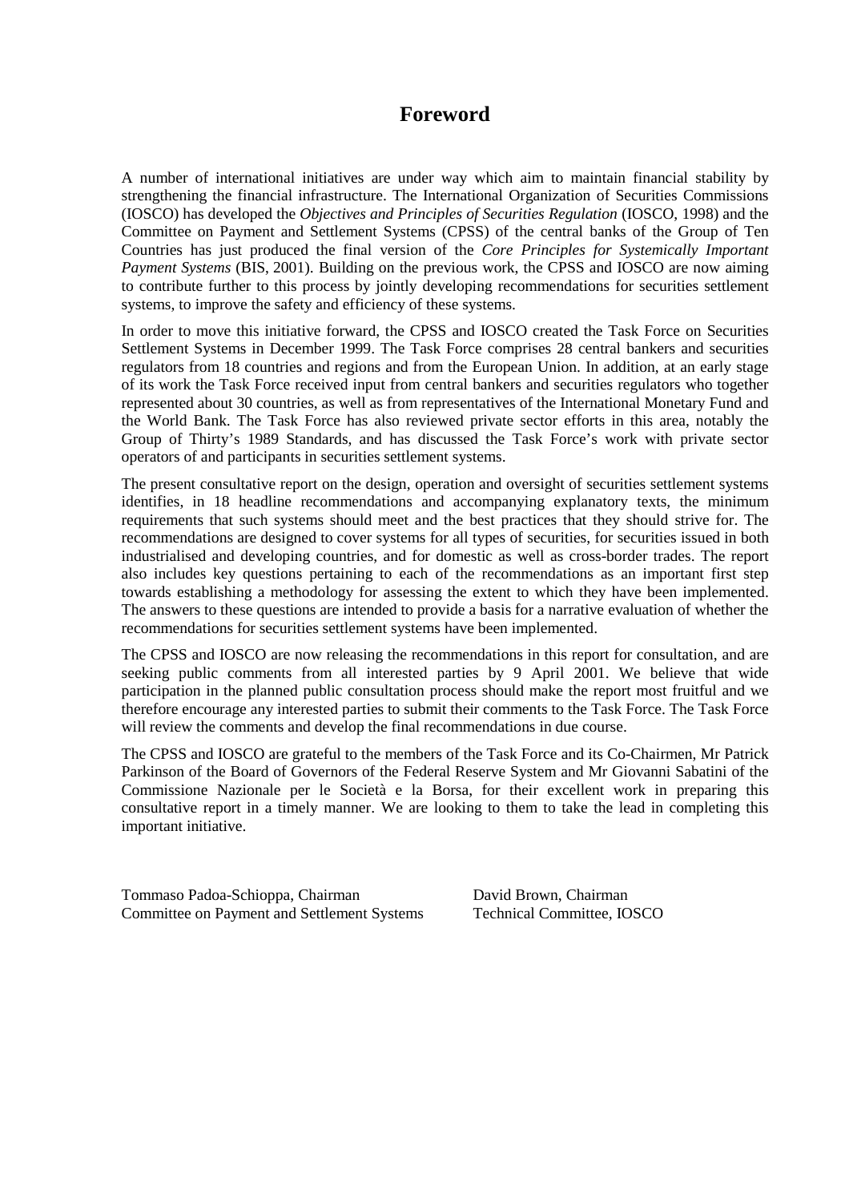# Foreword

A number of international initiatives are under way which aim to maintain financial stability by strengthening the financial infrastructure. The International Organization of Securities Commissions (IOSCO) has developed the *Objectives and Principles of Securities Regulation* (IOSCO, 1998) and the Committee on Payment and Settlement Systems (CPSS) of the central banks of the Group of Ten Countries has just produced the final version of the *Core Principles for Systemically Important Payment Systems* (BIS, 2001). Building on the previous work, the CPSS and IOSCO are now aiming to contribute further to this process by jointly developing recommendations for securities settlement systems, to improve the safety and efficiency of these systems.

In order to move this initiative forward, the CPSS and IOSCO created the Task Force on Securities Settlement Systems in December 1999. The Task Force comprises 28 central bankers and securities regulators from 18 countries and regions and from the European Union. In addition, at an early stage of its work the Task Force received input from central bankers and securities regulators who together represented about 30 countries, as well as from representatives of the International Monetary Fund and the World Bank. The Task Force has also reviewed private sector efforts in this area, notably the Group of Thirty's 1989 Standards, and has discussed the Task Force's work with private sector operators of and participants in securities settlement systems.

The present consultative report on the design, operation and oversight of securities settlement systems identifies, in 18 headline recommendations and accompanying explanatory texts, the minimum requirements that such systems should meet and the best practices that they should strive for. The recommendations are designed to cover systems for all types of securities, for securities issued in both industrialised and developing countries, and for domestic as well as cross-border trades. The report also includes key questions pertaining to each of the recommendations as an important first step towards establishing a methodology for assessing the extent to which they have been implemented. The answers to these questions are intended to provide a basis for a narrative evaluation of whether the recommendations for securities settlement systems have been implemented.

The CPSS and IOSCO are now releasing the recommendations in this report for consultation, and are seeking public comments from all interested parties by 9 April 2001. We believe that wide participation in the planned public consultation process should make the report most fruitful and we therefore encourage any interested parties to submit their comments to the Task Force. The Task Force will review the comments and develop the final recommendations in due course.

The CPSS and IOSCO are grateful to the members of the Task Force and its Co-Chairmen, Mr Patrick Parkinson of the Board of Governors of the Federal Reserve System and Mr Giovanni Sabatini of the Commissione Nazionale per le Società e la Borsa, for their excellent work in preparing this consultative report in a timely manner. We are looking to them to take the lead in completing this important initiative.

Tommaso Padoa-Schioppa, Chairman
Committee on Payment and Settlement Systems

David Brown, Chairman
Technical Committee, IOSCO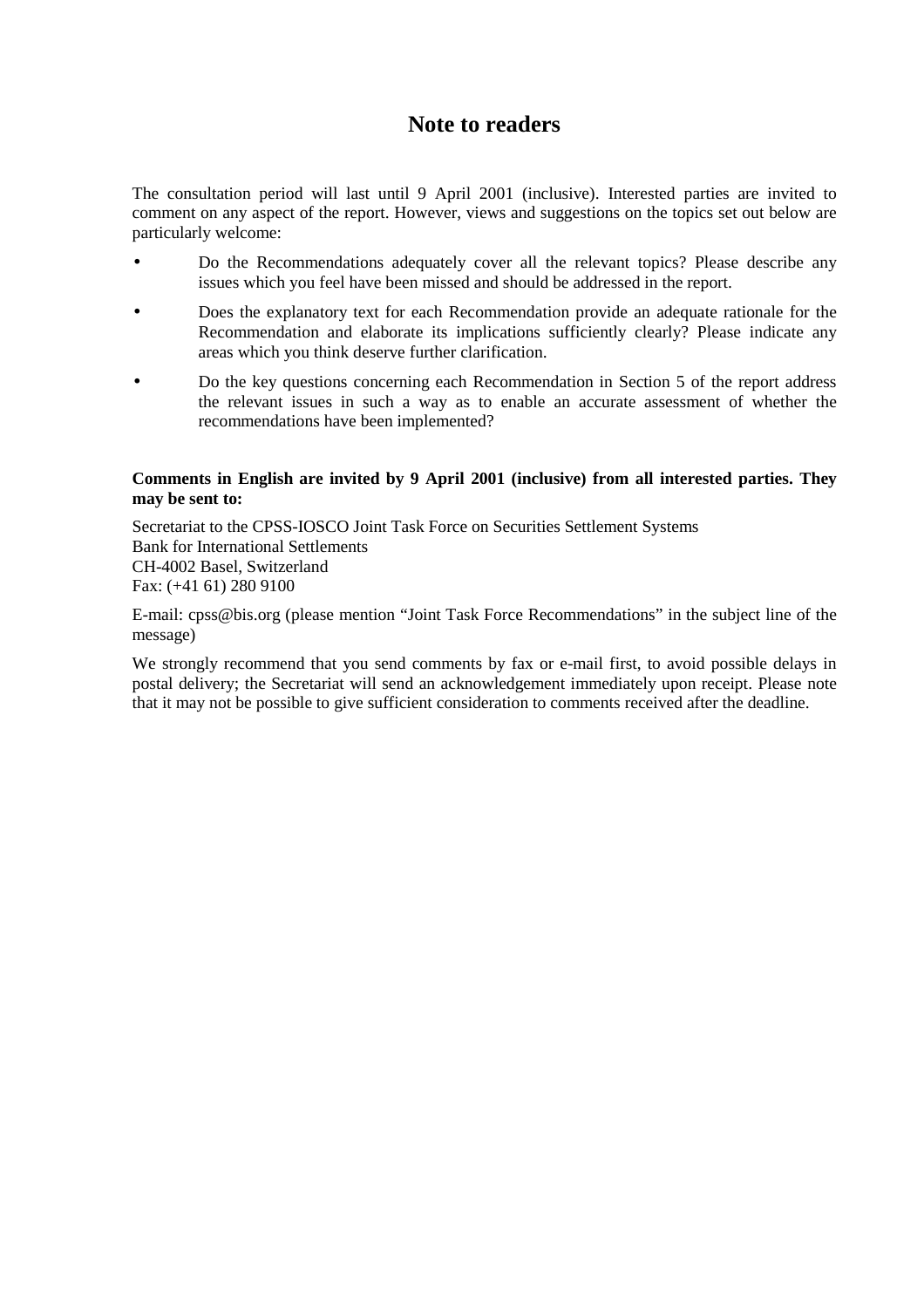# Note to readers

The consultation period will last until 9 April 2001 (inclusive). Interested parties are invited to comment on any aspect of the report. However, views and suggestions on the topics set out below are particularly welcome:

- Do the Recommendations adequately cover all the relevant topics? Please describe any issues which you feel have been missed and should be addressed in the report.
- Does the explanatory text for each Recommendation provide an adequate rationale for the Recommendation and elaborate its implications sufficiently clearly? Please indicate any areas which you think deserve further clarification.
- Do the key questions concerning each Recommendation in Section 5 of the report address the relevant issues in such a way as to enable an accurate assessment of whether the recommendations have been implemented?

**Comments in English are invited by 9 April 2001 (inclusive) from all interested parties. They may be sent to:**

Secretariat to the CPSS-IOSCO Joint Task Force on Securities Settlement Systems
Bank for International Settlements
CH-4002 Basel, Switzerland
Fax: (+41 61) 280 9100

E-mail: cpss@bis.org (please mention "Joint Task Force Recommendations" in the subject line of the message)

We strongly recommend that you send comments by fax or e-mail first, to avoid possible delays in postal delivery; the Secretariat will send an acknowledgement immediately upon receipt. Please note that it may not be possible to give sufficient consideration to comments received after the deadline.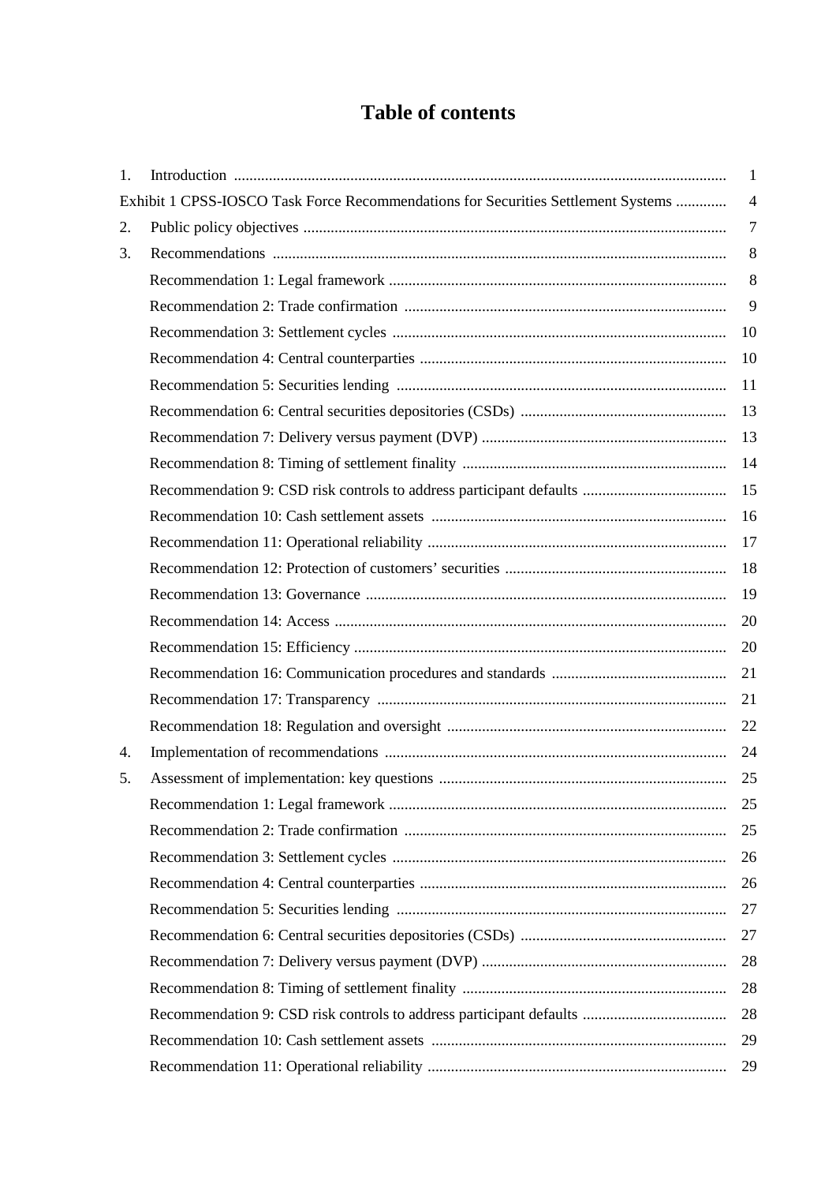# Table of contents

| | | |
|---|---|---|
| 1. | Introduction | 1 |
| Exhibit 1 CPSS-IOSCO Task Force Recommendations for Securities Settlement Systems | | 4 |
| 2. | Public policy objectives | 7 |
| 3. | Recommendations | 8 |
| | Recommendation 1: Legal framework | 8 |
| | Recommendation 2: Trade confirmation | 9 |
| | Recommendation 3: Settlement cycles | 10 |
| | Recommendation 4: Central counterparties | 10 |
| | Recommendation 5: Securities lending | 11 |
| | Recommendation 6: Central securities depositories (CSDs) | 13 |
| | Recommendation 7: Delivery versus payment (DVP) | 13 |
| | Recommendation 8: Timing of settlement finality | 14 |
| | Recommendation 9: CSD risk controls to address participant defaults | 15 |
| | Recommendation 10: Cash settlement assets | 16 |
| | Recommendation 11: Operational reliability | 17 |
| | Recommendation 12: Protection of customers' securities | 18 |
| | Recommendation 13: Governance | 19 |
| | Recommendation 14: Access | 20 |
| | Recommendation 15: Efficiency | 20 |
| | Recommendation 16: Communication procedures and standards | 21 |
| | Recommendation 17: Transparency | 21 |
| | Recommendation 18: Regulation and oversight | 22 |
| 4. | Implementation of recommendations | 24 |
| 5. | Assessment of implementation: key questions | 25 |
| | Recommendation 1: Legal framework | 25 |
| | Recommendation 2: Trade confirmation | 25 |
| | Recommendation 3: Settlement cycles | 26 |
| | Recommendation 4: Central counterparties | 26 |
| | Recommendation 5: Securities lending | 27 |
| | Recommendation 6: Central securities depositories (CSDs) | 27 |
| | Recommendation 7: Delivery versus payment (DVP) | 28 |
| | Recommendation 8: Timing of settlement finality | 28 |
| | Recommendation 9: CSD risk controls to address participant defaults | 28 |
| | Recommendation 10: Cash settlement assets | 29 |
| | Recommendation 11: Operational reliability | 29 |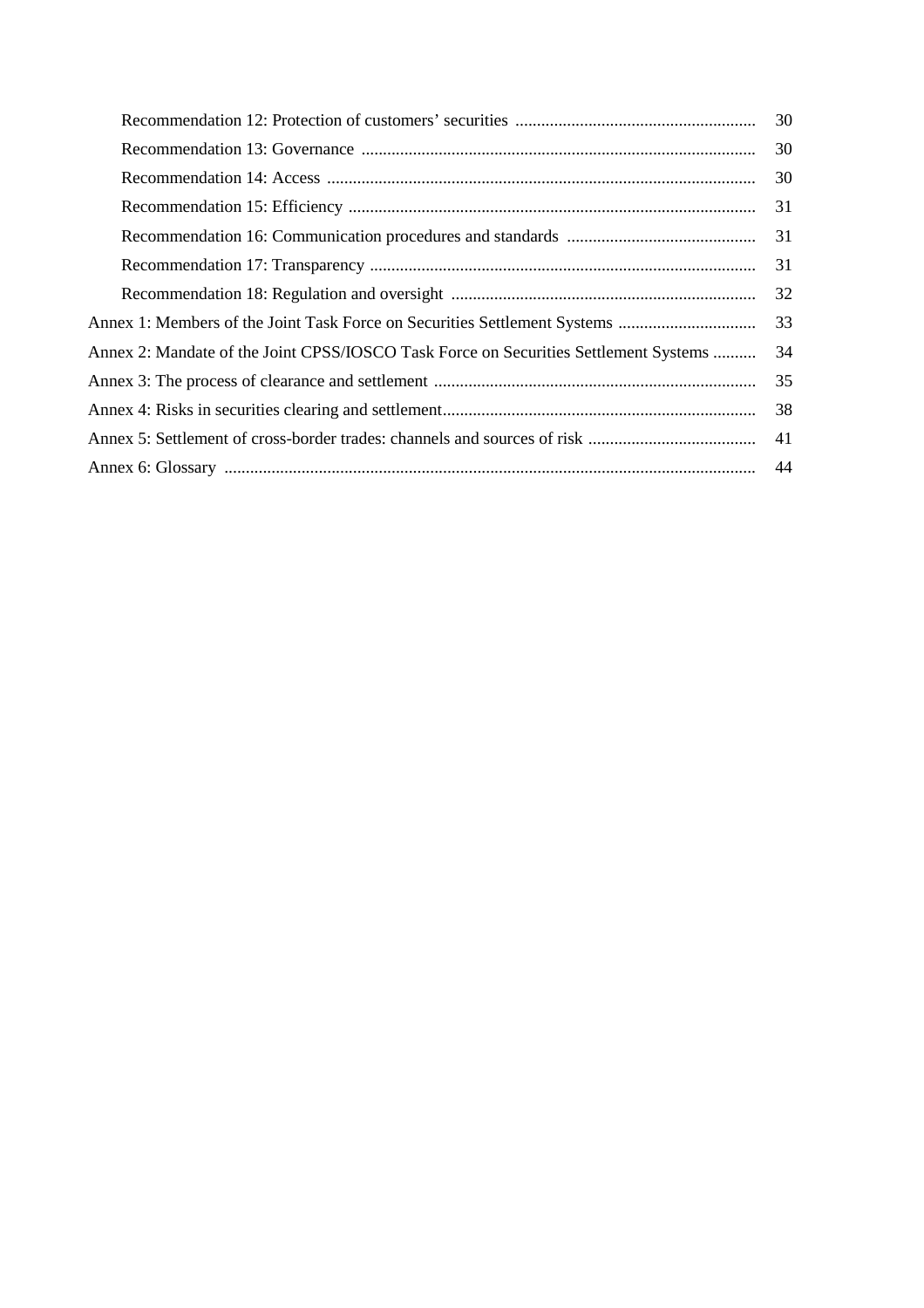Recommendation 12: Protection of customers' securities ........................................................ 30

Recommendation 13: Governance ........................................................................................... 30

Recommendation 14: Access ................................................................................................... 30

Recommendation 15: Efficiency .............................................................................................. 31

Recommendation 16: Communication procedures and standards ............................................ 31

Recommendation 17: Transparency ......................................................................................... 31

Recommendation 18: Regulation and oversight ...................................................................... 32

Annex 1: Members of the Joint Task Force on Securities Settlement Systems ................................ 33

Annex 2: Mandate of the Joint CPSS/IOSCO Task Force on Securities Settlement Systems .......... 34

Annex 3: The process of clearance and settlement ........................................................................... 35

Annex 4: Risks in securities clearing and settlement......................................................................... 38

Annex 5: Settlement of cross-border trades: channels and sources of risk ....................................... 41

Annex 6: Glossary ........................................................................................................................... 44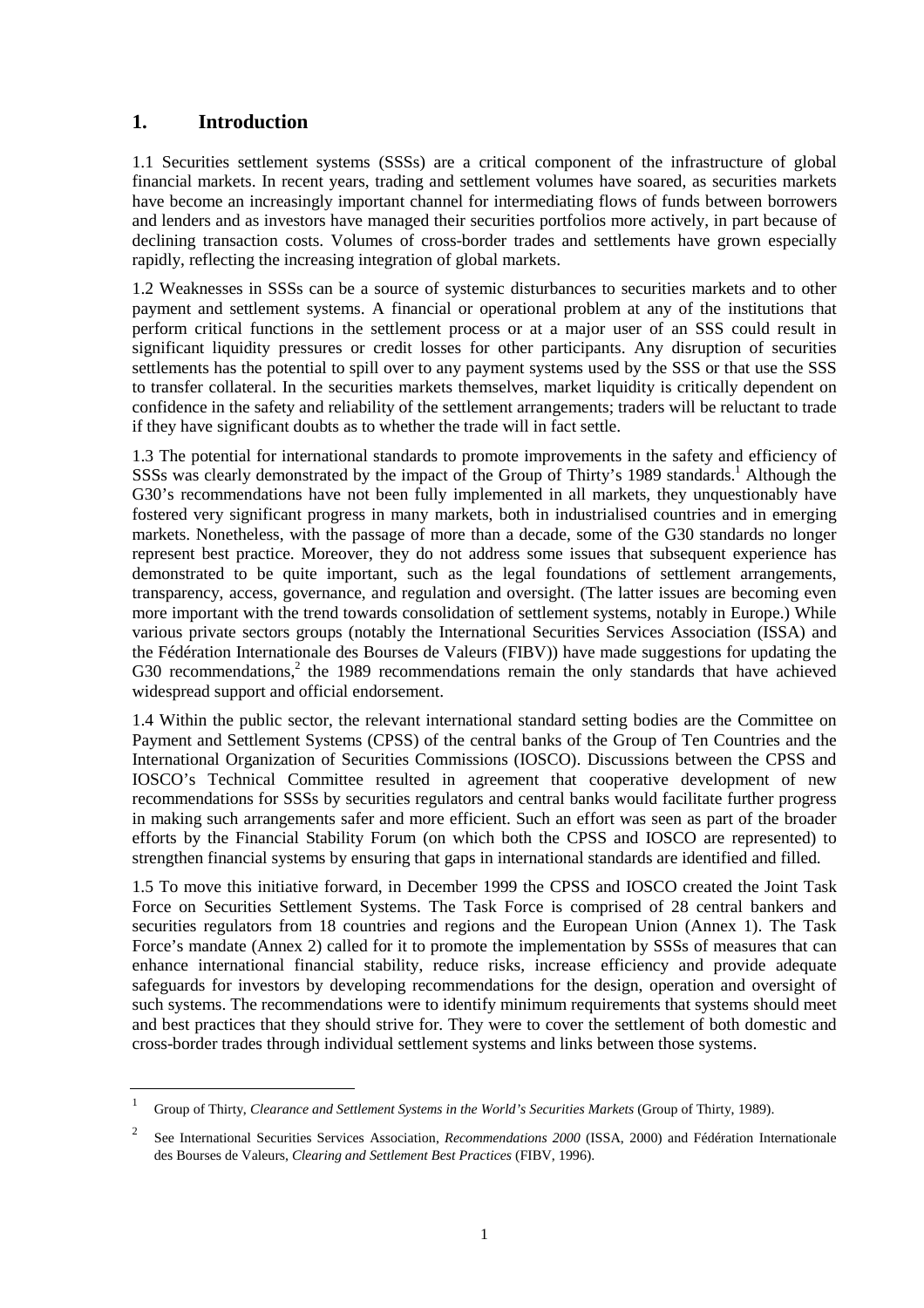# 1. Introduction

1.1 Securities settlement systems (SSSs) are a critical component of the infrastructure of global financial markets. In recent years, trading and settlement volumes have soared, as securities markets have become an increasingly important channel for intermediating flows of funds between borrowers and lenders and as investors have managed their securities portfolios more actively, in part because of declining transaction costs. Volumes of cross-border trades and settlements have grown especially rapidly, reflecting the increasing integration of global markets.

1.2 Weaknesses in SSSs can be a source of systemic disturbances to securities markets and to other payment and settlement systems. A financial or operational problem at any of the institutions that perform critical functions in the settlement process or at a major user of an SSS could result in significant liquidity pressures or credit losses for other participants. Any disruption of securities settlements has the potential to spill over to any payment systems used by the SSS or that use the SSS to transfer collateral. In the securities markets themselves, market liquidity is critically dependent on confidence in the safety and reliability of the settlement arrangements; traders will be reluctant to trade if they have significant doubts as to whether the trade will in fact settle.

1.3 The potential for international standards to promote improvements in the safety and efficiency of SSSs was clearly demonstrated by the impact of the Group of Thirty's 1989 standards.[1] Although the G30's recommendations have not been fully implemented in all markets, they unquestionably have fostered very significant progress in many markets, both in industrialised countries and in emerging markets. Nonetheless, with the passage of more than a decade, some of the G30 standards no longer represent best practice. Moreover, they do not address some issues that subsequent experience has demonstrated to be quite important, such as the legal foundations of settlement arrangements, transparency, access, governance, and regulation and oversight. (The latter issues are becoming even more important with the trend towards consolidation of settlement systems, notably in Europe.) While various private sectors groups (notably the International Securities Services Association (ISSA) and the Fédération Internationale des Bourses de Valeurs (FIBV)) have made suggestions for updating the G30 recommendations,[2] the 1989 recommendations remain the only standards that have achieved widespread support and official endorsement.

1.4 Within the public sector, the relevant international standard setting bodies are the Committee on Payment and Settlement Systems (CPSS) of the central banks of the Group of Ten Countries and the International Organization of Securities Commissions (IOSCO). Discussions between the CPSS and IOSCO's Technical Committee resulted in agreement that cooperative development of new recommendations for SSSs by securities regulators and central banks would facilitate further progress in making such arrangements safer and more efficient. Such an effort was seen as part of the broader efforts by the Financial Stability Forum (on which both the CPSS and IOSCO are represented) to strengthen financial systems by ensuring that gaps in international standards are identified and filled.

1.5 To move this initiative forward, in December 1999 the CPSS and IOSCO created the Joint Task Force on Securities Settlement Systems. The Task Force is comprised of 28 central bankers and securities regulators from 18 countries and regions and the European Union (Annex 1). The Task Force's mandate (Annex 2) called for it to promote the implementation by SSSs of measures that can enhance international financial stability, reduce risks, increase efficiency and provide adequate safeguards for investors by developing recommendations for the design, operation and oversight of such systems. The recommendations were to identify minimum requirements that systems should meet and best practices that they should strive for. They were to cover the settlement of both domestic and cross-border trades through individual settlement systems and links between those systems.

---

[1] Group of Thirty, *Clearance and Settlement Systems in the World's Securities Markets* (Group of Thirty, 1989).

[2] See International Securities Services Association, *Recommendations 2000* (ISSA, 2000) and Fédération Internationale des Bourses de Valeurs, *Clearing and Settlement Best Practices* (FIBV, 1996).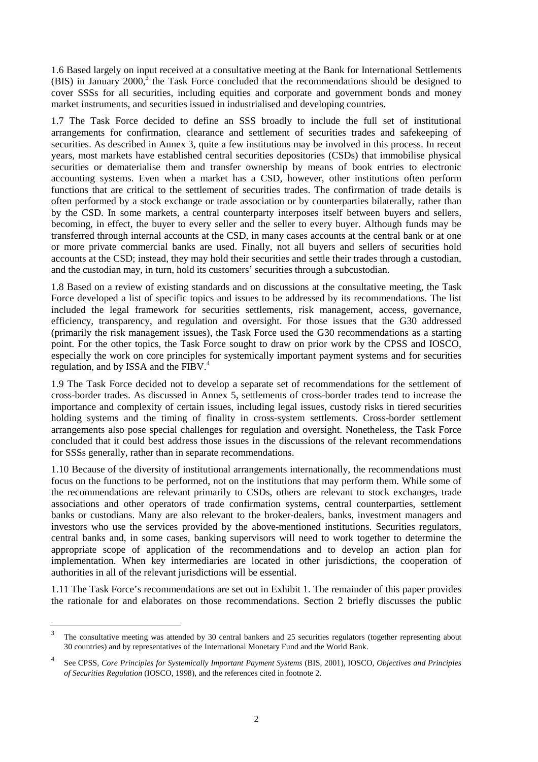1.6 Based largely on input received at a consultative meeting at the Bank for International Settlements (BIS) in January 2000,[3] the Task Force concluded that the recommendations should be designed to cover SSSs for all securities, including equities and corporate and government bonds and money market instruments, and securities issued in industrialised and developing countries.

1.7 The Task Force decided to define an SSS broadly to include the full set of institutional arrangements for confirmation, clearance and settlement of securities trades and safekeeping of securities. As described in Annex 3, quite a few institutions may be involved in this process. In recent years, most markets have established central securities depositories (CSDs) that immobilise physical securities or dematerialise them and transfer ownership by means of book entries to electronic accounting systems. Even when a market has a CSD, however, other institutions often perform functions that are critical to the settlement of securities trades. The confirmation of trade details is often performed by a stock exchange or trade association or by counterparties bilaterally, rather than by the CSD. In some markets, a central counterparty interposes itself between buyers and sellers, becoming, in effect, the buyer to every seller and the seller to every buyer. Although funds may be transferred through internal accounts at the CSD, in many cases accounts at the central bank or at one or more private commercial banks are used. Finally, not all buyers and sellers of securities hold accounts at the CSD; instead, they may hold their securities and settle their trades through a custodian, and the custodian may, in turn, hold its customers' securities through a subcustodian.

1.8 Based on a review of existing standards and on discussions at the consultative meeting, the Task Force developed a list of specific topics and issues to be addressed by its recommendations. The list included the legal framework for securities settlements, risk management, access, governance, efficiency, transparency, and regulation and oversight. For those issues that the G30 addressed (primarily the risk management issues), the Task Force used the G30 recommendations as a starting point. For the other topics, the Task Force sought to draw on prior work by the CPSS and IOSCO, especially the work on core principles for systemically important payment systems and for securities regulation, and by ISSA and the FIBV.[4]

1.9 The Task Force decided not to develop a separate set of recommendations for the settlement of cross-border trades. As discussed in Annex 5, settlements of cross-border trades tend to increase the importance and complexity of certain issues, including legal issues, custody risks in tiered securities holding systems and the timing of finality in cross-system settlements. Cross-border settlement arrangements also pose special challenges for regulation and oversight. Nonetheless, the Task Force concluded that it could best address those issues in the discussions of the relevant recommendations for SSSs generally, rather than in separate recommendations.

1.10 Because of the diversity of institutional arrangements internationally, the recommendations must focus on the functions to be performed, not on the institutions that may perform them. While some of the recommendations are relevant primarily to CSDs, others are relevant to stock exchanges, trade associations and other operators of trade confirmation systems, central counterparties, settlement banks or custodians. Many are also relevant to the broker-dealers, banks, investment managers and investors who use the services provided by the above-mentioned institutions. Securities regulators, central banks and, in some cases, banking supervisors will need to work together to determine the appropriate scope of application of the recommendations and to develop an action plan for implementation. When key intermediaries are located in other jurisdictions, the cooperation of authorities in all of the relevant jurisdictions will be essential.

1.11 The Task Force's recommendations are set out in Exhibit 1. The remainder of this paper provides the rationale for and elaborates on those recommendations. Section 2 briefly discusses the public

[3] The consultative meeting was attended by 30 central bankers and 25 securities regulators (together representing about 30 countries) and by representatives of the International Monetary Fund and the World Bank.

[4] See CPSS, *Core Principles for Systemically Important Payment Systems* (BIS, 2001), IOSCO, *Objectives and Principles of Securities Regulation* (IOSCO, 1998), and the references cited in footnote 2.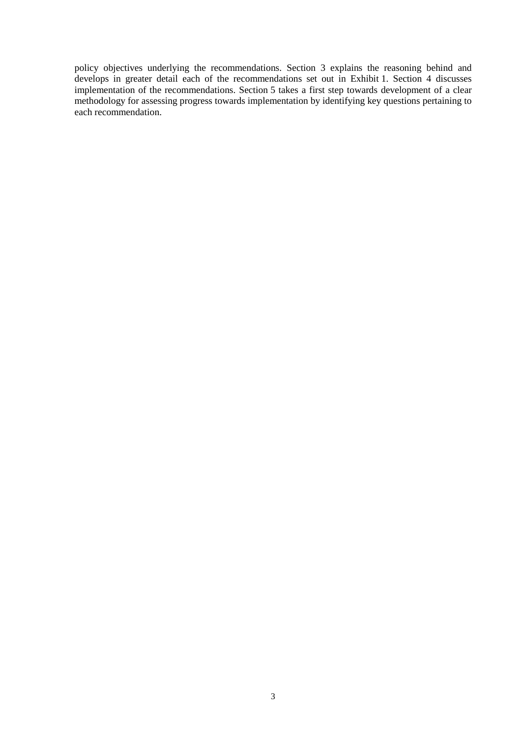policy objectives underlying the recommendations. Section 3 explains the reasoning behind and develops in greater detail each of the recommendations set out in Exhibit 1. Section 4 discusses implementation of the recommendations. Section 5 takes a first step towards development of a clear methodology for assessing progress towards implementation by identifying key questions pertaining to each recommendation.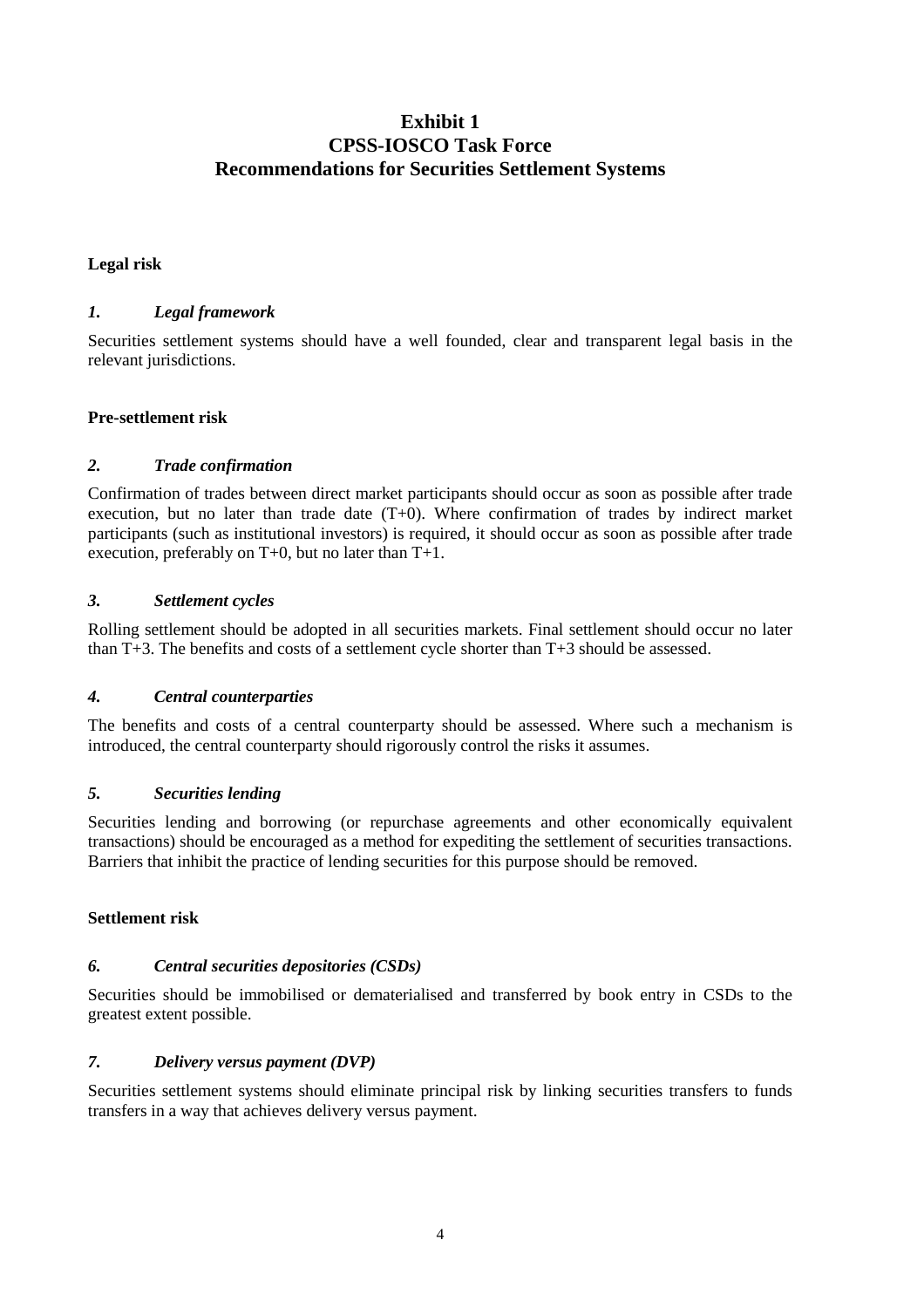# Exhibit 1
# CPSS-IOSCO Task Force
# Recommendations for Securities Settlement Systems

**Legal risk**

### *1. Legal framework*

Securities settlement systems should have a well founded, clear and transparent legal basis in the relevant jurisdictions.

**Pre-settlement risk**

### *2. Trade confirmation*

Confirmation of trades between direct market participants should occur as soon as possible after trade execution, but no later than trade date (T+0). Where confirmation of trades by indirect market participants (such as institutional investors) is required, it should occur as soon as possible after trade execution, preferably on T+0, but no later than T+1.

### *3. Settlement cycles*

Rolling settlement should be adopted in all securities markets. Final settlement should occur no later than T+3. The benefits and costs of a settlement cycle shorter than T+3 should be assessed.

### *4. Central counterparties*

The benefits and costs of a central counterparty should be assessed. Where such a mechanism is introduced, the central counterparty should rigorously control the risks it assumes.

### *5. Securities lending*

Securities lending and borrowing (or repurchase agreements and other economically equivalent transactions) should be encouraged as a method for expediting the settlement of securities transactions. Barriers that inhibit the practice of lending securities for this purpose should be removed.

**Settlement risk**

### *6. Central securities depositories (CSDs)*

Securities should be immobilised or dematerialised and transferred by book entry in CSDs to the greatest extent possible.

### *7. Delivery versus payment (DVP)*

Securities settlement systems should eliminate principal risk by linking securities transfers to funds transfers in a way that achieves delivery versus payment.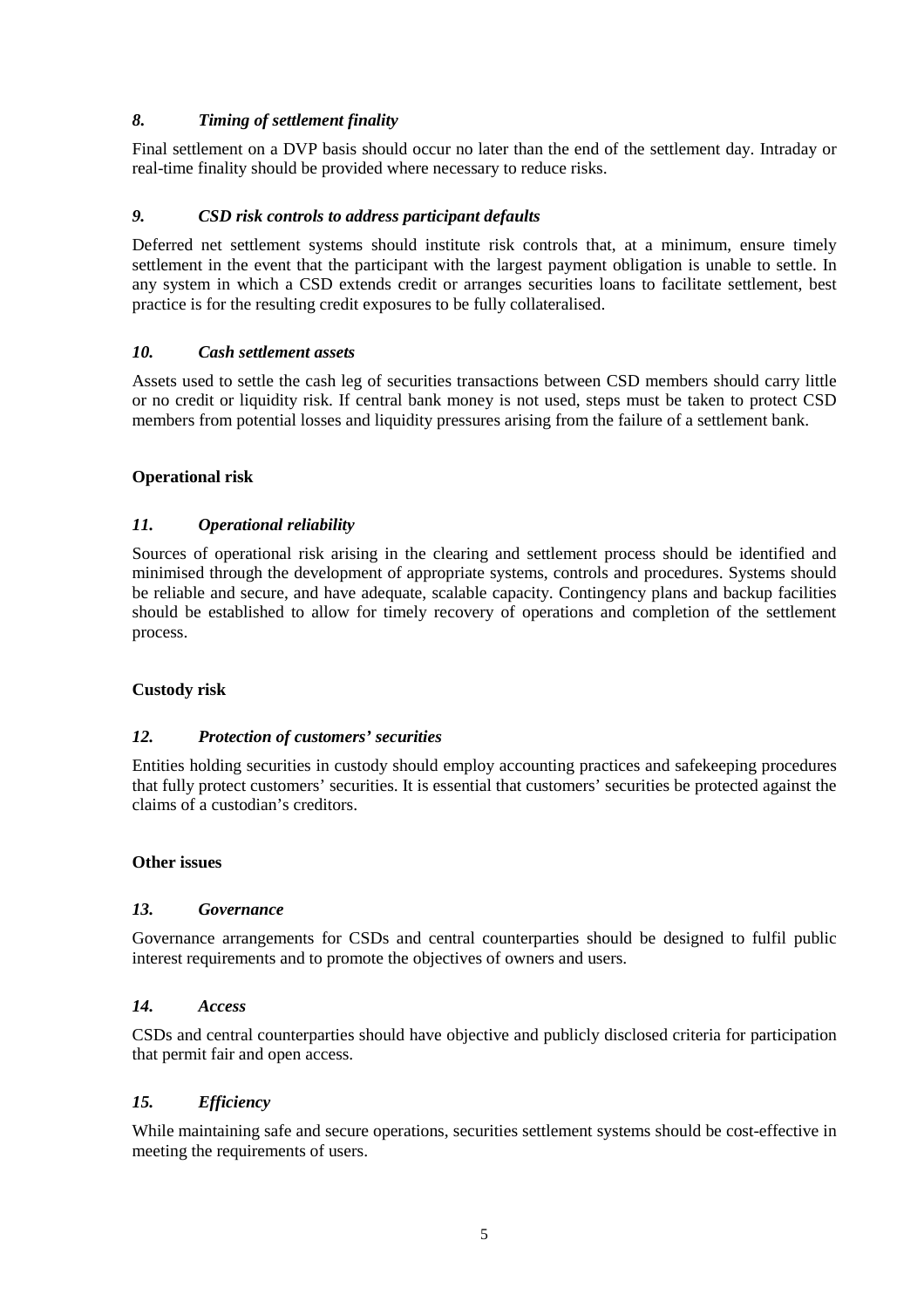### *8. Timing of settlement finality*

Final settlement on a DVP basis should occur no later than the end of the settlement day. Intraday or real-time finality should be provided where necessary to reduce risks.

### *9. CSD risk controls to address participant defaults*

Deferred net settlement systems should institute risk controls that, at a minimum, ensure timely settlement in the event that the participant with the largest payment obligation is unable to settle. In any system in which a CSD extends credit or arranges securities loans to facilitate settlement, best practice is for the resulting credit exposures to be fully collateralised.

### *10. Cash settlement assets*

Assets used to settle the cash leg of securities transactions between CSD members should carry little or no credit or liquidity risk. If central bank money is not used, steps must be taken to protect CSD members from potential losses and liquidity pressures arising from the failure of a settlement bank.

## **Operational risk**

### *11. Operational reliability*

Sources of operational risk arising in the clearing and settlement process should be identified and minimised through the development of appropriate systems, controls and procedures. Systems should be reliable and secure, and have adequate, scalable capacity. Contingency plans and backup facilities should be established to allow for timely recovery of operations and completion of the settlement process.

## **Custody risk**

### *12. Protection of customers' securities*

Entities holding securities in custody should employ accounting practices and safekeeping procedures that fully protect customers' securities. It is essential that customers' securities be protected against the claims of a custodian's creditors.

## **Other issues**

### *13. Governance*

Governance arrangements for CSDs and central counterparties should be designed to fulfil public interest requirements and to promote the objectives of owners and users.

### *14. Access*

CSDs and central counterparties should have objective and publicly disclosed criteria for participation that permit fair and open access.

### *15. Efficiency*

While maintaining safe and secure operations, securities settlement systems should be cost-effective in meeting the requirements of users.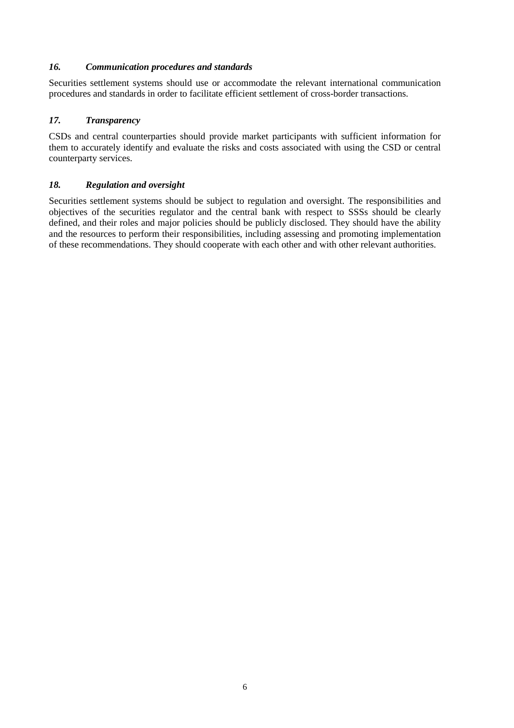### *16. Communication procedures and standards*

Securities settlement systems should use or accommodate the relevant international communication procedures and standards in order to facilitate efficient settlement of cross-border transactions.

### *17. Transparency*

CSDs and central counterparties should provide market participants with sufficient information for them to accurately identify and evaluate the risks and costs associated with using the CSD or central counterparty services.

### *18. Regulation and oversight*

Securities settlement systems should be subject to regulation and oversight. The responsibilities and objectives of the securities regulator and the central bank with respect to SSSs should be clearly defined, and their roles and major policies should be publicly disclosed. They should have the ability and the resources to perform their responsibilities, including assessing and promoting implementation of these recommendations. They should cooperate with each other and with other relevant authorities.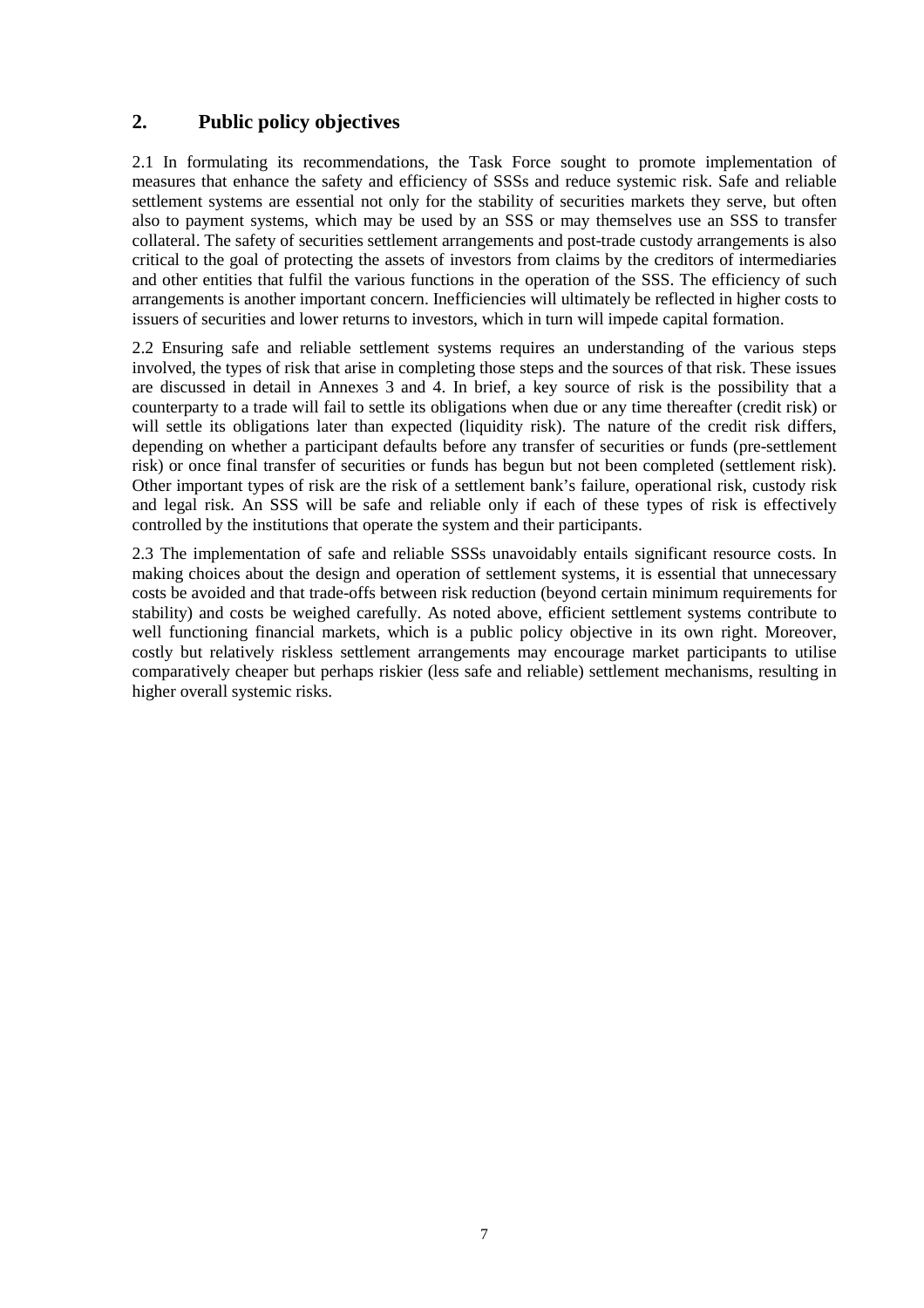## 2. Public policy objectives

2.1 In formulating its recommendations, the Task Force sought to promote implementation of measures that enhance the safety and efficiency of SSSs and reduce systemic risk. Safe and reliable settlement systems are essential not only for the stability of securities markets they serve, but often also to payment systems, which may be used by an SSS or may themselves use an SSS to transfer collateral. The safety of securities settlement arrangements and post-trade custody arrangements is also critical to the goal of protecting the assets of investors from claims by the creditors of intermediaries and other entities that fulfil the various functions in the operation of the SSS. The efficiency of such arrangements is another important concern. Inefficiencies will ultimately be reflected in higher costs to issuers of securities and lower returns to investors, which in turn will impede capital formation.

2.2 Ensuring safe and reliable settlement systems requires an understanding of the various steps involved, the types of risk that arise in completing those steps and the sources of that risk. These issues are discussed in detail in Annexes 3 and 4. In brief, a key source of risk is the possibility that a counterparty to a trade will fail to settle its obligations when due or any time thereafter (credit risk) or will settle its obligations later than expected (liquidity risk). The nature of the credit risk differs, depending on whether a participant defaults before any transfer of securities or funds (pre-settlement risk) or once final transfer of securities or funds has begun but not been completed (settlement risk). Other important types of risk are the risk of a settlement bank's failure, operational risk, custody risk and legal risk. An SSS will be safe and reliable only if each of these types of risk is effectively controlled by the institutions that operate the system and their participants.

2.3 The implementation of safe and reliable SSSs unavoidably entails significant resource costs. In making choices about the design and operation of settlement systems, it is essential that unnecessary costs be avoided and that trade-offs between risk reduction (beyond certain minimum requirements for stability) and costs be weighed carefully. As noted above, efficient settlement systems contribute to well functioning financial markets, which is a public policy objective in its own right. Moreover, costly but relatively riskless settlement arrangements may encourage market participants to utilise comparatively cheaper but perhaps riskier (less safe and reliable) settlement mechanisms, resulting in higher overall systemic risks.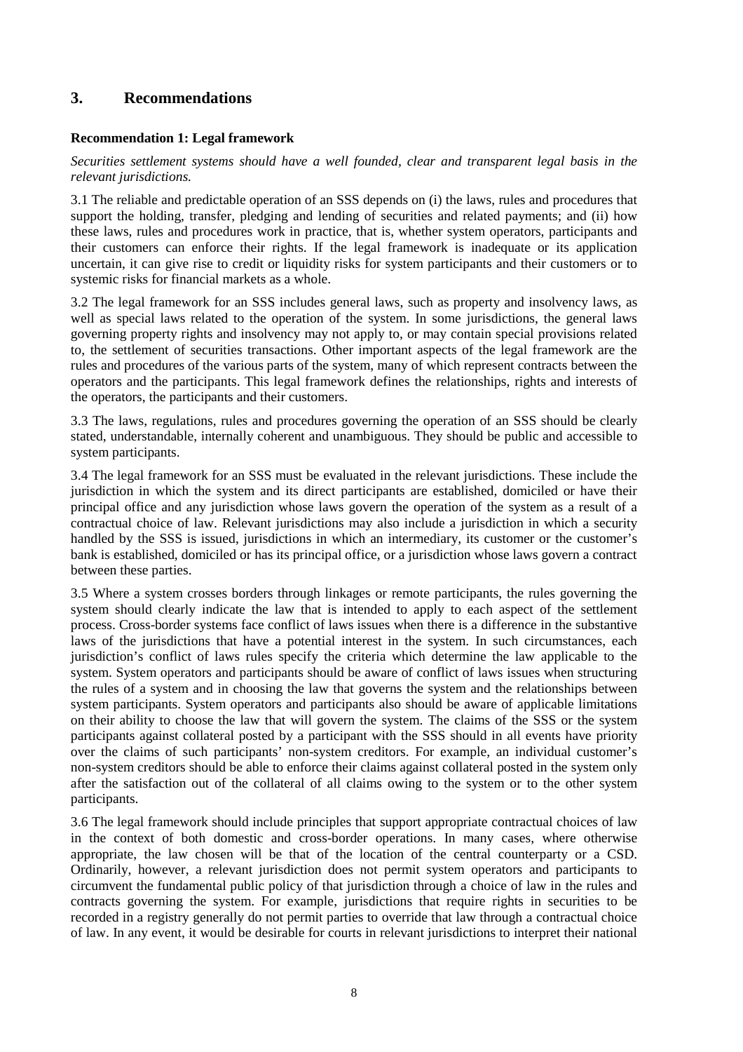## 3. Recommendations

### Recommendation 1: Legal framework

*Securities settlement systems should have a well founded, clear and transparent legal basis in the relevant jurisdictions.*

3.1 The reliable and predictable operation of an SSS depends on (i) the laws, rules and procedures that support the holding, transfer, pledging and lending of securities and related payments; and (ii) how these laws, rules and procedures work in practice, that is, whether system operators, participants and their customers can enforce their rights. If the legal framework is inadequate or its application uncertain, it can give rise to credit or liquidity risks for system participants and their customers or to systemic risks for financial markets as a whole.

3.2 The legal framework for an SSS includes general laws, such as property and insolvency laws, as well as special laws related to the operation of the system. In some jurisdictions, the general laws governing property rights and insolvency may not apply to, or may contain special provisions related to, the settlement of securities transactions. Other important aspects of the legal framework are the rules and procedures of the various parts of the system, many of which represent contracts between the operators and the participants. This legal framework defines the relationships, rights and interests of the operators, the participants and their customers.

3.3 The laws, regulations, rules and procedures governing the operation of an SSS should be clearly stated, understandable, internally coherent and unambiguous. They should be public and accessible to system participants.

3.4 The legal framework for an SSS must be evaluated in the relevant jurisdictions. These include the jurisdiction in which the system and its direct participants are established, domiciled or have their principal office and any jurisdiction whose laws govern the operation of the system as a result of a contractual choice of law. Relevant jurisdictions may also include a jurisdiction in which a security handled by the SSS is issued, jurisdictions in which an intermediary, its customer or the customer's bank is established, domiciled or has its principal office, or a jurisdiction whose laws govern a contract between these parties.

3.5 Where a system crosses borders through linkages or remote participants, the rules governing the system should clearly indicate the law that is intended to apply to each aspect of the settlement process. Cross-border systems face conflict of laws issues when there is a difference in the substantive laws of the jurisdictions that have a potential interest in the system. In such circumstances, each jurisdiction's conflict of laws rules specify the criteria which determine the law applicable to the system. System operators and participants should be aware of conflict of laws issues when structuring the rules of a system and in choosing the law that governs the system and the relationships between system participants. System operators and participants also should be aware of applicable limitations on their ability to choose the law that will govern the system. The claims of the SSS or the system participants against collateral posted by a participant with the SSS should in all events have priority over the claims of such participants' non-system creditors. For example, an individual customer's non-system creditors should be able to enforce their claims against collateral posted in the system only after the satisfaction out of the collateral of all claims owing to the system or to the other system participants.

3.6 The legal framework should include principles that support appropriate contractual choices of law in the context of both domestic and cross-border operations. In many cases, where otherwise appropriate, the law chosen will be that of the location of the central counterparty or a CSD. Ordinarily, however, a relevant jurisdiction does not permit system operators and participants to circumvent the fundamental public policy of that jurisdiction through a choice of law in the rules and contracts governing the system. For example, jurisdictions that require rights in securities to be recorded in a registry generally do not permit parties to override that law through a contractual choice of law. In any event, it would be desirable for courts in relevant jurisdictions to interpret their national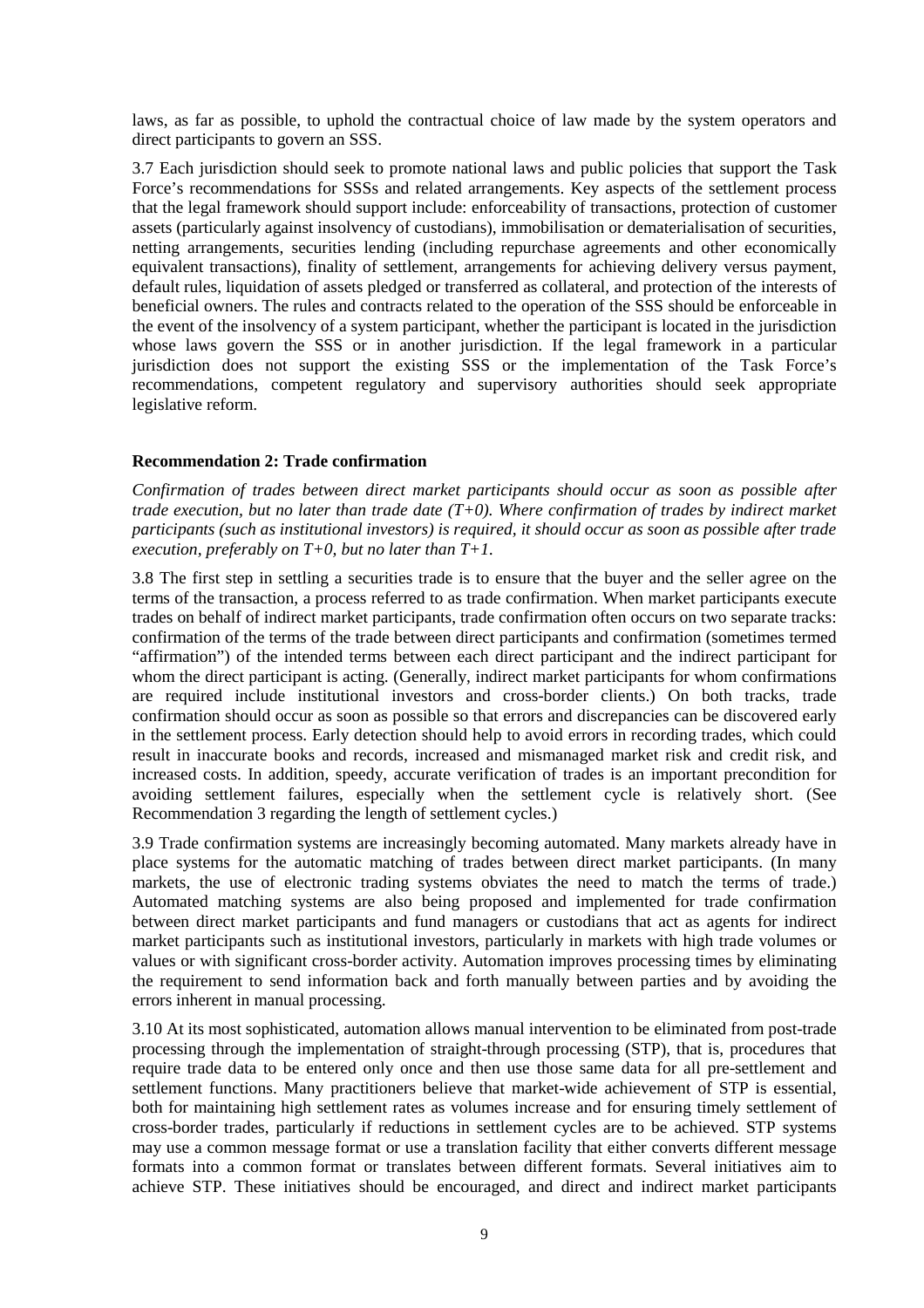laws, as far as possible, to uphold the contractual choice of law made by the system operators and direct participants to govern an SSS.

3.7 Each jurisdiction should seek to promote national laws and public policies that support the Task Force's recommendations for SSSs and related arrangements. Key aspects of the settlement process that the legal framework should support include: enforceability of transactions, protection of customer assets (particularly against insolvency of custodians), immobilisation or dematerialisation of securities, netting arrangements, securities lending (including repurchase agreements and other economically equivalent transactions), finality of settlement, arrangements for achieving delivery versus payment, default rules, liquidation of assets pledged or transferred as collateral, and protection of the interests of beneficial owners. The rules and contracts related to the operation of the SSS should be enforceable in the event of the insolvency of a system participant, whether the participant is located in the jurisdiction whose laws govern the SSS or in another jurisdiction. If the legal framework in a particular jurisdiction does not support the existing SSS or the implementation of the Task Force's recommendations, competent regulatory and supervisory authorities should seek appropriate legislative reform.

**Recommendation 2: Trade confirmation**

*Confirmation of trades between direct market participants should occur as soon as possible after trade execution, but no later than trade date (T+0). Where confirmation of trades by indirect market participants (such as institutional investors) is required, it should occur as soon as possible after trade execution, preferably on T+0, but no later than T+1.*

3.8 The first step in settling a securities trade is to ensure that the buyer and the seller agree on the terms of the transaction, a process referred to as trade confirmation. When market participants execute trades on behalf of indirect market participants, trade confirmation often occurs on two separate tracks: confirmation of the terms of the trade between direct participants and confirmation (sometimes termed "affirmation") of the intended terms between each direct participant and the indirect participant for whom the direct participant is acting. (Generally, indirect market participants for whom confirmations are required include institutional investors and cross-border clients.) On both tracks, trade confirmation should occur as soon as possible so that errors and discrepancies can be discovered early in the settlement process. Early detection should help to avoid errors in recording trades, which could result in inaccurate books and records, increased and mismanaged market risk and credit risk, and increased costs. In addition, speedy, accurate verification of trades is an important precondition for avoiding settlement failures, especially when the settlement cycle is relatively short. (See Recommendation 3 regarding the length of settlement cycles.)

3.9 Trade confirmation systems are increasingly becoming automated. Many markets already have in place systems for the automatic matching of trades between direct market participants. (In many markets, the use of electronic trading systems obviates the need to match the terms of trade.) Automated matching systems are also being proposed and implemented for trade confirmation between direct market participants and fund managers or custodians that act as agents for indirect market participants such as institutional investors, particularly in markets with high trade volumes or values or with significant cross-border activity. Automation improves processing times by eliminating the requirement to send information back and forth manually between parties and by avoiding the errors inherent in manual processing.

3.10 At its most sophisticated, automation allows manual intervention to be eliminated from post-trade processing through the implementation of straight-through processing (STP), that is, procedures that require trade data to be entered only once and then use those same data for all pre-settlement and settlement functions. Many practitioners believe that market-wide achievement of STP is essential, both for maintaining high settlement rates as volumes increase and for ensuring timely settlement of cross-border trades, particularly if reductions in settlement cycles are to be achieved. STP systems may use a common message format or use a translation facility that either converts different message formats into a common format or translates between different formats. Several initiatives aim to achieve STP. These initiatives should be encouraged, and direct and indirect market participants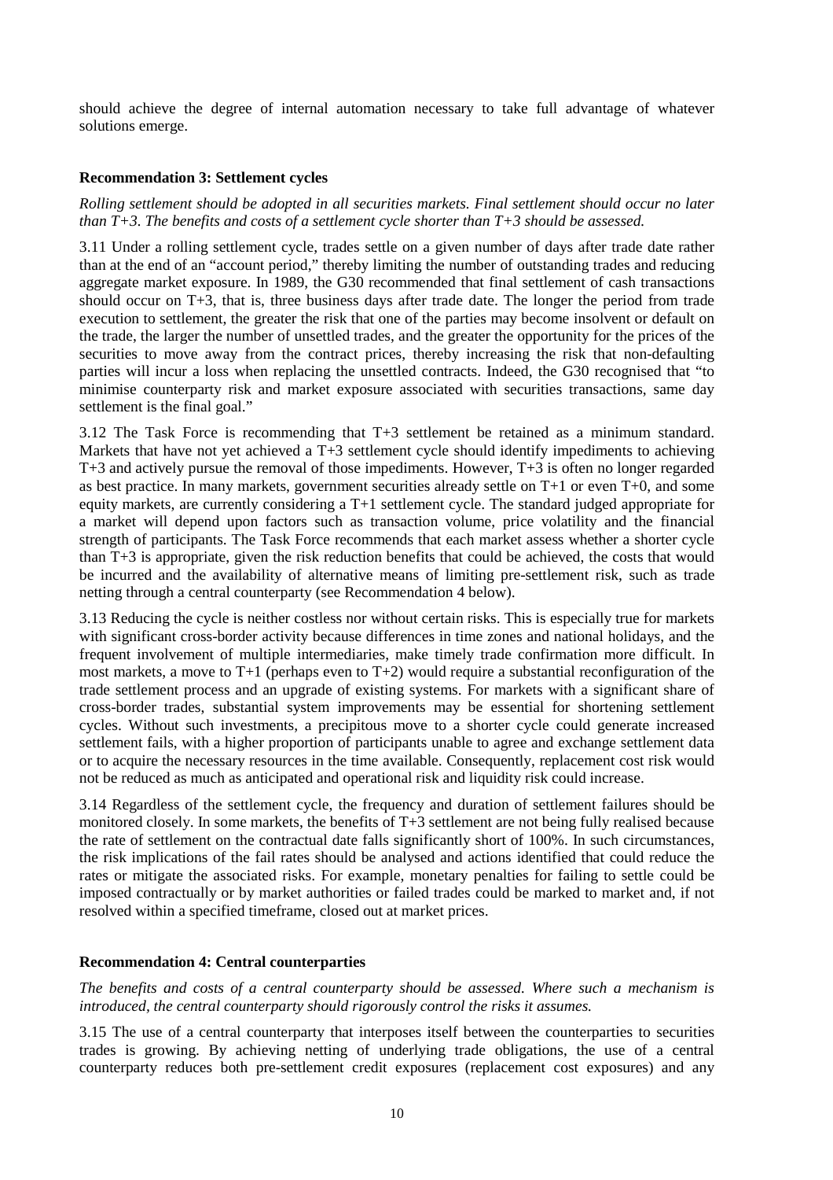should achieve the degree of internal automation necessary to take full advantage of whatever solutions emerge.

**Recommendation 3: Settlement cycles**

*Rolling settlement should be adopted in all securities markets. Final settlement should occur no later than T+3. The benefits and costs of a settlement cycle shorter than T+3 should be assessed.*

3.11 Under a rolling settlement cycle, trades settle on a given number of days after trade date rather than at the end of an "account period," thereby limiting the number of outstanding trades and reducing aggregate market exposure. In 1989, the G30 recommended that final settlement of cash transactions should occur on T+3, that is, three business days after trade date. The longer the period from trade execution to settlement, the greater the risk that one of the parties may become insolvent or default on the trade, the larger the number of unsettled trades, and the greater the opportunity for the prices of the securities to move away from the contract prices, thereby increasing the risk that non-defaulting parties will incur a loss when replacing the unsettled contracts. Indeed, the G30 recognised that "to minimise counterparty risk and market exposure associated with securities transactions, same day settlement is the final goal."

3.12 The Task Force is recommending that T+3 settlement be retained as a minimum standard. Markets that have not yet achieved a T+3 settlement cycle should identify impediments to achieving T+3 and actively pursue the removal of those impediments. However, T+3 is often no longer regarded as best practice. In many markets, government securities already settle on T+1 or even T+0, and some equity markets, are currently considering a T+1 settlement cycle. The standard judged appropriate for a market will depend upon factors such as transaction volume, price volatility and the financial strength of participants. The Task Force recommends that each market assess whether a shorter cycle than T+3 is appropriate, given the risk reduction benefits that could be achieved, the costs that would be incurred and the availability of alternative means of limiting pre-settlement risk, such as trade netting through a central counterparty (see Recommendation 4 below).

3.13 Reducing the cycle is neither costless nor without certain risks. This is especially true for markets with significant cross-border activity because differences in time zones and national holidays, and the frequent involvement of multiple intermediaries, make timely trade confirmation more difficult. In most markets, a move to T+1 (perhaps even to T+2) would require a substantial reconfiguration of the trade settlement process and an upgrade of existing systems. For markets with a significant share of cross-border trades, substantial system improvements may be essential for shortening settlement cycles. Without such investments, a precipitous move to a shorter cycle could generate increased settlement fails, with a higher proportion of participants unable to agree and exchange settlement data or to acquire the necessary resources in the time available. Consequently, replacement cost risk would not be reduced as much as anticipated and operational risk and liquidity risk could increase.

3.14 Regardless of the settlement cycle, the frequency and duration of settlement failures should be monitored closely. In some markets, the benefits of T+3 settlement are not being fully realised because the rate of settlement on the contractual date falls significantly short of 100%. In such circumstances, the risk implications of the fail rates should be analysed and actions identified that could reduce the rates or mitigate the associated risks. For example, monetary penalties for failing to settle could be imposed contractually or by market authorities or failed trades could be marked to market and, if not resolved within a specified timeframe, closed out at market prices.

**Recommendation 4: Central counterparties**

*The benefits and costs of a central counterparty should be assessed. Where such a mechanism is introduced, the central counterparty should rigorously control the risks it assumes.*

3.15 The use of a central counterparty that interposes itself between the counterparties to securities trades is growing. By achieving netting of underlying trade obligations, the use of a central counterparty reduces both pre-settlement credit exposures (replacement cost exposures) and any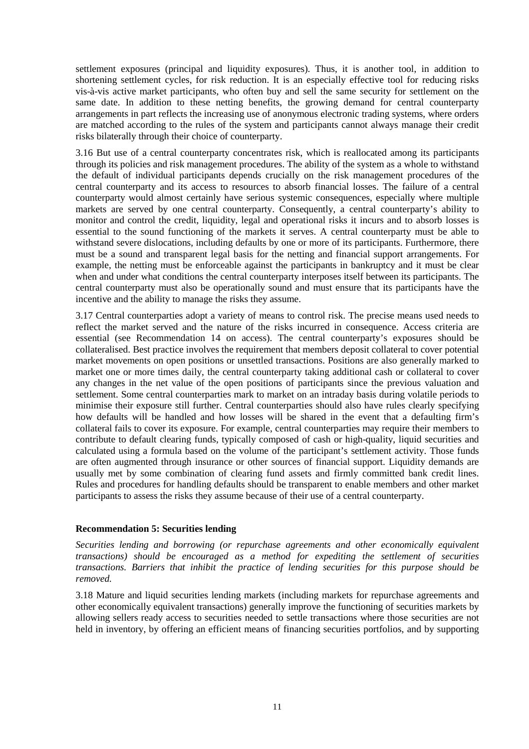settlement exposures (principal and liquidity exposures). Thus, it is another tool, in addition to shortening settlement cycles, for risk reduction. It is an especially effective tool for reducing risks vis-à-vis active market participants, who often buy and sell the same security for settlement on the same date. In addition to these netting benefits, the growing demand for central counterparty arrangements in part reflects the increasing use of anonymous electronic trading systems, where orders are matched according to the rules of the system and participants cannot always manage their credit risks bilaterally through their choice of counterparty.

3.16 But use of a central counterparty concentrates risk, which is reallocated among its participants through its policies and risk management procedures. The ability of the system as a whole to withstand the default of individual participants depends crucially on the risk management procedures of the central counterparty and its access to resources to absorb financial losses. The failure of a central counterparty would almost certainly have serious systemic consequences, especially where multiple markets are served by one central counterparty. Consequently, a central counterparty's ability to monitor and control the credit, liquidity, legal and operational risks it incurs and to absorb losses is essential to the sound functioning of the markets it serves. A central counterparty must be able to withstand severe dislocations, including defaults by one or more of its participants. Furthermore, there must be a sound and transparent legal basis for the netting and financial support arrangements. For example, the netting must be enforceable against the participants in bankruptcy and it must be clear when and under what conditions the central counterparty interposes itself between its participants. The central counterparty must also be operationally sound and must ensure that its participants have the incentive and the ability to manage the risks they assume.

3.17 Central counterparties adopt a variety of means to control risk. The precise means used needs to reflect the market served and the nature of the risks incurred in consequence. Access criteria are essential (see Recommendation 14 on access). The central counterparty's exposures should be collateralised. Best practice involves the requirement that members deposit collateral to cover potential market movements on open positions or unsettled transactions. Positions are also generally marked to market one or more times daily, the central counterparty taking additional cash or collateral to cover any changes in the net value of the open positions of participants since the previous valuation and settlement. Some central counterparties mark to market on an intraday basis during volatile periods to minimise their exposure still further. Central counterparties should also have rules clearly specifying how defaults will be handled and how losses will be shared in the event that a defaulting firm's collateral fails to cover its exposure. For example, central counterparties may require their members to contribute to default clearing funds, typically composed of cash or high-quality, liquid securities and calculated using a formula based on the volume of the participant's settlement activity. Those funds are often augmented through insurance or other sources of financial support. Liquidity demands are usually met by some combination of clearing fund assets and firmly committed bank credit lines. Rules and procedures for handling defaults should be transparent to enable members and other market participants to assess the risks they assume because of their use of a central counterparty.

**Recommendation 5: Securities lending**

*Securities lending and borrowing (or repurchase agreements and other economically equivalent transactions) should be encouraged as a method for expediting the settlement of securities transactions. Barriers that inhibit the practice of lending securities for this purpose should be removed.*

3.18 Mature and liquid securities lending markets (including markets for repurchase agreements and other economically equivalent transactions) generally improve the functioning of securities markets by allowing sellers ready access to securities needed to settle transactions where those securities are not held in inventory, by offering an efficient means of financing securities portfolios, and by supporting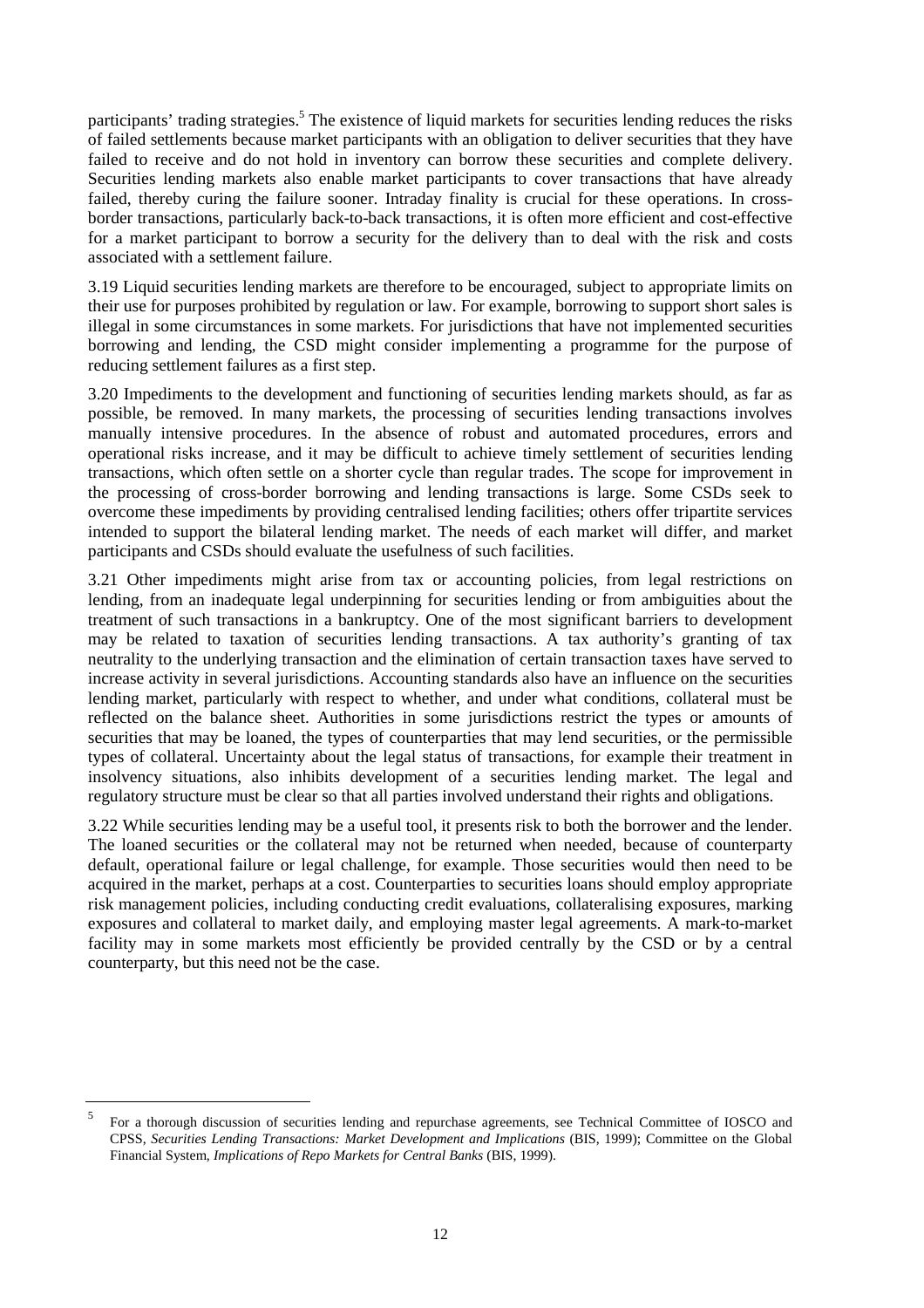participants' trading strategies.[5] The existence of liquid markets for securities lending reduces the risks of failed settlements because market participants with an obligation to deliver securities that they have failed to receive and do not hold in inventory can borrow these securities and complete delivery. Securities lending markets also enable market participants to cover transactions that have already failed, thereby curing the failure sooner. Intraday finality is crucial for these operations. In cross-border transactions, particularly back-to-back transactions, it is often more efficient and cost-effective for a market participant to borrow a security for the delivery than to deal with the risk and costs associated with a settlement failure.

3.19 Liquid securities lending markets are therefore to be encouraged, subject to appropriate limits on their use for purposes prohibited by regulation or law. For example, borrowing to support short sales is illegal in some circumstances in some markets. For jurisdictions that have not implemented securities borrowing and lending, the CSD might consider implementing a programme for the purpose of reducing settlement failures as a first step.

3.20 Impediments to the development and functioning of securities lending markets should, as far as possible, be removed. In many markets, the processing of securities lending transactions involves manually intensive procedures. In the absence of robust and automated procedures, errors and operational risks increase, and it may be difficult to achieve timely settlement of securities lending transactions, which often settle on a shorter cycle than regular trades. The scope for improvement in the processing of cross-border borrowing and lending transactions is large. Some CSDs seek to overcome these impediments by providing centralised lending facilities; others offer tripartite services intended to support the bilateral lending market. The needs of each market will differ, and market participants and CSDs should evaluate the usefulness of such facilities.

3.21 Other impediments might arise from tax or accounting policies, from legal restrictions on lending, from an inadequate legal underpinning for securities lending or from ambiguities about the treatment of such transactions in a bankruptcy. One of the most significant barriers to development may be related to taxation of securities lending transactions. A tax authority's granting of tax neutrality to the underlying transaction and the elimination of certain transaction taxes have served to increase activity in several jurisdictions. Accounting standards also have an influence on the securities lending market, particularly with respect to whether, and under what conditions, collateral must be reflected on the balance sheet. Authorities in some jurisdictions restrict the types or amounts of securities that may be loaned, the types of counterparties that may lend securities, or the permissible types of collateral. Uncertainty about the legal status of transactions, for example their treatment in insolvency situations, also inhibits development of a securities lending market. The legal and regulatory structure must be clear so that all parties involved understand their rights and obligations.

3.22 While securities lending may be a useful tool, it presents risk to both the borrower and the lender. The loaned securities or the collateral may not be returned when needed, because of counterparty default, operational failure or legal challenge, for example. Those securities would then need to be acquired in the market, perhaps at a cost. Counterparties to securities loans should employ appropriate risk management policies, including conducting credit evaluations, collateralising exposures, marking exposures and collateral to market daily, and employing master legal agreements. A mark-to-market facility may in some markets most efficiently be provided centrally by the CSD or by a central counterparty, but this need not be the case.

[5] For a thorough discussion of securities lending and repurchase agreements, see Technical Committee of IOSCO and CPSS, *Securities Lending Transactions: Market Development and Implications* (BIS, 1999); Committee on the Global Financial System, *Implications of Repo Markets for Central Banks* (BIS, 1999).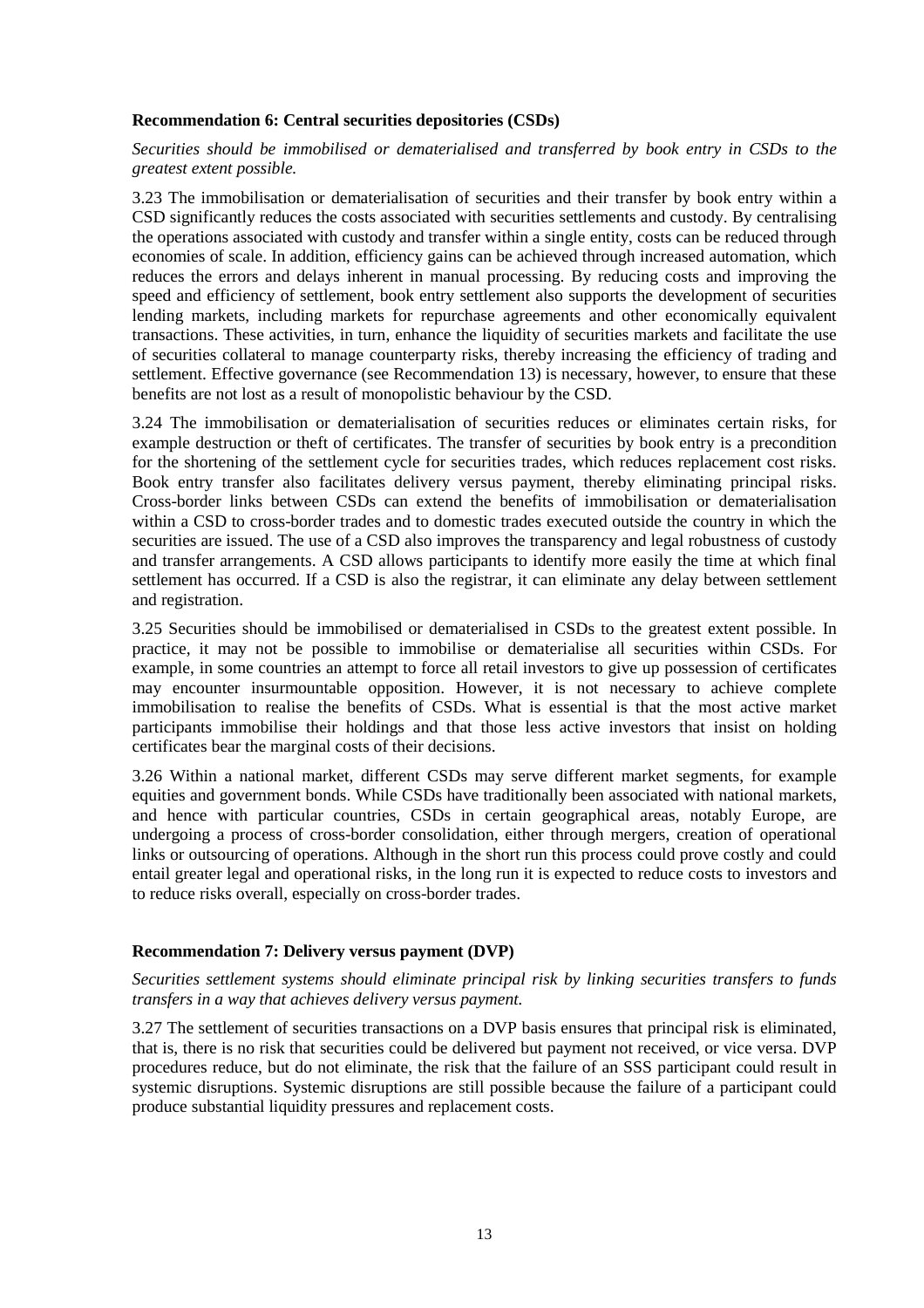**Recommendation 6: Central securities depositories (CSDs)**

*Securities should be immobilised or dematerialised and transferred by book entry in CSDs to the greatest extent possible.*

3.23 The immobilisation or dematerialisation of securities and their transfer by book entry within a CSD significantly reduces the costs associated with securities settlements and custody. By centralising the operations associated with custody and transfer within a single entity, costs can be reduced through economies of scale. In addition, efficiency gains can be achieved through increased automation, which reduces the errors and delays inherent in manual processing. By reducing costs and improving the speed and efficiency of settlement, book entry settlement also supports the development of securities lending markets, including markets for repurchase agreements and other economically equivalent transactions. These activities, in turn, enhance the liquidity of securities markets and facilitate the use of securities collateral to manage counterparty risks, thereby increasing the efficiency of trading and settlement. Effective governance (see Recommendation 13) is necessary, however, to ensure that these benefits are not lost as a result of monopolistic behaviour by the CSD.

3.24 The immobilisation or dematerialisation of securities reduces or eliminates certain risks, for example destruction or theft of certificates. The transfer of securities by book entry is a precondition for the shortening of the settlement cycle for securities trades, which reduces replacement cost risks. Book entry transfer also facilitates delivery versus payment, thereby eliminating principal risks. Cross-border links between CSDs can extend the benefits of immobilisation or dematerialisation within a CSD to cross-border trades and to domestic trades executed outside the country in which the securities are issued. The use of a CSD also improves the transparency and legal robustness of custody and transfer arrangements. A CSD allows participants to identify more easily the time at which final settlement has occurred. If a CSD is also the registrar, it can eliminate any delay between settlement and registration.

3.25 Securities should be immobilised or dematerialised in CSDs to the greatest extent possible. In practice, it may not be possible to immobilise or dematerialise all securities within CSDs. For example, in some countries an attempt to force all retail investors to give up possession of certificates may encounter insurmountable opposition. However, it is not necessary to achieve complete immobilisation to realise the benefits of CSDs. What is essential is that the most active market participants immobilise their holdings and that those less active investors that insist on holding certificates bear the marginal costs of their decisions.

3.26 Within a national market, different CSDs may serve different market segments, for example equities and government bonds. While CSDs have traditionally been associated with national markets, and hence with particular countries, CSDs in certain geographical areas, notably Europe, are undergoing a process of cross-border consolidation, either through mergers, creation of operational links or outsourcing of operations. Although in the short run this process could prove costly and could entail greater legal and operational risks, in the long run it is expected to reduce costs to investors and to reduce risks overall, especially on cross-border trades.

**Recommendation 7: Delivery versus payment (DVP)**

*Securities settlement systems should eliminate principal risk by linking securities transfers to funds transfers in a way that achieves delivery versus payment.*

3.27 The settlement of securities transactions on a DVP basis ensures that principal risk is eliminated, that is, there is no risk that securities could be delivered but payment not received, or vice versa. DVP procedures reduce, but do not eliminate, the risk that the failure of an SSS participant could result in systemic disruptions. Systemic disruptions are still possible because the failure of a participant could produce substantial liquidity pressures and replacement costs.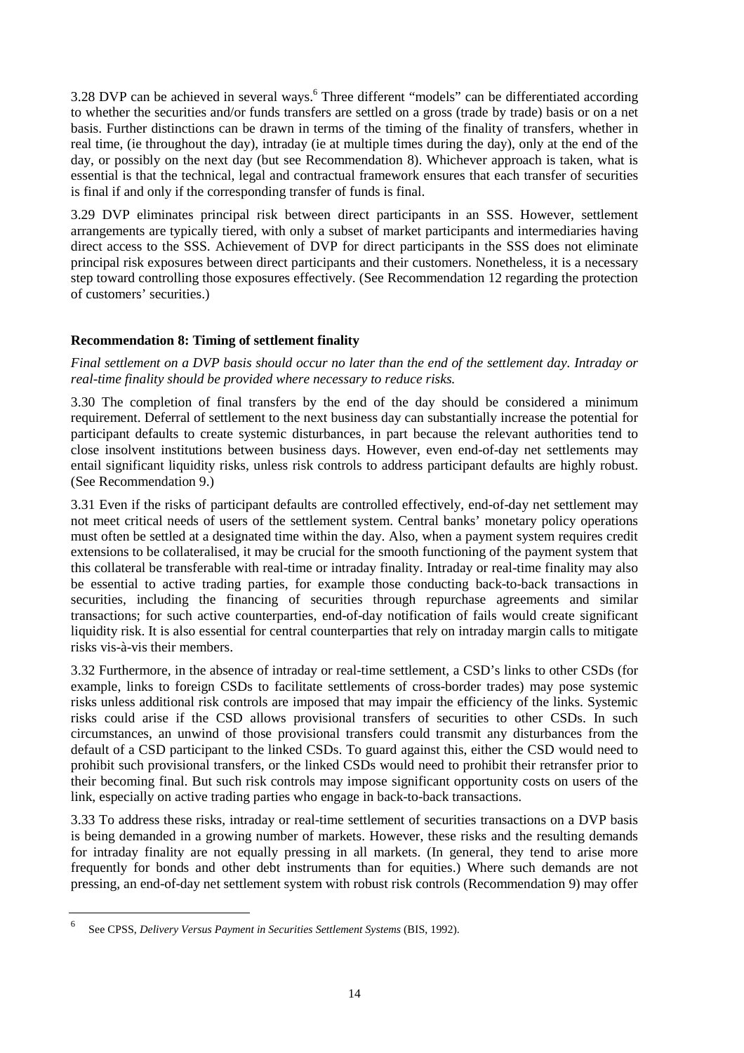3.28 DVP can be achieved in several ways.[6] Three different "models" can be differentiated according to whether the securities and/or funds transfers are settled on a gross (trade by trade) basis or on a net basis. Further distinctions can be drawn in terms of the timing of the finality of transfers, whether in real time, (ie throughout the day), intraday (ie at multiple times during the day), only at the end of the day, or possibly on the next day (but see Recommendation 8). Whichever approach is taken, what is essential is that the technical, legal and contractual framework ensures that each transfer of securities is final if and only if the corresponding transfer of funds is final.

3.29 DVP eliminates principal risk between direct participants in an SSS. However, settlement arrangements are typically tiered, with only a subset of market participants and intermediaries having direct access to the SSS. Achievement of DVP for direct participants in the SSS does not eliminate principal risk exposures between direct participants and their customers. Nonetheless, it is a necessary step toward controlling those exposures effectively. (See Recommendation 12 regarding the protection of customers' securities.)

### Recommendation 8: Timing of settlement finality

*Final settlement on a DVP basis should occur no later than the end of the settlement day. Intraday or real-time finality should be provided where necessary to reduce risks.*

3.30 The completion of final transfers by the end of the day should be considered a minimum requirement. Deferral of settlement to the next business day can substantially increase the potential for participant defaults to create systemic disturbances, in part because the relevant authorities tend to close insolvent institutions between business days. However, even end-of-day net settlements may entail significant liquidity risks, unless risk controls to address participant defaults are highly robust. (See Recommendation 9.)

3.31 Even if the risks of participant defaults are controlled effectively, end-of-day net settlement may not meet critical needs of users of the settlement system. Central banks' monetary policy operations must often be settled at a designated time within the day. Also, when a payment system requires credit extensions to be collateralised, it may be crucial for the smooth functioning of the payment system that this collateral be transferable with real-time or intraday finality. Intraday or real-time finality may also be essential to active trading parties, for example those conducting back-to-back transactions in securities, including the financing of securities through repurchase agreements and similar transactions; for such active counterparties, end-of-day notification of fails would create significant liquidity risk. It is also essential for central counterparties that rely on intraday margin calls to mitigate risks vis-à-vis their members.

3.32 Furthermore, in the absence of intraday or real-time settlement, a CSD's links to other CSDs (for example, links to foreign CSDs to facilitate settlements of cross-border trades) may pose systemic risks unless additional risk controls are imposed that may impair the efficiency of the links. Systemic risks could arise if the CSD allows provisional transfers of securities to other CSDs. In such circumstances, an unwind of those provisional transfers could transmit any disturbances from the default of a CSD participant to the linked CSDs. To guard against this, either the CSD would need to prohibit such provisional transfers, or the linked CSDs would need to prohibit their retransfer prior to their becoming final. But such risk controls may impose significant opportunity costs on users of the link, especially on active trading parties who engage in back-to-back transactions.

3.33 To address these risks, intraday or real-time settlement of securities transactions on a DVP basis is being demanded in a growing number of markets. However, these risks and the resulting demands for intraday finality are not equally pressing in all markets. (In general, they tend to arise more frequently for bonds and other debt instruments than for equities.) Where such demands are not pressing, an end-of-day net settlement system with robust risk controls (Recommendation 9) may offer

[6] See CPSS, *Delivery Versus Payment in Securities Settlement Systems* (BIS, 1992).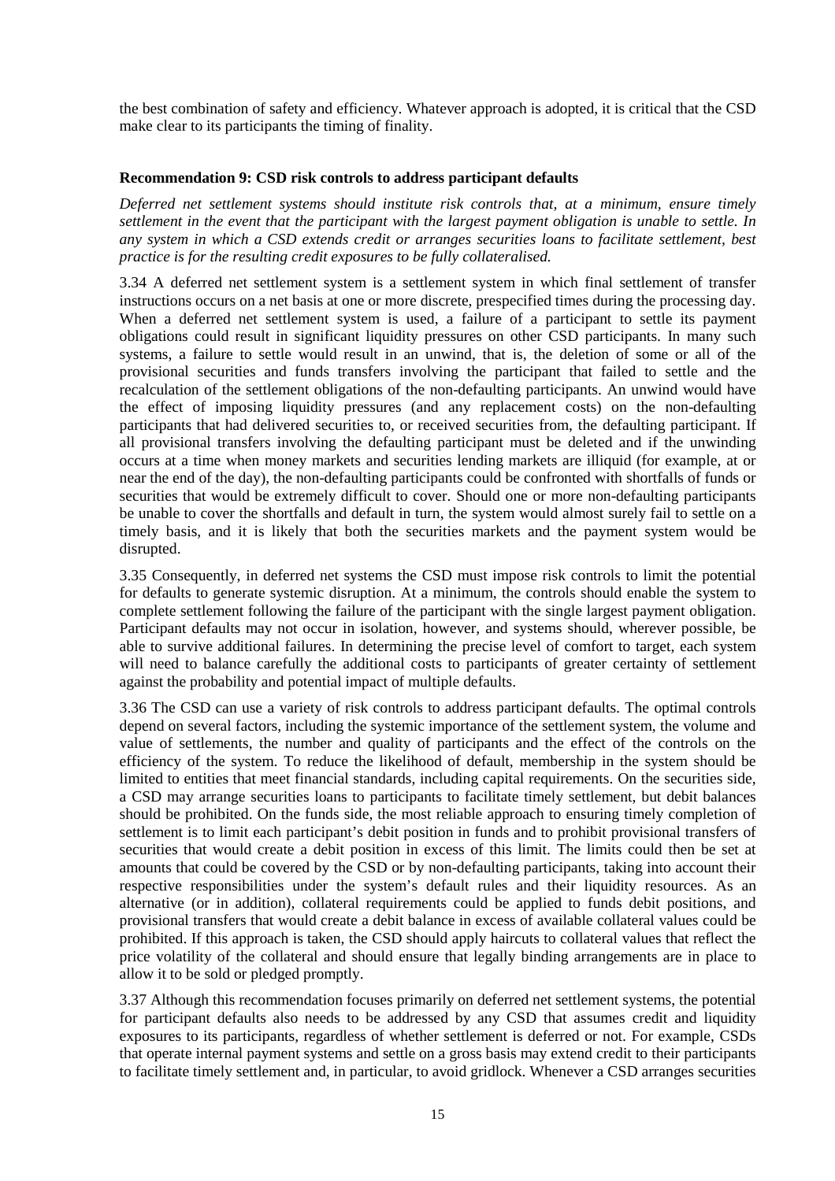the best combination of safety and efficiency. Whatever approach is adopted, it is critical that the CSD make clear to its participants the timing of finality.

### Recommendation 9: CSD risk controls to address participant defaults

*Deferred net settlement systems should institute risk controls that, at a minimum, ensure timely settlement in the event that the participant with the largest payment obligation is unable to settle. In any system in which a CSD extends credit or arranges securities loans to facilitate settlement, best practice is for the resulting credit exposures to be fully collateralised.*

3.34 A deferred net settlement system is a settlement system in which final settlement of transfer instructions occurs on a net basis at one or more discrete, prespecified times during the processing day. When a deferred net settlement system is used, a failure of a participant to settle its payment obligations could result in significant liquidity pressures on other CSD participants. In many such systems, a failure to settle would result in an unwind, that is, the deletion of some or all of the provisional securities and funds transfers involving the participant that failed to settle and the recalculation of the settlement obligations of the non-defaulting participants. An unwind would have the effect of imposing liquidity pressures (and any replacement costs) on the non-defaulting participants that had delivered securities to, or received securities from, the defaulting participant. If all provisional transfers involving the defaulting participant must be deleted and if the unwinding occurs at a time when money markets and securities lending markets are illiquid (for example, at or near the end of the day), the non-defaulting participants could be confronted with shortfalls of funds or securities that would be extremely difficult to cover. Should one or more non-defaulting participants be unable to cover the shortfalls and default in turn, the system would almost surely fail to settle on a timely basis, and it is likely that both the securities markets and the payment system would be disrupted.

3.35 Consequently, in deferred net systems the CSD must impose risk controls to limit the potential for defaults to generate systemic disruption. At a minimum, the controls should enable the system to complete settlement following the failure of the participant with the single largest payment obligation. Participant defaults may not occur in isolation, however, and systems should, wherever possible, be able to survive additional failures. In determining the precise level of comfort to target, each system will need to balance carefully the additional costs to participants of greater certainty of settlement against the probability and potential impact of multiple defaults.

3.36 The CSD can use a variety of risk controls to address participant defaults. The optimal controls depend on several factors, including the systemic importance of the settlement system, the volume and value of settlements, the number and quality of participants and the effect of the controls on the efficiency of the system. To reduce the likelihood of default, membership in the system should be limited to entities that meet financial standards, including capital requirements. On the securities side, a CSD may arrange securities loans to participants to facilitate timely settlement, but debit balances should be prohibited. On the funds side, the most reliable approach to ensuring timely completion of settlement is to limit each participant's debit position in funds and to prohibit provisional transfers of securities that would create a debit position in excess of this limit. The limits could then be set at amounts that could be covered by the CSD or by non-defaulting participants, taking into account their respective responsibilities under the system's default rules and their liquidity resources. As an alternative (or in addition), collateral requirements could be applied to funds debit positions, and provisional transfers that would create a debit balance in excess of available collateral values could be prohibited. If this approach is taken, the CSD should apply haircuts to collateral values that reflect the price volatility of the collateral and should ensure that legally binding arrangements are in place to allow it to be sold or pledged promptly.

3.37 Although this recommendation focuses primarily on deferred net settlement systems, the potential for participant defaults also needs to be addressed by any CSD that assumes credit and liquidity exposures to its participants, regardless of whether settlement is deferred or not. For example, CSDs that operate internal payment systems and settle on a gross basis may extend credit to their participants to facilitate timely settlement and, in particular, to avoid gridlock. Whenever a CSD arranges securities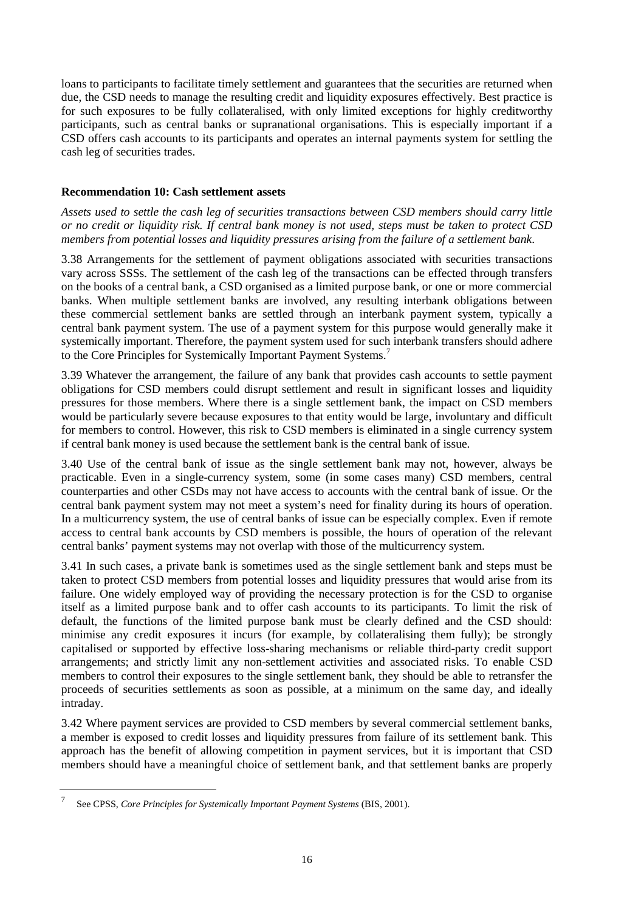loans to participants to facilitate timely settlement and guarantees that the securities are returned when due, the CSD needs to manage the resulting credit and liquidity exposures effectively. Best practice is for such exposures to be fully collateralised, with only limited exceptions for highly creditworthy participants, such as central banks or supranational organisations. This is especially important if a CSD offers cash accounts to its participants and operates an internal payments system for settling the cash leg of securities trades.

**Recommendation 10: Cash settlement assets**

*Assets used to settle the cash leg of securities transactions between CSD members should carry little or no credit or liquidity risk. If central bank money is not used, steps must be taken to protect CSD members from potential losses and liquidity pressures arising from the failure of a settlement bank.*

3.38 Arrangements for the settlement of payment obligations associated with securities transactions vary across SSSs. The settlement of the cash leg of the transactions can be effected through transfers on the books of a central bank, a CSD organised as a limited purpose bank, or one or more commercial banks. When multiple settlement banks are involved, any resulting interbank obligations between these commercial settlement banks are settled through an interbank payment system, typically a central bank payment system. The use of a payment system for this purpose would generally make it systemically important. Therefore, the payment system used for such interbank transfers should adhere to the Core Principles for Systemically Important Payment Systems.[7]

3.39 Whatever the arrangement, the failure of any bank that provides cash accounts to settle payment obligations for CSD members could disrupt settlement and result in significant losses and liquidity pressures for those members. Where there is a single settlement bank, the impact on CSD members would be particularly severe because exposures to that entity would be large, involuntary and difficult for members to control. However, this risk to CSD members is eliminated in a single currency system if central bank money is used because the settlement bank is the central bank of issue.

3.40 Use of the central bank of issue as the single settlement bank may not, however, always be practicable. Even in a single-currency system, some (in some cases many) CSD members, central counterparties and other CSDs may not have access to accounts with the central bank of issue. Or the central bank payment system may not meet a system's need for finality during its hours of operation. In a multicurrency system, the use of central banks of issue can be especially complex. Even if remote access to central bank accounts by CSD members is possible, the hours of operation of the relevant central banks' payment systems may not overlap with those of the multicurrency system.

3.41 In such cases, a private bank is sometimes used as the single settlement bank and steps must be taken to protect CSD members from potential losses and liquidity pressures that would arise from its failure. One widely employed way of providing the necessary protection is for the CSD to organise itself as a limited purpose bank and to offer cash accounts to its participants. To limit the risk of default, the functions of the limited purpose bank must be clearly defined and the CSD should: minimise any credit exposures it incurs (for example, by collateralising them fully); be strongly capitalised or supported by effective loss-sharing mechanisms or reliable third-party credit support arrangements; and strictly limit any non-settlement activities and associated risks. To enable CSD members to control their exposures to the single settlement bank, they should be able to retransfer the proceeds of securities settlements as soon as possible, at a minimum on the same day, and ideally intraday.

3.42 Where payment services are provided to CSD members by several commercial settlement banks, a member is exposed to credit losses and liquidity pressures from failure of its settlement bank. This approach has the benefit of allowing competition in payment services, but it is important that CSD members should have a meaningful choice of settlement bank, and that settlement banks are properly

---

[7] See CPSS, *Core Principles for Systemically Important Payment Systems* (BIS, 2001).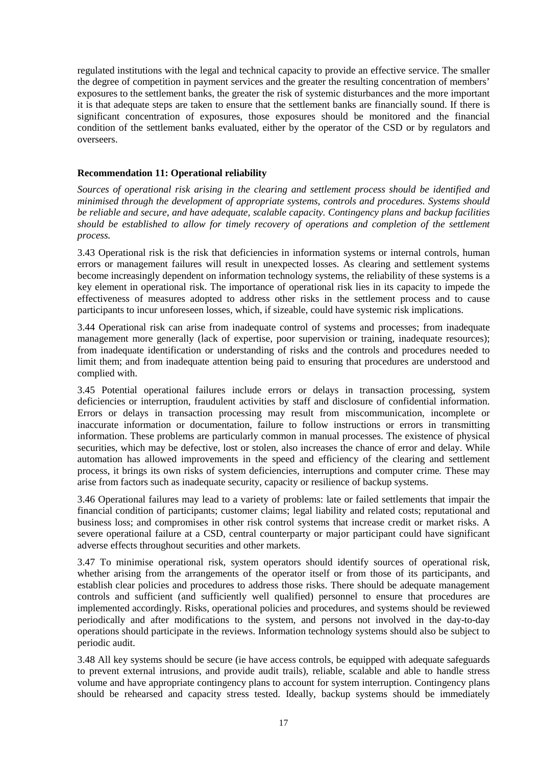regulated institutions with the legal and technical capacity to provide an effective service. The smaller the degree of competition in payment services and the greater the resulting concentration of members' exposures to the settlement banks, the greater the risk of systemic disturbances and the more important it is that adequate steps are taken to ensure that the settlement banks are financially sound. If there is significant concentration of exposures, those exposures should be monitored and the financial condition of the settlement banks evaluated, either by the operator of the CSD or by regulators and overseers.

**Recommendation 11: Operational reliability**

*Sources of operational risk arising in the clearing and settlement process should be identified and minimised through the development of appropriate systems, controls and procedures. Systems should be reliable and secure, and have adequate, scalable capacity. Contingency plans and backup facilities should be established to allow for timely recovery of operations and completion of the settlement process.*

3.43 Operational risk is the risk that deficiencies in information systems or internal controls, human errors or management failures will result in unexpected losses. As clearing and settlement systems become increasingly dependent on information technology systems, the reliability of these systems is a key element in operational risk. The importance of operational risk lies in its capacity to impede the effectiveness of measures adopted to address other risks in the settlement process and to cause participants to incur unforeseen losses, which, if sizeable, could have systemic risk implications.

3.44 Operational risk can arise from inadequate control of systems and processes; from inadequate management more generally (lack of expertise, poor supervision or training, inadequate resources); from inadequate identification or understanding of risks and the controls and procedures needed to limit them; and from inadequate attention being paid to ensuring that procedures are understood and complied with.

3.45 Potential operational failures include errors or delays in transaction processing, system deficiencies or interruption, fraudulent activities by staff and disclosure of confidential information. Errors or delays in transaction processing may result from miscommunication, incomplete or inaccurate information or documentation, failure to follow instructions or errors in transmitting information. These problems are particularly common in manual processes. The existence of physical securities, which may be defective, lost or stolen, also increases the chance of error and delay. While automation has allowed improvements in the speed and efficiency of the clearing and settlement process, it brings its own risks of system deficiencies, interruptions and computer crime. These may arise from factors such as inadequate security, capacity or resilience of backup systems.

3.46 Operational failures may lead to a variety of problems: late or failed settlements that impair the financial condition of participants; customer claims; legal liability and related costs; reputational and business loss; and compromises in other risk control systems that increase credit or market risks. A severe operational failure at a CSD, central counterparty or major participant could have significant adverse effects throughout securities and other markets.

3.47 To minimise operational risk, system operators should identify sources of operational risk, whether arising from the arrangements of the operator itself or from those of its participants, and establish clear policies and procedures to address those risks. There should be adequate management controls and sufficient (and sufficiently well qualified) personnel to ensure that procedures are implemented accordingly. Risks, operational policies and procedures, and systems should be reviewed periodically and after modifications to the system, and persons not involved in the day-to-day operations should participate in the reviews. Information technology systems should also be subject to periodic audit.

3.48 All key systems should be secure (ie have access controls, be equipped with adequate safeguards to prevent external intrusions, and provide audit trails), reliable, scalable and able to handle stress volume and have appropriate contingency plans to account for system interruption. Contingency plans should be rehearsed and capacity stress tested. Ideally, backup systems should be immediately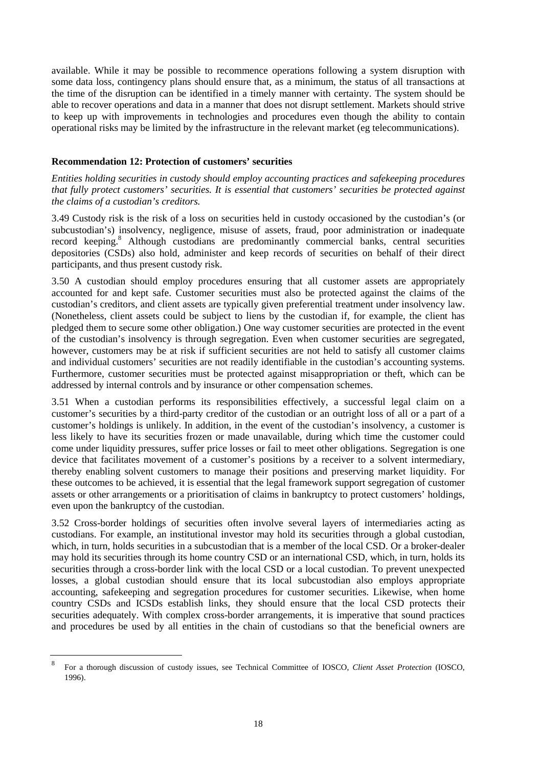available. While it may be possible to recommence operations following a system disruption with some data loss, contingency plans should ensure that, as a minimum, the status of all transactions at the time of the disruption can be identified in a timely manner with certainty. The system should be able to recover operations and data in a manner that does not disrupt settlement. Markets should strive to keep up with improvements in technologies and procedures even though the ability to contain operational risks may be limited by the infrastructure in the relevant market (eg telecommunications).

**Recommendation 12: Protection of customers' securities**

*Entities holding securities in custody should employ accounting practices and safekeeping procedures that fully protect customers' securities. It is essential that customers' securities be protected against the claims of a custodian's creditors.*

3.49 Custody risk is the risk of a loss on securities held in custody occasioned by the custodian's (or subcustodian's) insolvency, negligence, misuse of assets, fraud, poor administration or inadequate record keeping.[8] Although custodians are predominantly commercial banks, central securities depositories (CSDs) also hold, administer and keep records of securities on behalf of their direct participants, and thus present custody risk.

3.50 A custodian should employ procedures ensuring that all customer assets are appropriately accounted for and kept safe. Customer securities must also be protected against the claims of the custodian's creditors, and client assets are typically given preferential treatment under insolvency law. (Nonetheless, client assets could be subject to liens by the custodian if, for example, the client has pledged them to secure some other obligation.) One way customer securities are protected in the event of the custodian's insolvency is through segregation. Even when customer securities are segregated, however, customers may be at risk if sufficient securities are not held to satisfy all customer claims and individual customers' securities are not readily identifiable in the custodian's accounting systems. Furthermore, customer securities must be protected against misappropriation or theft, which can be addressed by internal controls and by insurance or other compensation schemes.

3.51 When a custodian performs its responsibilities effectively, a successful legal claim on a customer's securities by a third-party creditor of the custodian or an outright loss of all or a part of a customer's holdings is unlikely. In addition, in the event of the custodian's insolvency, a customer is less likely to have its securities frozen or made unavailable, during which time the customer could come under liquidity pressures, suffer price losses or fail to meet other obligations. Segregation is one device that facilitates movement of a customer's positions by a receiver to a solvent intermediary, thereby enabling solvent customers to manage their positions and preserving market liquidity. For these outcomes to be achieved, it is essential that the legal framework support segregation of customer assets or other arrangements or a prioritisation of claims in bankruptcy to protect customers' holdings, even upon the bankruptcy of the custodian.

3.52 Cross-border holdings of securities often involve several layers of intermediaries acting as custodians. For example, an institutional investor may hold its securities through a global custodian, which, in turn, holds securities in a subcustodian that is a member of the local CSD. Or a broker-dealer may hold its securities through its home country CSD or an international CSD, which, in turn, holds its securities through a cross-border link with the local CSD or a local custodian. To prevent unexpected losses, a global custodian should ensure that its local subcustodian also employs appropriate accounting, safekeeping and segregation procedures for customer securities. Likewise, when home country CSDs and ICSDs establish links, they should ensure that the local CSD protects their securities adequately. With complex cross-border arrangements, it is imperative that sound practices and procedures be used by all entities in the chain of custodians so that the beneficial owners are

---

[8] For a thorough discussion of custody issues, see Technical Committee of IOSCO, *Client Asset Protection* (IOSCO, 1996).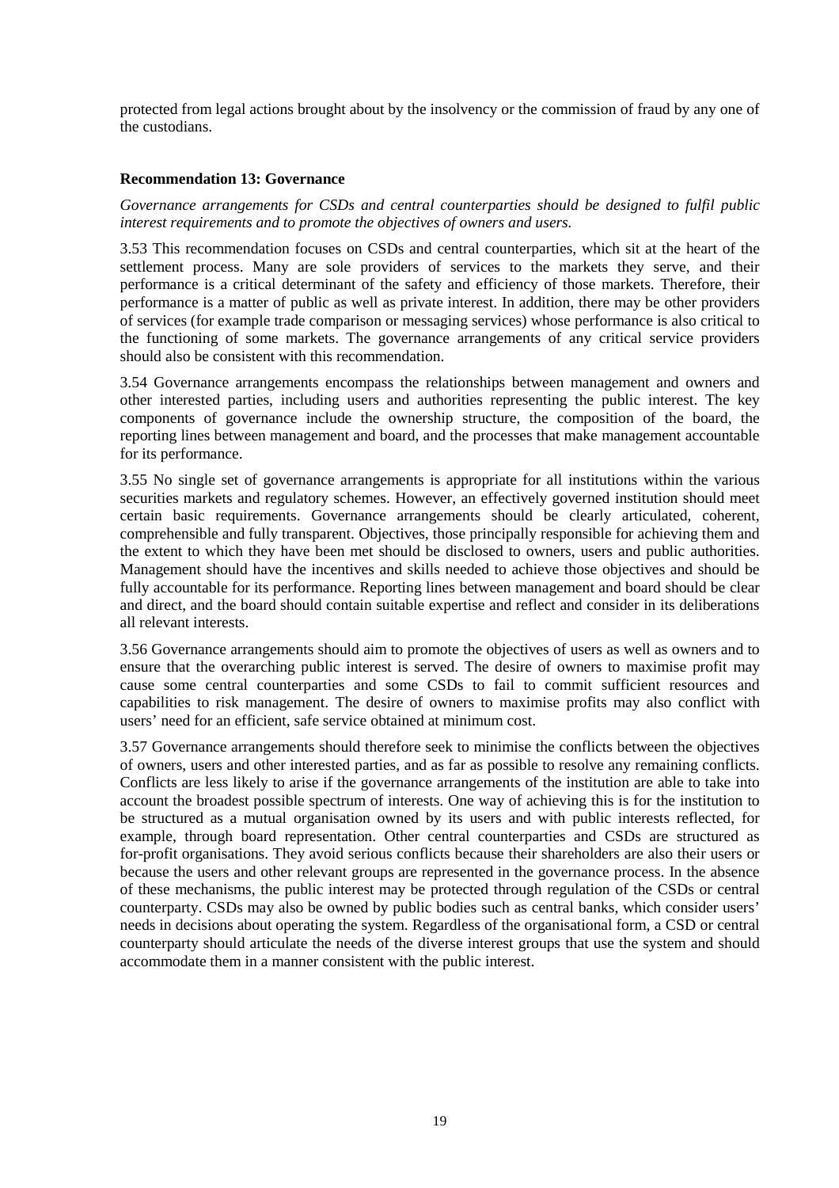protected from legal actions brought about by the insolvency or the commission of fraud by any one of the custodians.

**Recommendation 13: Governance**

*Governance arrangements for CSDs and central counterparties should be designed to fulfil public interest requirements and to promote the objectives of owners and users.*

3.53 This recommendation focuses on CSDs and central counterparties, which sit at the heart of the settlement process. Many are sole providers of services to the markets they serve, and their performance is a critical determinant of the safety and efficiency of those markets. Therefore, their performance is a matter of public as well as private interest. In addition, there may be other providers of services (for example trade comparison or messaging services) whose performance is also critical to the functioning of some markets. The governance arrangements of any critical service providers should also be consistent with this recommendation.

3.54 Governance arrangements encompass the relationships between management and owners and other interested parties, including users and authorities representing the public interest. The key components of governance include the ownership structure, the composition of the board, the reporting lines between management and board, and the processes that make management accountable for its performance.

3.55 No single set of governance arrangements is appropriate for all institutions within the various securities markets and regulatory schemes. However, an effectively governed institution should meet certain basic requirements. Governance arrangements should be clearly articulated, coherent, comprehensible and fully transparent. Objectives, those principally responsible for achieving them and the extent to which they have been met should be disclosed to owners, users and public authorities. Management should have the incentives and skills needed to achieve those objectives and should be fully accountable for its performance. Reporting lines between management and board should be clear and direct, and the board should contain suitable expertise and reflect and consider in its deliberations all relevant interests.

3.56 Governance arrangements should aim to promote the objectives of users as well as owners and to ensure that the overarching public interest is served. The desire of owners to maximise profit may cause some central counterparties and some CSDs to fail to commit sufficient resources and capabilities to risk management. The desire of owners to maximise profits may also conflict with users' need for an efficient, safe service obtained at minimum cost.

3.57 Governance arrangements should therefore seek to minimise the conflicts between the objectives of owners, users and other interested parties, and as far as possible to resolve any remaining conflicts. Conflicts are less likely to arise if the governance arrangements of the institution are able to take into account the broadest possible spectrum of interests. One way of achieving this is for the institution to be structured as a mutual organisation owned by its users and with public interests reflected, for example, through board representation. Other central counterparties and CSDs are structured as for-profit organisations. They avoid serious conflicts because their shareholders are also their users or because the users and other relevant groups are represented in the governance process. In the absence of these mechanisms, the public interest may be protected through regulation of the CSDs or central counterparty. CSDs may also be owned by public bodies such as central banks, which consider users' needs in decisions about operating the system. Regardless of the organisational form, a CSD or central counterparty should articulate the needs of the diverse interest groups that use the system and should accommodate them in a manner consistent with the public interest.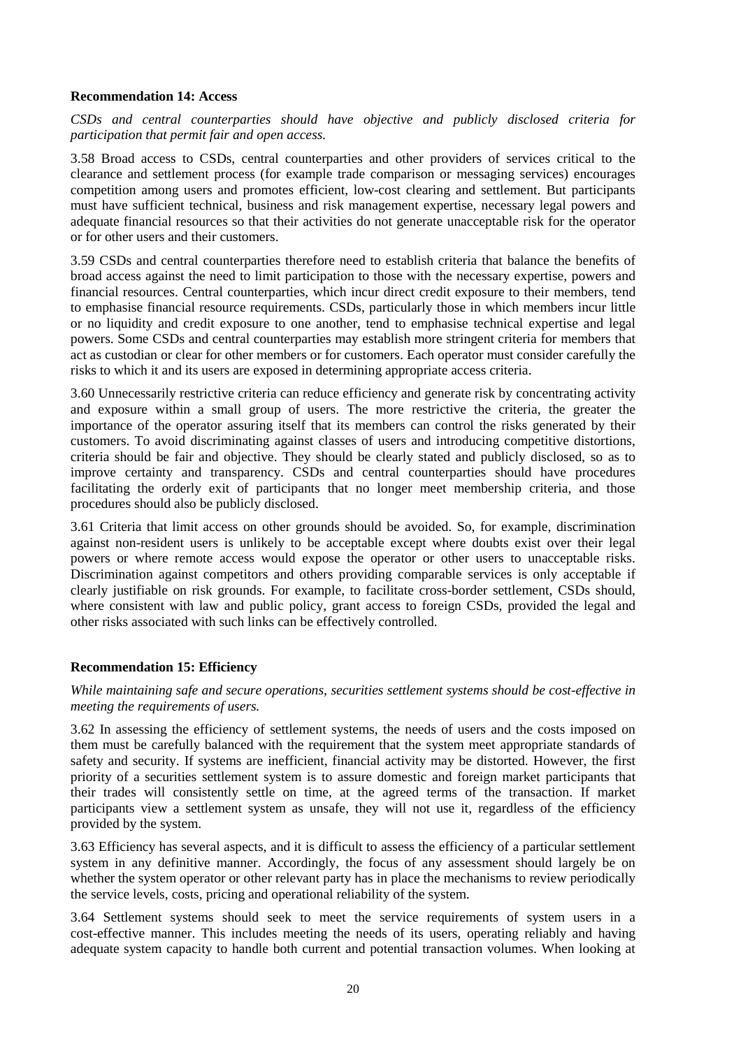**Recommendation 14: Access**

*CSDs and central counterparties should have objective and publicly disclosed criteria for participation that permit fair and open access.*

3.58 Broad access to CSDs, central counterparties and other providers of services critical to the clearance and settlement process (for example trade comparison or messaging services) encourages competition among users and promotes efficient, low-cost clearing and settlement. But participants must have sufficient technical, business and risk management expertise, necessary legal powers and adequate financial resources so that their activities do not generate unacceptable risk for the operator or for other users and their customers.

3.59 CSDs and central counterparties therefore need to establish criteria that balance the benefits of broad access against the need to limit participation to those with the necessary expertise, powers and financial resources. Central counterparties, which incur direct credit exposure to their members, tend to emphasise financial resource requirements. CSDs, particularly those in which members incur little or no liquidity and credit exposure to one another, tend to emphasise technical expertise and legal powers. Some CSDs and central counterparties may establish more stringent criteria for members that act as custodian or clear for other members or for customers. Each operator must consider carefully the risks to which it and its users are exposed in determining appropriate access criteria.

3.60 Unnecessarily restrictive criteria can reduce efficiency and generate risk by concentrating activity and exposure within a small group of users. The more restrictive the criteria, the greater the importance of the operator assuring itself that its members can control the risks generated by their customers. To avoid discriminating against classes of users and introducing competitive distortions, criteria should be fair and objective. They should be clearly stated and publicly disclosed, so as to improve certainty and transparency. CSDs and central counterparties should have procedures facilitating the orderly exit of participants that no longer meet membership criteria, and those procedures should also be publicly disclosed.

3.61 Criteria that limit access on other grounds should be avoided. So, for example, discrimination against non-resident users is unlikely to be acceptable except where doubts exist over their legal powers or where remote access would expose the operator or other users to unacceptable risks. Discrimination against competitors and others providing comparable services is only acceptable if clearly justifiable on risk grounds. For example, to facilitate cross-border settlement, CSDs should, where consistent with law and public policy, grant access to foreign CSDs, provided the legal and other risks associated with such links can be effectively controlled.

**Recommendation 15: Efficiency**

*While maintaining safe and secure operations, securities settlement systems should be cost-effective in meeting the requirements of users.*

3.62 In assessing the efficiency of settlement systems, the needs of users and the costs imposed on them must be carefully balanced with the requirement that the system meet appropriate standards of safety and security. If systems are inefficient, financial activity may be distorted. However, the first priority of a securities settlement system is to assure domestic and foreign market participants that their trades will consistently settle on time, at the agreed terms of the transaction. If market participants view a settlement system as unsafe, they will not use it, regardless of the efficiency provided by the system.

3.63 Efficiency has several aspects, and it is difficult to assess the efficiency of a particular settlement system in any definitive manner. Accordingly, the focus of any assessment should largely be on whether the system operator or other relevant party has in place the mechanisms to review periodically the service levels, costs, pricing and operational reliability of the system.

3.64 Settlement systems should seek to meet the service requirements of system users in a cost-effective manner. This includes meeting the needs of its users, operating reliably and having adequate system capacity to handle both current and potential transaction volumes. When looking at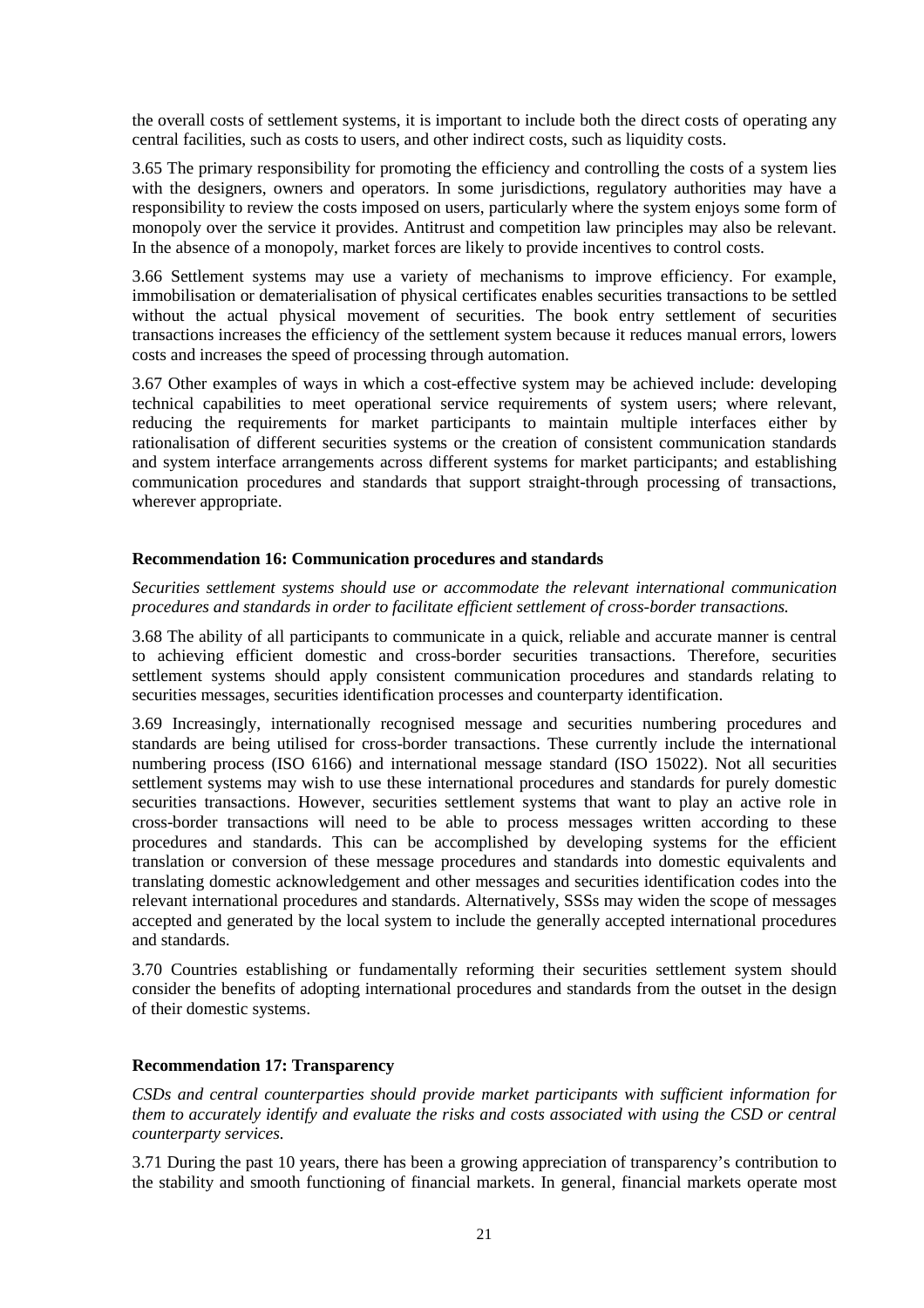the overall costs of settlement systems, it is important to include both the direct costs of operating any central facilities, such as costs to users, and other indirect costs, such as liquidity costs.

3.65 The primary responsibility for promoting the efficiency and controlling the costs of a system lies with the designers, owners and operators. In some jurisdictions, regulatory authorities may have a responsibility to review the costs imposed on users, particularly where the system enjoys some form of monopoly over the service it provides. Antitrust and competition law principles may also be relevant. In the absence of a monopoly, market forces are likely to provide incentives to control costs.

3.66 Settlement systems may use a variety of mechanisms to improve efficiency. For example, immobilisation or dematerialisation of physical certificates enables securities transactions to be settled without the actual physical movement of securities. The book entry settlement of securities transactions increases the efficiency of the settlement system because it reduces manual errors, lowers costs and increases the speed of processing through automation.

3.67 Other examples of ways in which a cost-effective system may be achieved include: developing technical capabilities to meet operational service requirements of system users; where relevant, reducing the requirements for market participants to maintain multiple interfaces either by rationalisation of different securities systems or the creation of consistent communication standards and system interface arrangements across different systems for market participants; and establishing communication procedures and standards that support straight-through processing of transactions, wherever appropriate.

**Recommendation 16: Communication procedures and standards**

*Securities settlement systems should use or accommodate the relevant international communication procedures and standards in order to facilitate efficient settlement of cross-border transactions.*

3.68 The ability of all participants to communicate in a quick, reliable and accurate manner is central to achieving efficient domestic and cross-border securities transactions. Therefore, securities settlement systems should apply consistent communication procedures and standards relating to securities messages, securities identification processes and counterparty identification.

3.69 Increasingly, internationally recognised message and securities numbering procedures and standards are being utilised for cross-border transactions. These currently include the international numbering process (ISO 6166) and international message standard (ISO 15022). Not all securities settlement systems may wish to use these international procedures and standards for purely domestic securities transactions. However, securities settlement systems that want to play an active role in cross-border transactions will need to be able to process messages written according to these procedures and standards. This can be accomplished by developing systems for the efficient translation or conversion of these message procedures and standards into domestic equivalents and translating domestic acknowledgement and other messages and securities identification codes into the relevant international procedures and standards. Alternatively, SSSs may widen the scope of messages accepted and generated by the local system to include the generally accepted international procedures and standards.

3.70 Countries establishing or fundamentally reforming their securities settlement system should consider the benefits of adopting international procedures and standards from the outset in the design of their domestic systems.

**Recommendation 17: Transparency**

*CSDs and central counterparties should provide market participants with sufficient information for them to accurately identify and evaluate the risks and costs associated with using the CSD or central counterparty services.*

3.71 During the past 10 years, there has been a growing appreciation of transparency's contribution to the stability and smooth functioning of financial markets. In general, financial markets operate most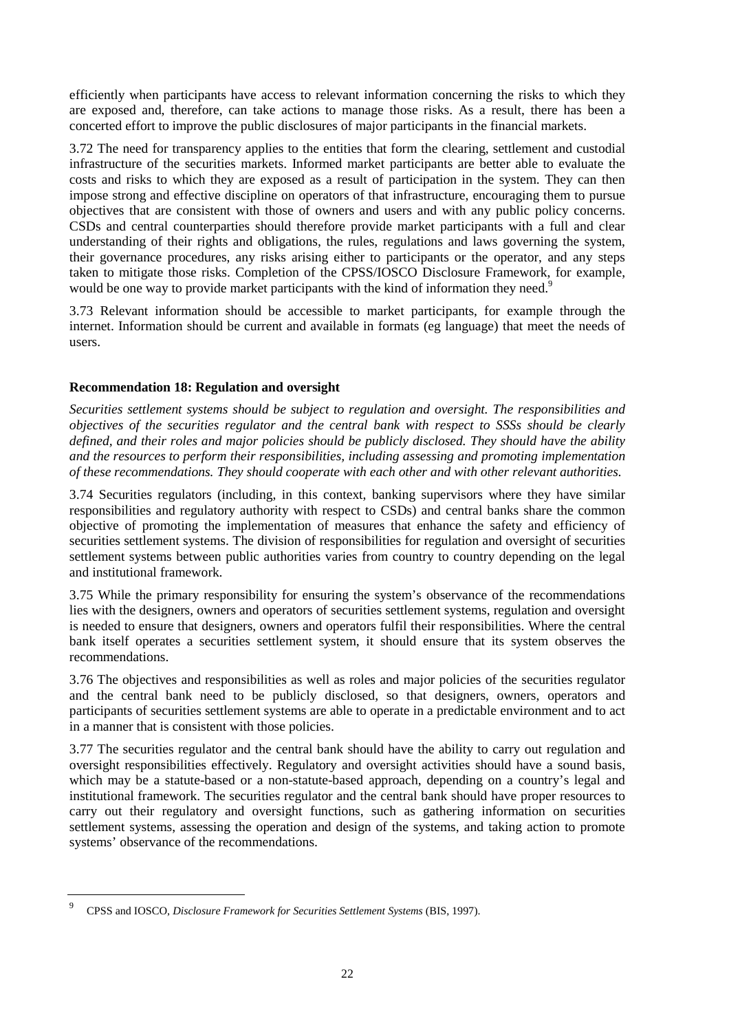efficiently when participants have access to relevant information concerning the risks to which they are exposed and, therefore, can take actions to manage those risks. As a result, there has been a concerted effort to improve the public disclosures of major participants in the financial markets.

3.72 The need for transparency applies to the entities that form the clearing, settlement and custodial infrastructure of the securities markets. Informed market participants are better able to evaluate the costs and risks to which they are exposed as a result of participation in the system. They can then impose strong and effective discipline on operators of that infrastructure, encouraging them to pursue objectives that are consistent with those of owners and users and with any public policy concerns. CSDs and central counterparties should therefore provide market participants with a full and clear understanding of their rights and obligations, the rules, regulations and laws governing the system, their governance procedures, any risks arising either to participants or the operator, and any steps taken to mitigate those risks. Completion of the CPSS/IOSCO Disclosure Framework, for example, would be one way to provide market participants with the kind of information they need.[9]

3.73 Relevant information should be accessible to market participants, for example through the internet. Information should be current and available in formats (eg language) that meet the needs of users.

**Recommendation 18: Regulation and oversight**

*Securities settlement systems should be subject to regulation and oversight. The responsibilities and objectives of the securities regulator and the central bank with respect to SSSs should be clearly defined, and their roles and major policies should be publicly disclosed. They should have the ability and the resources to perform their responsibilities, including assessing and promoting implementation of these recommendations. They should cooperate with each other and with other relevant authorities.*

3.74 Securities regulators (including, in this context, banking supervisors where they have similar responsibilities and regulatory authority with respect to CSDs) and central banks share the common objective of promoting the implementation of measures that enhance the safety and efficiency of securities settlement systems. The division of responsibilities for regulation and oversight of securities settlement systems between public authorities varies from country to country depending on the legal and institutional framework.

3.75 While the primary responsibility for ensuring the system's observance of the recommendations lies with the designers, owners and operators of securities settlement systems, regulation and oversight is needed to ensure that designers, owners and operators fulfil their responsibilities. Where the central bank itself operates a securities settlement system, it should ensure that its system observes the recommendations.

3.76 The objectives and responsibilities as well as roles and major policies of the securities regulator and the central bank need to be publicly disclosed, so that designers, owners, operators and participants of securities settlement systems are able to operate in a predictable environment and to act in a manner that is consistent with those policies.

3.77 The securities regulator and the central bank should have the ability to carry out regulation and oversight responsibilities effectively. Regulatory and oversight activities should have a sound basis, which may be a statute-based or a non-statute-based approach, depending on a country's legal and institutional framework. The securities regulator and the central bank should have proper resources to carry out their regulatory and oversight functions, such as gathering information on securities settlement systems, assessing the operation and design of the systems, and taking action to promote systems' observance of the recommendations.

---

[9] CPSS and IOSCO, *Disclosure Framework for Securities Settlement Systems* (BIS, 1997).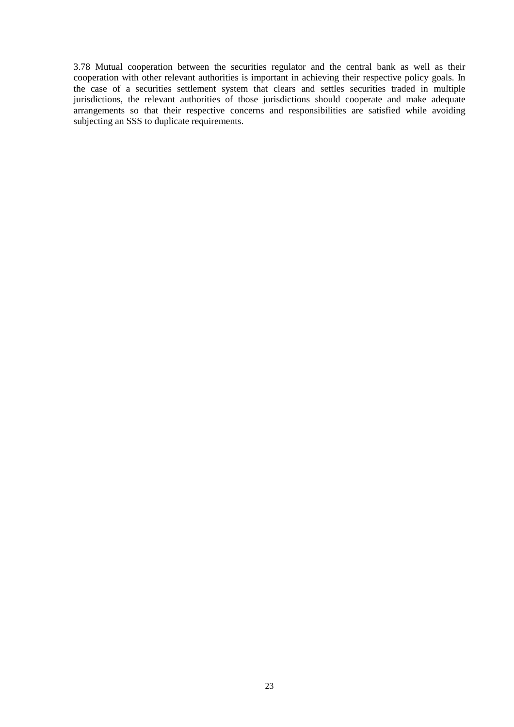3.78 Mutual cooperation between the securities regulator and the central bank as well as their cooperation with other relevant authorities is important in achieving their respective policy goals. In the case of a securities settlement system that clears and settles securities traded in multiple jurisdictions, the relevant authorities of those jurisdictions should cooperate and make adequate arrangements so that their respective concerns and responsibilities are satisfied while avoiding subjecting an SSS to duplicate requirements.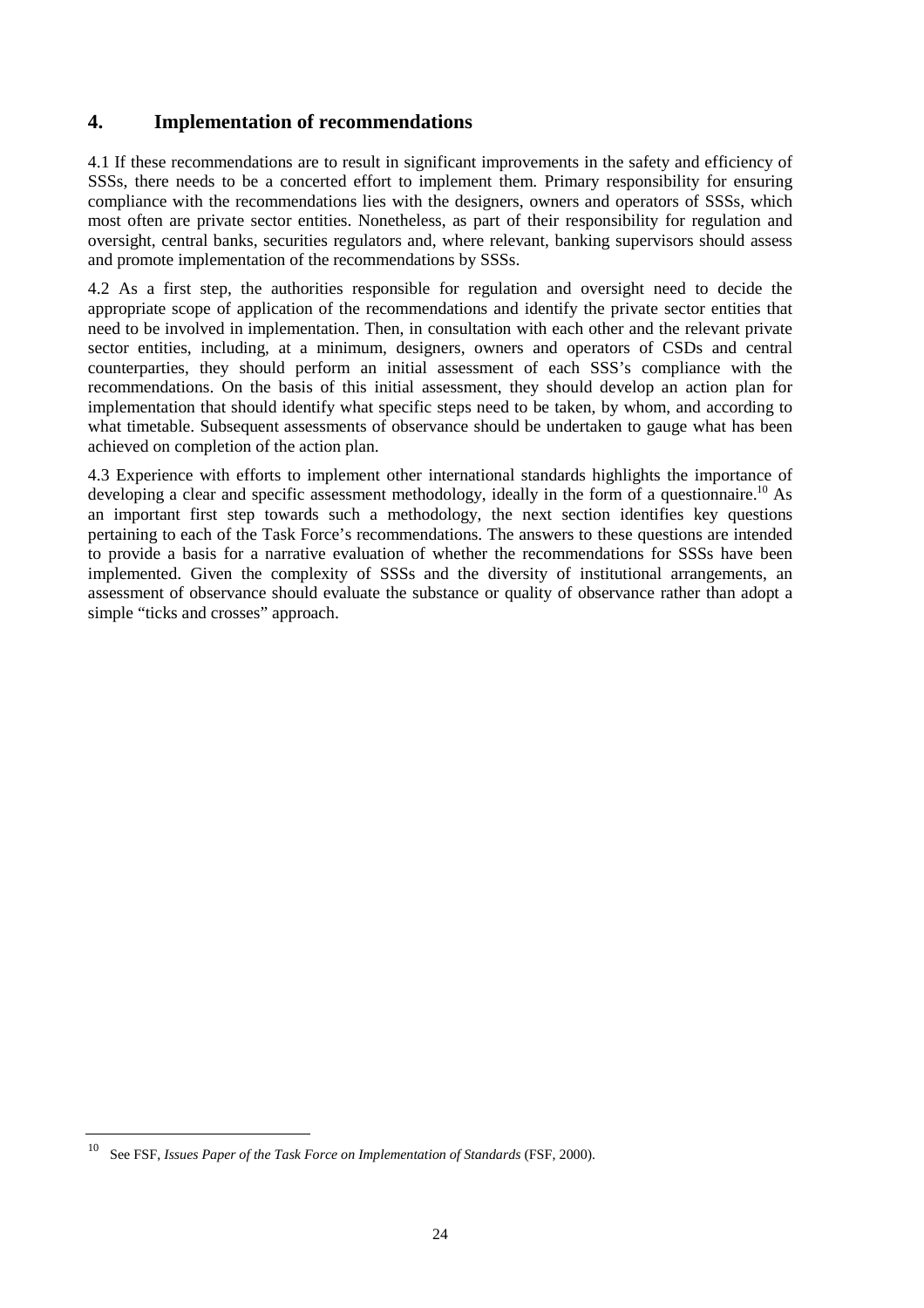## 4. Implementation of recommendations

4.1 If these recommendations are to result in significant improvements in the safety and efficiency of SSSs, there needs to be a concerted effort to implement them. Primary responsibility for ensuring compliance with the recommendations lies with the designers, owners and operators of SSSs, which most often are private sector entities. Nonetheless, as part of their responsibility for regulation and oversight, central banks, securities regulators and, where relevant, banking supervisors should assess and promote implementation of the recommendations by SSSs.

4.2 As a first step, the authorities responsible for regulation and oversight need to decide the appropriate scope of application of the recommendations and identify the private sector entities that need to be involved in implementation. Then, in consultation with each other and the relevant private sector entities, including, at a minimum, designers, owners and operators of CSDs and central counterparties, they should perform an initial assessment of each SSS's compliance with the recommendations. On the basis of this initial assessment, they should develop an action plan for implementation that should identify what specific steps need to be taken, by whom, and according to what timetable. Subsequent assessments of observance should be undertaken to gauge what has been achieved on completion of the action plan.

4.3 Experience with efforts to implement other international standards highlights the importance of developing a clear and specific assessment methodology, ideally in the form of a questionnaire.[10] As an important first step towards such a methodology, the next section identifies key questions pertaining to each of the Task Force's recommendations. The answers to these questions are intended to provide a basis for a narrative evaluation of whether the recommendations for SSSs have been implemented. Given the complexity of SSSs and the diversity of institutional arrangements, an assessment of observance should evaluate the substance or quality of observance rather than adopt a simple "ticks and crosses" approach.

[10] See FSF, *Issues Paper of the Task Force on Implementation of Standards* (FSF, 2000).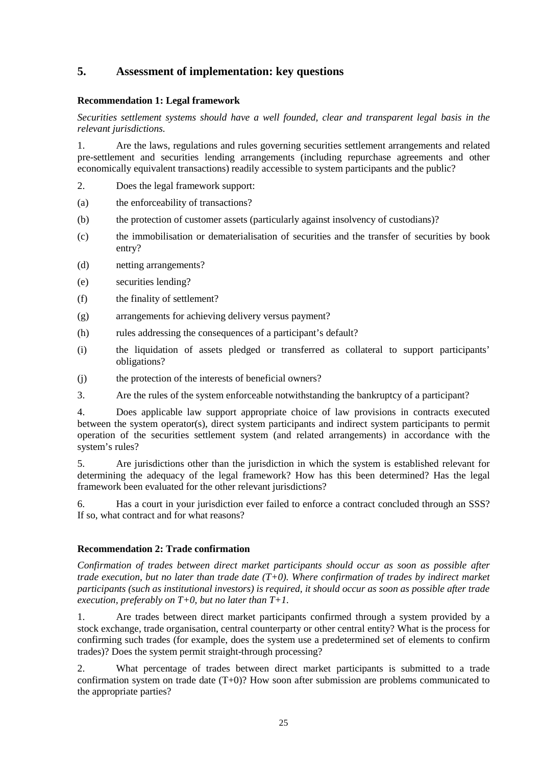## 5. Assessment of implementation: key questions

### Recommendation 1: Legal framework

*Securities settlement systems should have a well founded, clear and transparent legal basis in the relevant jurisdictions.*

1. Are the laws, regulations and rules governing securities settlement arrangements and related pre-settlement and securities lending arrangements (including repurchase agreements and other economically equivalent transactions) readily accessible to system participants and the public?

2. Does the legal framework support:

(a) the enforceability of transactions?

(b) the protection of customer assets (particularly against insolvency of custodians)?

(c) the immobilisation or dematerialisation of securities and the transfer of securities by book entry?

(d) netting arrangements?

(e) securities lending?

(f) the finality of settlement?

(g) arrangements for achieving delivery versus payment?

(h) rules addressing the consequences of a participant's default?

(i) the liquidation of assets pledged or transferred as collateral to support participants' obligations?

(j) the protection of the interests of beneficial owners?

3. Are the rules of the system enforceable notwithstanding the bankruptcy of a participant?

4. Does applicable law support appropriate choice of law provisions in contracts executed between the system operator(s), direct system participants and indirect system participants to permit operation of the securities settlement system (and related arrangements) in accordance with the system's rules?

5. Are jurisdictions other than the jurisdiction in which the system is established relevant for determining the adequacy of the legal framework? How has this been determined? Has the legal framework been evaluated for the other relevant jurisdictions?

6. Has a court in your jurisdiction ever failed to enforce a contract concluded through an SSS? If so, what contract and for what reasons?

### Recommendation 2: Trade confirmation

*Confirmation of trades between direct market participants should occur as soon as possible after trade execution, but no later than trade date (T+0). Where confirmation of trades by indirect market participants (such as institutional investors) is required, it should occur as soon as possible after trade execution, preferably on T+0, but no later than T+1.*

1. Are trades between direct market participants confirmed through a system provided by a stock exchange, trade organisation, central counterparty or other central entity? What is the process for confirming such trades (for example, does the system use a predetermined set of elements to confirm trades)? Does the system permit straight-through processing?

2. What percentage of trades between direct market participants is submitted to a trade confirmation system on trade date (T+0)? How soon after submission are problems communicated to the appropriate parties?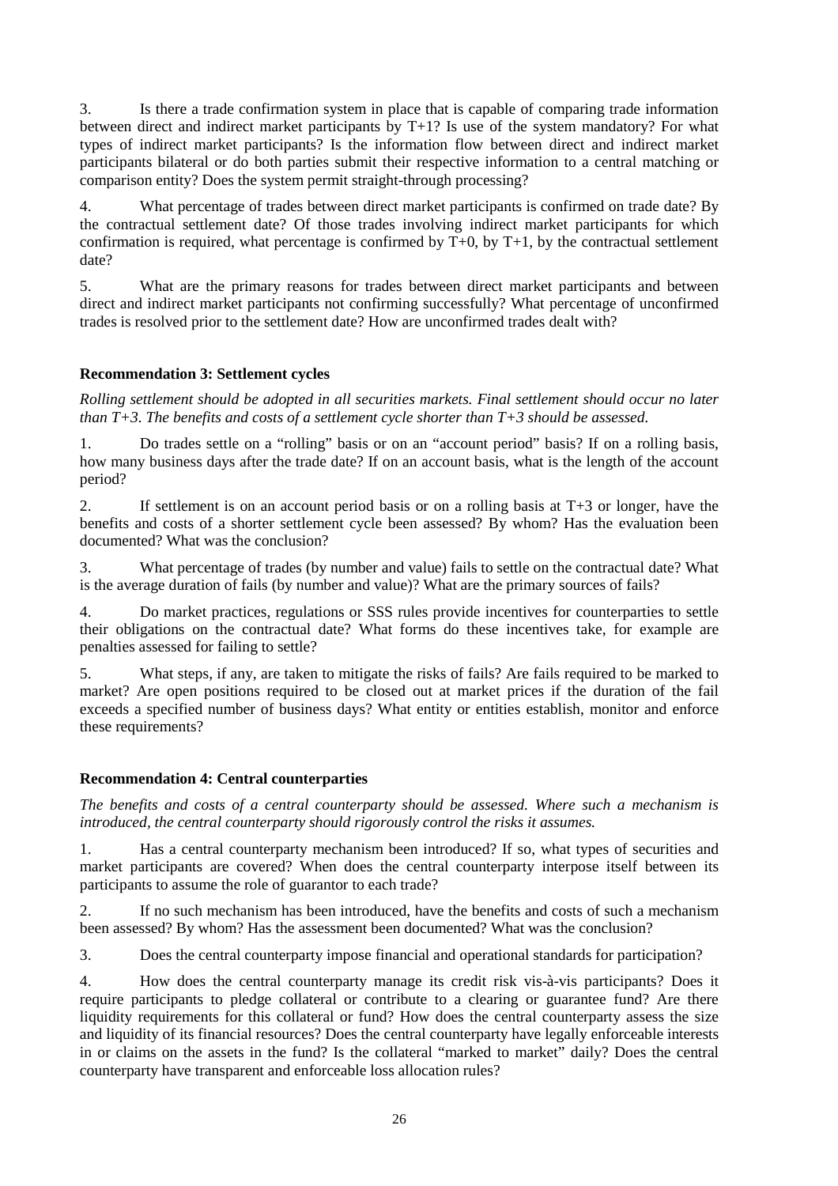3. Is there a trade confirmation system in place that is capable of comparing trade information between direct and indirect market participants by T+1? Is use of the system mandatory? For what types of indirect market participants? Is the information flow between direct and indirect market participants bilateral or do both parties submit their respective information to a central matching or comparison entity? Does the system permit straight-through processing?

4. What percentage of trades between direct market participants is confirmed on trade date? By the contractual settlement date? Of those trades involving indirect market participants for which confirmation is required, what percentage is confirmed by T+0, by T+1, by the contractual settlement date?

5. What are the primary reasons for trades between direct market participants and between direct and indirect market participants not confirming successfully? What percentage of unconfirmed trades is resolved prior to the settlement date? How are unconfirmed trades dealt with?

**Recommendation 3: Settlement cycles**

*Rolling settlement should be adopted in all securities markets. Final settlement should occur no later than T+3. The benefits and costs of a settlement cycle shorter than T+3 should be assessed.*

1. Do trades settle on a "rolling" basis or on an "account period" basis? If on a rolling basis, how many business days after the trade date? If on an account basis, what is the length of the account period?

2. If settlement is on an account period basis or on a rolling basis at T+3 or longer, have the benefits and costs of a shorter settlement cycle been assessed? By whom? Has the evaluation been documented? What was the conclusion?

3. What percentage of trades (by number and value) fails to settle on the contractual date? What is the average duration of fails (by number and value)? What are the primary sources of fails?

4. Do market practices, regulations or SSS rules provide incentives for counterparties to settle their obligations on the contractual date? What forms do these incentives take, for example are penalties assessed for failing to settle?

5. What steps, if any, are taken to mitigate the risks of fails? Are fails required to be marked to market? Are open positions required to be closed out at market prices if the duration of the fail exceeds a specified number of business days? What entity or entities establish, monitor and enforce these requirements?

**Recommendation 4: Central counterparties**

*The benefits and costs of a central counterparty should be assessed. Where such a mechanism is introduced, the central counterparty should rigorously control the risks it assumes.*

1. Has a central counterparty mechanism been introduced? If so, what types of securities and market participants are covered? When does the central counterparty interpose itself between its participants to assume the role of guarantor to each trade?

2. If no such mechanism has been introduced, have the benefits and costs of such a mechanism been assessed? By whom? Has the assessment been documented? What was the conclusion?

3. Does the central counterparty impose financial and operational standards for participation?

4. How does the central counterparty manage its credit risk vis-à-vis participants? Does it require participants to pledge collateral or contribute to a clearing or guarantee fund? Are there liquidity requirements for this collateral or fund? How does the central counterparty assess the size and liquidity of its financial resources? Does the central counterparty have legally enforceable interests in or claims on the assets in the fund? Is the collateral "marked to market" daily? Does the central counterparty have transparent and enforceable loss allocation rules?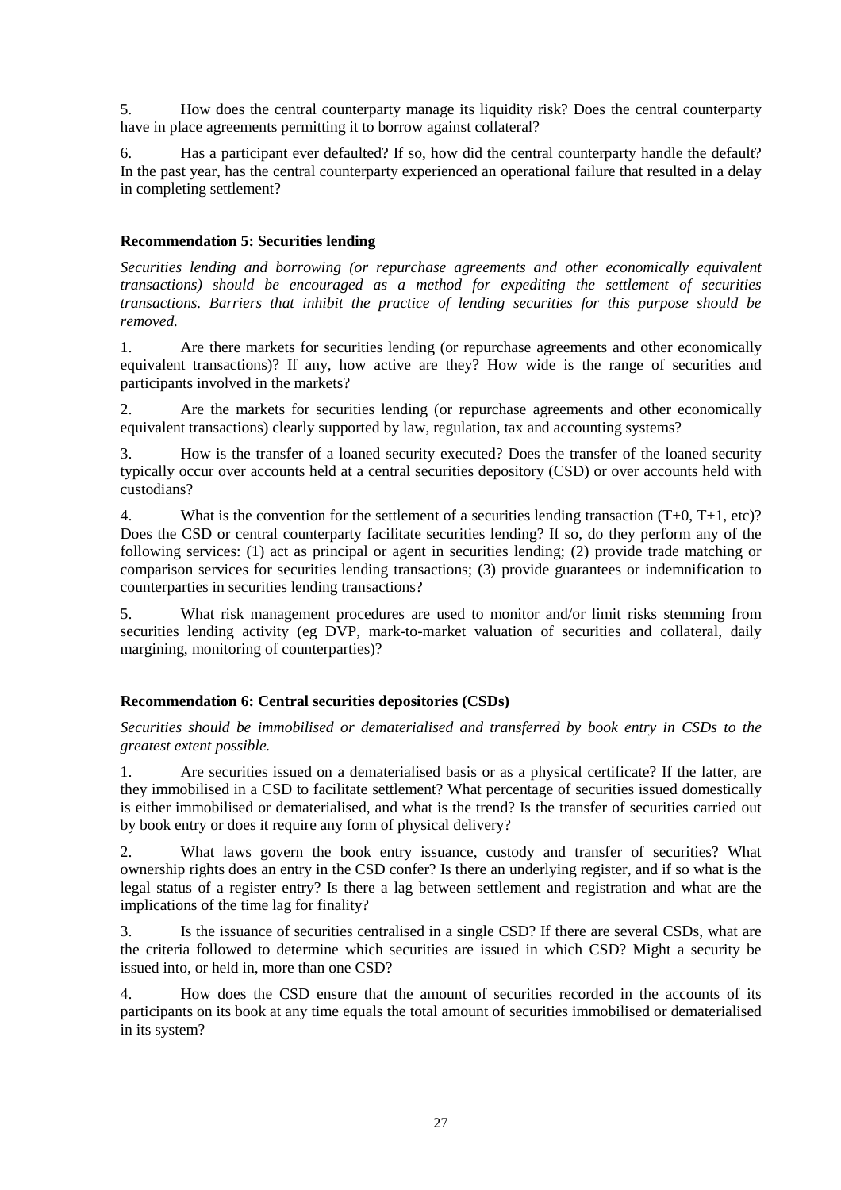5. How does the central counterparty manage its liquidity risk? Does the central counterparty have in place agreements permitting it to borrow against collateral?

6. Has a participant ever defaulted? If so, how did the central counterparty handle the default? In the past year, has the central counterparty experienced an operational failure that resulted in a delay in completing settlement?

**Recommendation 5: Securities lending**

*Securities lending and borrowing (or repurchase agreements and other economically equivalent transactions) should be encouraged as a method for expediting the settlement of securities transactions. Barriers that inhibit the practice of lending securities for this purpose should be removed.*

1. Are there markets for securities lending (or repurchase agreements and other economically equivalent transactions)? If any, how active are they? How wide is the range of securities and participants involved in the markets?

2. Are the markets for securities lending (or repurchase agreements and other economically equivalent transactions) clearly supported by law, regulation, tax and accounting systems?

3. How is the transfer of a loaned security executed? Does the transfer of the loaned security typically occur over accounts held at a central securities depository (CSD) or over accounts held with custodians?

4. What is the convention for the settlement of a securities lending transaction (T+0, T+1, etc)? Does the CSD or central counterparty facilitate securities lending? If so, do they perform any of the following services: (1) act as principal or agent in securities lending; (2) provide trade matching or comparison services for securities lending transactions; (3) provide guarantees or indemnification to counterparties in securities lending transactions?

5. What risk management procedures are used to monitor and/or limit risks stemming from securities lending activity (eg DVP, mark-to-market valuation of securities and collateral, daily margining, monitoring of counterparties)?

**Recommendation 6: Central securities depositories (CSDs)**

*Securities should be immobilised or dematerialised and transferred by book entry in CSDs to the greatest extent possible.*

1. Are securities issued on a dematerialised basis or as a physical certificate? If the latter, are they immobilised in a CSD to facilitate settlement? What percentage of securities issued domestically is either immobilised or dematerialised, and what is the trend? Is the transfer of securities carried out by book entry or does it require any form of physical delivery?

2. What laws govern the book entry issuance, custody and transfer of securities? What ownership rights does an entry in the CSD confer? Is there an underlying register, and if so what is the legal status of a register entry? Is there a lag between settlement and registration and what are the implications of the time lag for finality?

3. Is the issuance of securities centralised in a single CSD? If there are several CSDs, what are the criteria followed to determine which securities are issued in which CSD? Might a security be issued into, or held in, more than one CSD?

4. How does the CSD ensure that the amount of securities recorded in the accounts of its participants on its book at any time equals the total amount of securities immobilised or dematerialised in its system?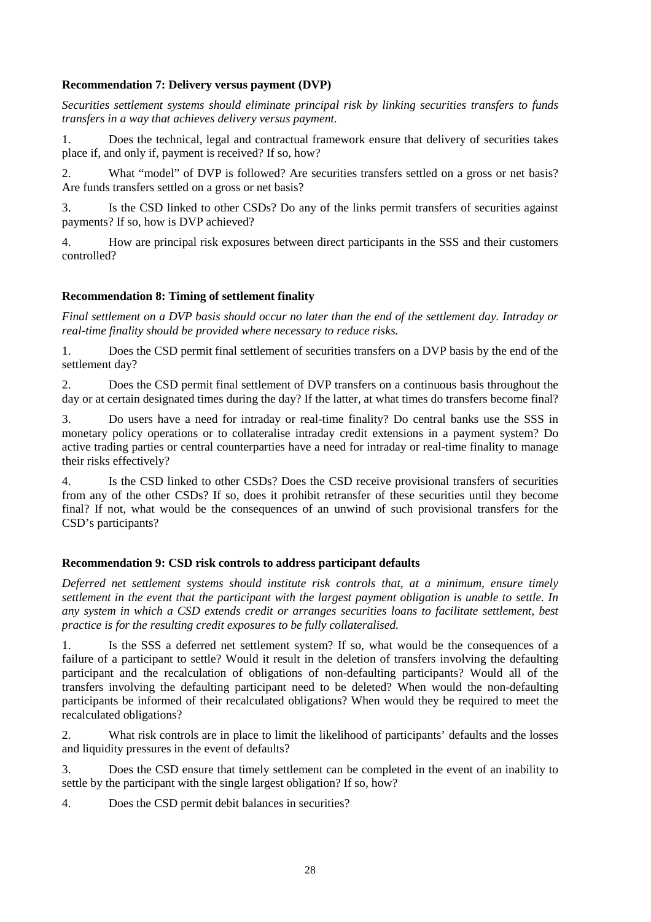**Recommendation 7: Delivery versus payment (DVP)**

*Securities settlement systems should eliminate principal risk by linking securities transfers to funds transfers in a way that achieves delivery versus payment.*

1. Does the technical, legal and contractual framework ensure that delivery of securities takes place if, and only if, payment is received? If so, how?

2. What "model" of DVP is followed? Are securities transfers settled on a gross or net basis? Are funds transfers settled on a gross or net basis?

3. Is the CSD linked to other CSDs? Do any of the links permit transfers of securities against payments? If so, how is DVP achieved?

4. How are principal risk exposures between direct participants in the SSS and their customers controlled?

**Recommendation 8: Timing of settlement finality**

*Final settlement on a DVP basis should occur no later than the end of the settlement day. Intraday or real-time finality should be provided where necessary to reduce risks.*

1. Does the CSD permit final settlement of securities transfers on a DVP basis by the end of the settlement day?

2. Does the CSD permit final settlement of DVP transfers on a continuous basis throughout the day or at certain designated times during the day? If the latter, at what times do transfers become final?

3. Do users have a need for intraday or real-time finality? Do central banks use the SSS in monetary policy operations or to collateralise intraday credit extensions in a payment system? Do active trading parties or central counterparties have a need for intraday or real-time finality to manage their risks effectively?

4. Is the CSD linked to other CSDs? Does the CSD receive provisional transfers of securities from any of the other CSDs? If so, does it prohibit retransfer of these securities until they become final? If not, what would be the consequences of an unwind of such provisional transfers for the CSD's participants?

**Recommendation 9: CSD risk controls to address participant defaults**

*Deferred net settlement systems should institute risk controls that, at a minimum, ensure timely settlement in the event that the participant with the largest payment obligation is unable to settle. In any system in which a CSD extends credit or arranges securities loans to facilitate settlement, best practice is for the resulting credit exposures to be fully collateralised.*

1. Is the SSS a deferred net settlement system? If so, what would be the consequences of a failure of a participant to settle? Would it result in the deletion of transfers involving the defaulting participant and the recalculation of obligations of non-defaulting participants? Would all of the transfers involving the defaulting participant need to be deleted? When would the non-defaulting participants be informed of their recalculated obligations? When would they be required to meet the recalculated obligations?

2. What risk controls are in place to limit the likelihood of participants' defaults and the losses and liquidity pressures in the event of defaults?

3. Does the CSD ensure that timely settlement can be completed in the event of an inability to settle by the participant with the single largest obligation? If so, how?

4. Does the CSD permit debit balances in securities?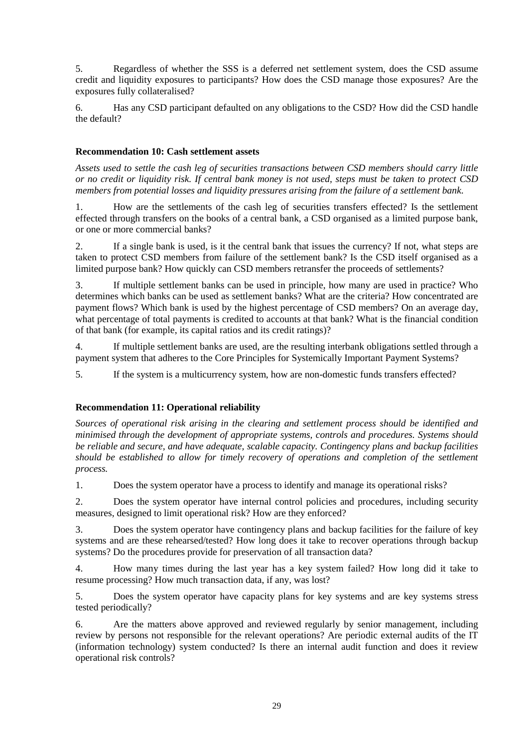5. Regardless of whether the SSS is a deferred net settlement system, does the CSD assume credit and liquidity exposures to participants? How does the CSD manage those exposures? Are the exposures fully collateralised?

6. Has any CSD participant defaulted on any obligations to the CSD? How did the CSD handle the default?

**Recommendation 10: Cash settlement assets**

*Assets used to settle the cash leg of securities transactions between CSD members should carry little or no credit or liquidity risk. If central bank money is not used, steps must be taken to protect CSD members from potential losses and liquidity pressures arising from the failure of a settlement bank.*

1. How are the settlements of the cash leg of securities transfers effected? Is the settlement effected through transfers on the books of a central bank, a CSD organised as a limited purpose bank, or one or more commercial banks?

2. If a single bank is used, is it the central bank that issues the currency? If not, what steps are taken to protect CSD members from failure of the settlement bank? Is the CSD itself organised as a limited purpose bank? How quickly can CSD members retransfer the proceeds of settlements?

3. If multiple settlement banks can be used in principle, how many are used in practice? Who determines which banks can be used as settlement banks? What are the criteria? How concentrated are payment flows? Which bank is used by the highest percentage of CSD members? On an average day, what percentage of total payments is credited to accounts at that bank? What is the financial condition of that bank (for example, its capital ratios and its credit ratings)?

4. If multiple settlement banks are used, are the resulting interbank obligations settled through a payment system that adheres to the Core Principles for Systemically Important Payment Systems?

5. If the system is a multicurrency system, how are non-domestic funds transfers effected?

**Recommendation 11: Operational reliability**

*Sources of operational risk arising in the clearing and settlement process should be identified and minimised through the development of appropriate systems, controls and procedures. Systems should be reliable and secure, and have adequate, scalable capacity. Contingency plans and backup facilities should be established to allow for timely recovery of operations and completion of the settlement process.*

1. Does the system operator have a process to identify and manage its operational risks?

2. Does the system operator have internal control policies and procedures, including security measures, designed to limit operational risk? How are they enforced?

3. Does the system operator have contingency plans and backup facilities for the failure of key systems and are these rehearsed/tested? How long does it take to recover operations through backup systems? Do the procedures provide for preservation of all transaction data?

4. How many times during the last year has a key system failed? How long did it take to resume processing? How much transaction data, if any, was lost?

5. Does the system operator have capacity plans for key systems and are key systems stress tested periodically?

6. Are the matters above approved and reviewed regularly by senior management, including review by persons not responsible for the relevant operations? Are periodic external audits of the IT (information technology) system conducted? Is there an internal audit function and does it review operational risk controls?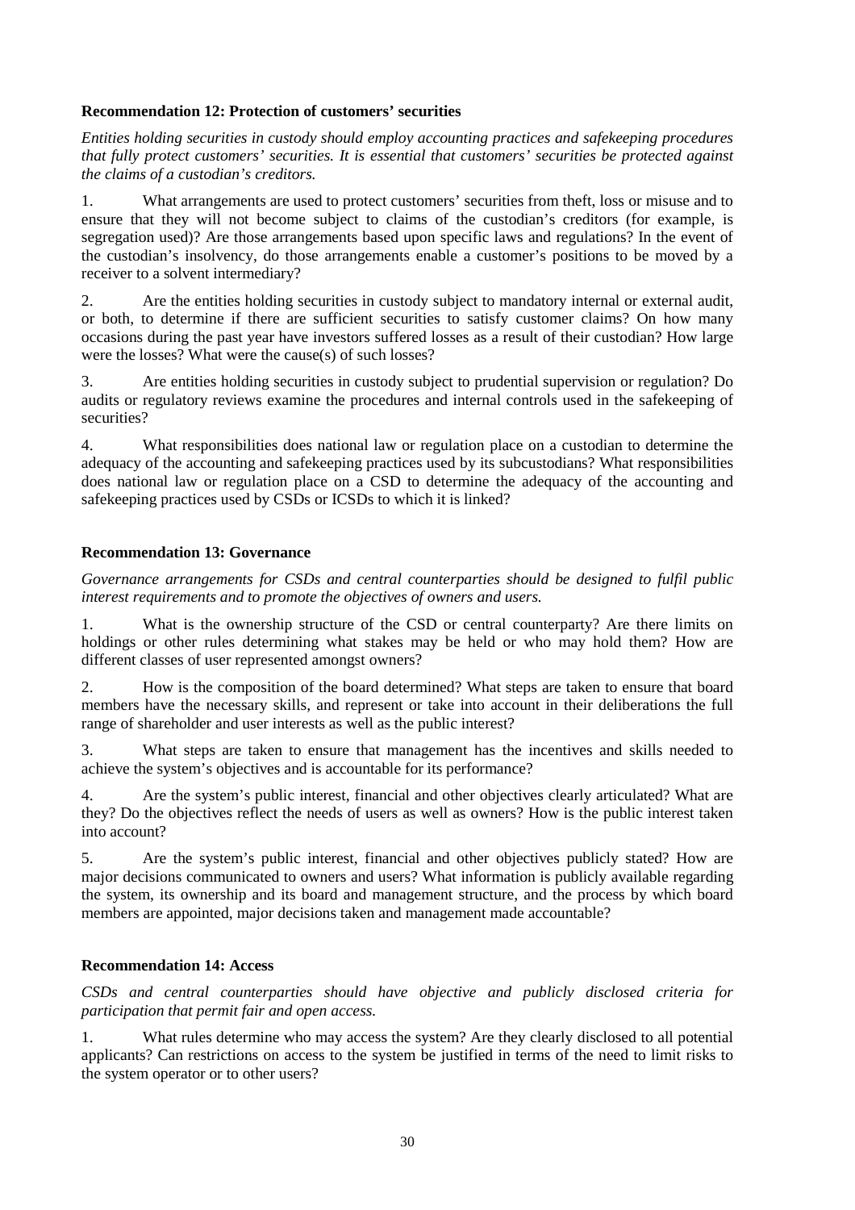**Recommendation 12: Protection of customers' securities**

*Entities holding securities in custody should employ accounting practices and safekeeping procedures that fully protect customers' securities. It is essential that customers' securities be protected against the claims of a custodian's creditors.*

1. What arrangements are used to protect customers' securities from theft, loss or misuse and to ensure that they will not become subject to claims of the custodian's creditors (for example, is segregation used)? Are those arrangements based upon specific laws and regulations? In the event of the custodian's insolvency, do those arrangements enable a customer's positions to be moved by a receiver to a solvent intermediary?

2. Are the entities holding securities in custody subject to mandatory internal or external audit, or both, to determine if there are sufficient securities to satisfy customer claims? On how many occasions during the past year have investors suffered losses as a result of their custodian? How large were the losses? What were the cause(s) of such losses?

3. Are entities holding securities in custody subject to prudential supervision or regulation? Do audits or regulatory reviews examine the procedures and internal controls used in the safekeeping of securities?

4. What responsibilities does national law or regulation place on a custodian to determine the adequacy of the accounting and safekeeping practices used by its subcustodians? What responsibilities does national law or regulation place on a CSD to determine the adequacy of the accounting and safekeeping practices used by CSDs or ICSDs to which it is linked?

**Recommendation 13: Governance**

*Governance arrangements for CSDs and central counterparties should be designed to fulfil public interest requirements and to promote the objectives of owners and users.*

1. What is the ownership structure of the CSD or central counterparty? Are there limits on holdings or other rules determining what stakes may be held or who may hold them? How are different classes of user represented amongst owners?

2. How is the composition of the board determined? What steps are taken to ensure that board members have the necessary skills, and represent or take into account in their deliberations the full range of shareholder and user interests as well as the public interest?

3. What steps are taken to ensure that management has the incentives and skills needed to achieve the system's objectives and is accountable for its performance?

4. Are the system's public interest, financial and other objectives clearly articulated? What are they? Do the objectives reflect the needs of users as well as owners? How is the public interest taken into account?

5. Are the system's public interest, financial and other objectives publicly stated? How are major decisions communicated to owners and users? What information is publicly available regarding the system, its ownership and its board and management structure, and the process by which board members are appointed, major decisions taken and management made accountable?

**Recommendation 14: Access**

*CSDs and central counterparties should have objective and publicly disclosed criteria for participation that permit fair and open access.*

1. What rules determine who may access the system? Are they clearly disclosed to all potential applicants? Can restrictions on access to the system be justified in terms of the need to limit risks to the system operator or to other users?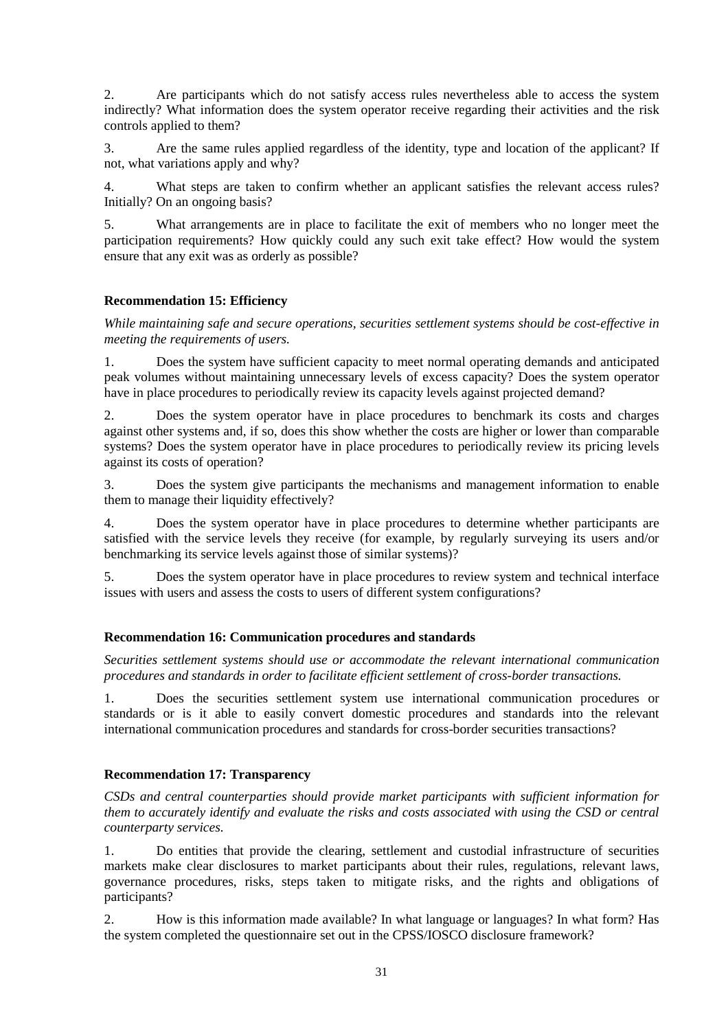2. Are participants which do not satisfy access rules nevertheless able to access the system indirectly? What information does the system operator receive regarding their activities and the risk controls applied to them?

3. Are the same rules applied regardless of the identity, type and location of the applicant? If not, what variations apply and why?

4. What steps are taken to confirm whether an applicant satisfies the relevant access rules? Initially? On an ongoing basis?

5. What arrangements are in place to facilitate the exit of members who no longer meet the participation requirements? How quickly could any such exit take effect? How would the system ensure that any exit was as orderly as possible?

**Recommendation 15: Efficiency**

*While maintaining safe and secure operations, securities settlement systems should be cost-effective in meeting the requirements of users.*

1. Does the system have sufficient capacity to meet normal operating demands and anticipated peak volumes without maintaining unnecessary levels of excess capacity? Does the system operator have in place procedures to periodically review its capacity levels against projected demand?

2. Does the system operator have in place procedures to benchmark its costs and charges against other systems and, if so, does this show whether the costs are higher or lower than comparable systems? Does the system operator have in place procedures to periodically review its pricing levels against its costs of operation?

3. Does the system give participants the mechanisms and management information to enable them to manage their liquidity effectively?

4. Does the system operator have in place procedures to determine whether participants are satisfied with the service levels they receive (for example, by regularly surveying its users and/or benchmarking its service levels against those of similar systems)?

5. Does the system operator have in place procedures to review system and technical interface issues with users and assess the costs to users of different system configurations?

**Recommendation 16: Communication procedures and standards**

*Securities settlement systems should use or accommodate the relevant international communication procedures and standards in order to facilitate efficient settlement of cross-border transactions.*

1. Does the securities settlement system use international communication procedures or standards or is it able to easily convert domestic procedures and standards into the relevant international communication procedures and standards for cross-border securities transactions?

**Recommendation 17: Transparency**

*CSDs and central counterparties should provide market participants with sufficient information for them to accurately identify and evaluate the risks and costs associated with using the CSD or central counterparty services.*

1. Do entities that provide the clearing, settlement and custodial infrastructure of securities markets make clear disclosures to market participants about their rules, regulations, relevant laws, governance procedures, risks, steps taken to mitigate risks, and the rights and obligations of participants?

2. How is this information made available? In what language or languages? In what form? Has the system completed the questionnaire set out in the CPSS/IOSCO disclosure framework?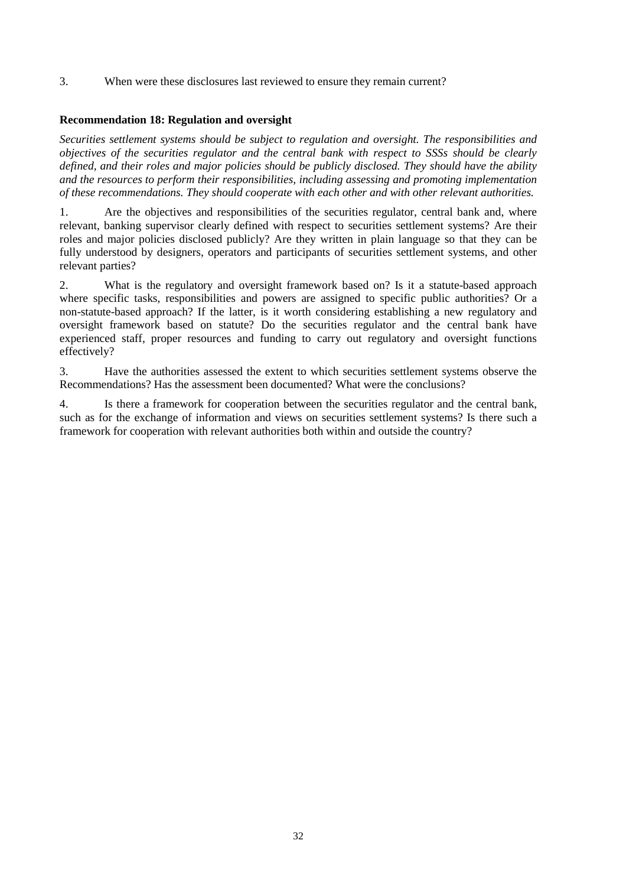3. When were these disclosures last reviewed to ensure they remain current?

**Recommendation 18: Regulation and oversight**

*Securities settlement systems should be subject to regulation and oversight. The responsibilities and objectives of the securities regulator and the central bank with respect to SSSs should be clearly defined, and their roles and major policies should be publicly disclosed. They should have the ability and the resources to perform their responsibilities, including assessing and promoting implementation of these recommendations. They should cooperate with each other and with other relevant authorities.*

1. Are the objectives and responsibilities of the securities regulator, central bank and, where relevant, banking supervisor clearly defined with respect to securities settlement systems? Are their roles and major policies disclosed publicly? Are they written in plain language so that they can be fully understood by designers, operators and participants of securities settlement systems, and other relevant parties?

2. What is the regulatory and oversight framework based on? Is it a statute-based approach where specific tasks, responsibilities and powers are assigned to specific public authorities? Or a non-statute-based approach? If the latter, is it worth considering establishing a new regulatory and oversight framework based on statute? Do the securities regulator and the central bank have experienced staff, proper resources and funding to carry out regulatory and oversight functions effectively?

3. Have the authorities assessed the extent to which securities settlement systems observe the Recommendations? Has the assessment been documented? What were the conclusions?

4. Is there a framework for cooperation between the securities regulator and the central bank, such as for the exchange of information and views on securities settlement systems? Is there such a framework for cooperation with relevant authorities both within and outside the country?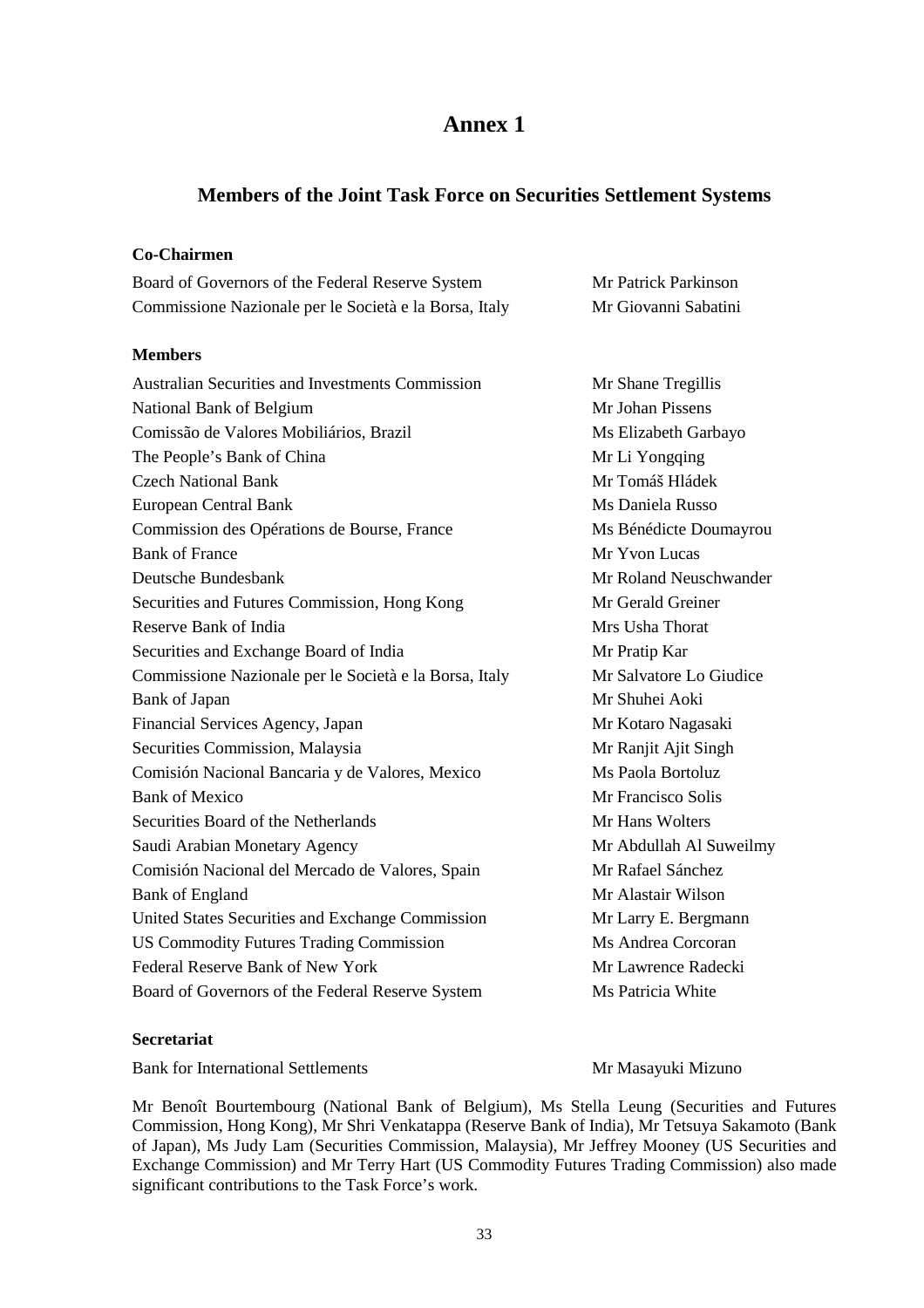# Annex 1

## Members of the Joint Task Force on Securities Settlement Systems

**Co-Chairmen**

| | |
|---|---|
| Board of Governors of the Federal Reserve System | Mr Patrick Parkinson |
| Commissione Nazionale per le Società e la Borsa, Italy | Mr Giovanni Sabatini |

**Members**

| | |
|---|---|
| Australian Securities and Investments Commission | Mr Shane Tregillis |
| National Bank of Belgium | Mr Johan Pissens |
| Comissão de Valores Mobiliários, Brazil | Ms Elizabeth Garbayo |
| The People's Bank of China | Mr Li Yongqing |
| Czech National Bank | Mr Tomáš Hládek |
| European Central Bank | Ms Daniela Russo |
| Commission des Opérations de Bourse, France | Ms Bénédicte Doumayrou |
| Bank of France | Mr Yvon Lucas |
| Deutsche Bundesbank | Mr Roland Neuschwander |
| Securities and Futures Commission, Hong Kong | Mr Gerald Greiner |
| Reserve Bank of India | Mrs Usha Thorat |
| Securities and Exchange Board of India | Mr Pratip Kar |
| Commissione Nazionale per le Società e la Borsa, Italy | Mr Salvatore Lo Giudice |
| Bank of Japan | Mr Shuhei Aoki |
| Financial Services Agency, Japan | Mr Kotaro Nagasaki |
| Securities Commission, Malaysia | Mr Ranjit Ajit Singh |
| Comisión Nacional Bancaria y de Valores, Mexico | Ms Paola Bortoluz |
| Bank of Mexico | Mr Francisco Solis |
| Securities Board of the Netherlands | Mr Hans Wolters |
| Saudi Arabian Monetary Agency | Mr Abdullah Al Suweilmy |
| Comisión Nacional del Mercado de Valores, Spain | Mr Rafael Sánchez |
| Bank of England | Mr Alastair Wilson |
| United States Securities and Exchange Commission | Mr Larry E. Bergmann |
| US Commodity Futures Trading Commission | Ms Andrea Corcoran |
| Federal Reserve Bank of New York | Mr Lawrence Radecki |
| Board of Governors of the Federal Reserve System | Ms Patricia White |

**Secretariat**

| | |
|---|---|
| Bank for International Settlements | Mr Masayuki Mizuno |

Mr Benoît Bourtembourg (National Bank of Belgium), Ms Stella Leung (Securities and Futures Commission, Hong Kong), Mr Shri Venkatappa (Reserve Bank of India), Mr Tetsuya Sakamoto (Bank of Japan), Ms Judy Lam (Securities Commission, Malaysia), Mr Jeffrey Mooney (US Securities and Exchange Commission) and Mr Terry Hart (US Commodity Futures Trading Commission) also made significant contributions to the Task Force's work.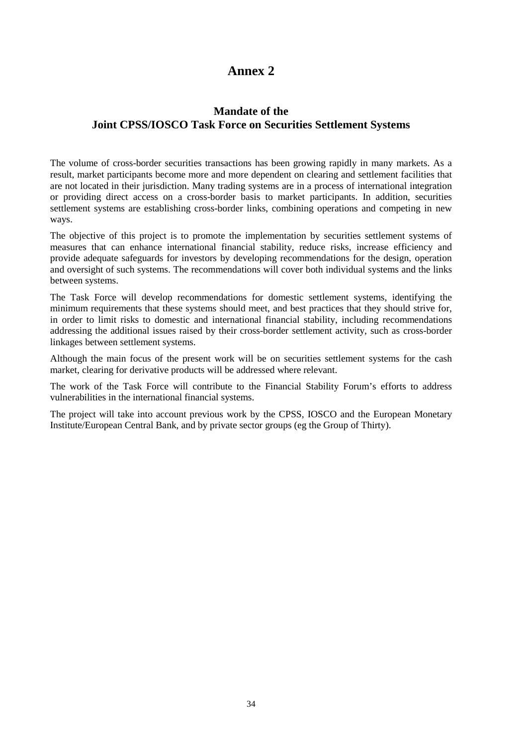# Annex 2

## Mandate of the Joint CPSS/IOSCO Task Force on Securities Settlement Systems

The volume of cross-border securities transactions has been growing rapidly in many markets. As a result, market participants become more and more dependent on clearing and settlement facilities that are not located in their jurisdiction. Many trading systems are in a process of international integration or providing direct access on a cross-border basis to market participants. In addition, securities settlement systems are establishing cross-border links, combining operations and competing in new ways.

The objective of this project is to promote the implementation by securities settlement systems of measures that can enhance international financial stability, reduce risks, increase efficiency and provide adequate safeguards for investors by developing recommendations for the design, operation and oversight of such systems. The recommendations will cover both individual systems and the links between systems.

The Task Force will develop recommendations for domestic settlement systems, identifying the minimum requirements that these systems should meet, and best practices that they should strive for, in order to limit risks to domestic and international financial stability, including recommendations addressing the additional issues raised by their cross-border settlement activity, such as cross-border linkages between settlement systems.

Although the main focus of the present work will be on securities settlement systems for the cash market, clearing for derivative products will be addressed where relevant.

The work of the Task Force will contribute to the Financial Stability Forum's efforts to address vulnerabilities in the international financial systems.

The project will take into account previous work by the CPSS, IOSCO and the European Monetary Institute/European Central Bank, and by private sector groups (eg the Group of Thirty).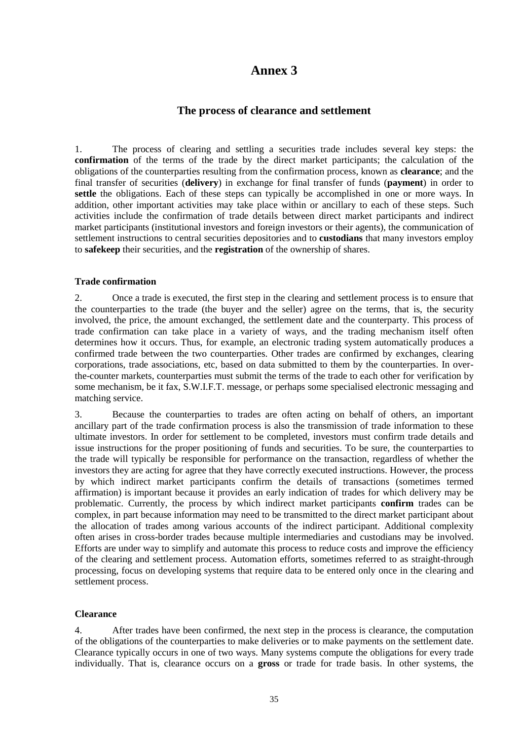# Annex 3

## The process of clearance and settlement

1. The process of clearing and settling a securities trade includes several key steps: the **confirmation** of the terms of the trade by the direct market participants; the calculation of the obligations of the counterparties resulting from the confirmation process, known as **clearance**; and the final transfer of securities (**delivery**) in exchange for final transfer of funds (**payment**) in order to **settle** the obligations. Each of these steps can typically be accomplished in one or more ways. In addition, other important activities may take place within or ancillary to each of these steps. Such activities include the confirmation of trade details between direct market participants and indirect market participants (institutional investors and foreign investors or their agents), the communication of settlement instructions to central securities depositories and to **custodians** that many investors employ to **safekeep** their securities, and the **registration** of the ownership of shares.

### Trade confirmation

2. Once a trade is executed, the first step in the clearing and settlement process is to ensure that the counterparties to the trade (the buyer and the seller) agree on the terms, that is, the security involved, the price, the amount exchanged, the settlement date and the counterparty. This process of trade confirmation can take place in a variety of ways, and the trading mechanism itself often determines how it occurs. Thus, for example, an electronic trading system automatically produces a confirmed trade between the two counterparties. Other trades are confirmed by exchanges, clearing corporations, trade associations, etc, based on data submitted to them by the counterparties. In over-the-counter markets, counterparties must submit the terms of the trade to each other for verification by some mechanism, be it fax, S.W.I.F.T. message, or perhaps some specialised electronic messaging and matching service.

3. Because the counterparties to trades are often acting on behalf of others, an important ancillary part of the trade confirmation process is also the transmission of trade information to these ultimate investors. In order for settlement to be completed, investors must confirm trade details and issue instructions for the proper positioning of funds and securities. To be sure, the counterparties to the trade will typically be responsible for performance on the transaction, regardless of whether the investors they are acting for agree that they have correctly executed instructions. However, the process by which indirect market participants confirm the details of transactions (sometimes termed affirmation) is important because it provides an early indication of trades for which delivery may be problematic. Currently, the process by which indirect market participants **confirm** trades can be complex, in part because information may need to be transmitted to the direct market participant about the allocation of trades among various accounts of the indirect participant. Additional complexity often arises in cross-border trades because multiple intermediaries and custodians may be involved. Efforts are under way to simplify and automate this process to reduce costs and improve the efficiency of the clearing and settlement process. Automation efforts, sometimes referred to as straight-through processing, focus on developing systems that require data to be entered only once in the clearing and settlement process.

### Clearance

4. After trades have been confirmed, the next step in the process is clearance, the computation of the obligations of the counterparties to make deliveries or to make payments on the settlement date. Clearance typically occurs in one of two ways. Many systems compute the obligations for every trade individually. That is, clearance occurs on a **gross** or trade for trade basis. In other systems, the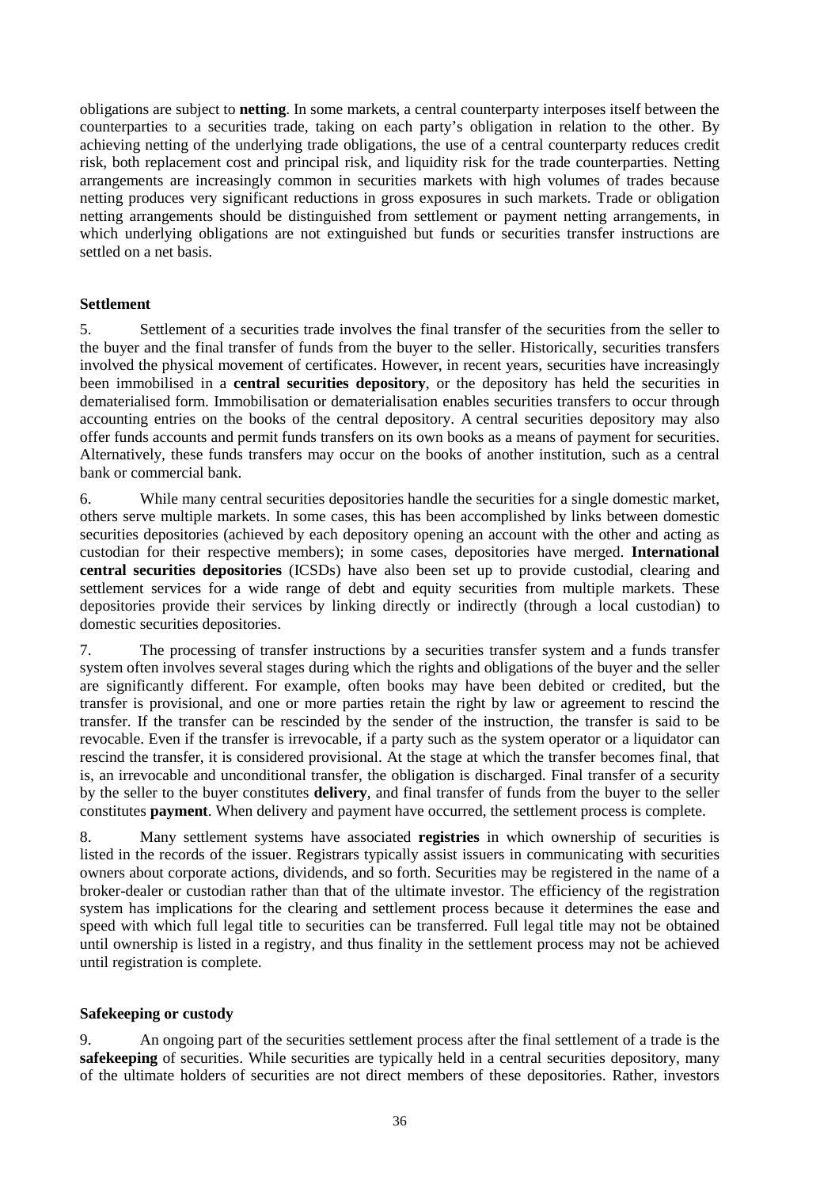obligations are subject to **netting**. In some markets, a central counterparty interposes itself between the counterparties to a securities trade, taking on each party's obligation in relation to the other. By achieving netting of the underlying trade obligations, the use of a central counterparty reduces credit risk, both replacement cost and principal risk, and liquidity risk for the trade counterparties. Netting arrangements are increasingly common in securities markets with high volumes of trades because netting produces very significant reductions in gross exposures in such markets. Trade or obligation netting arrangements should be distinguished from settlement or payment netting arrangements, in which underlying obligations are not extinguished but funds or securities transfer instructions are settled on a net basis.

**Settlement**

5. Settlement of a securities trade involves the final transfer of the securities from the seller to the buyer and the final transfer of funds from the buyer to the seller. Historically, securities transfers involved the physical movement of certificates. However, in recent years, securities have increasingly been immobilised in a **central securities depository**, or the depository has held the securities in dematerialised form. Immobilisation or dematerialisation enables securities transfers to occur through accounting entries on the books of the central depository. A central securities depository may also offer funds accounts and permit funds transfers on its own books as a means of payment for securities. Alternatively, these funds transfers may occur on the books of another institution, such as a central bank or commercial bank.

6. While many central securities depositories handle the securities for a single domestic market, others serve multiple markets. In some cases, this has been accomplished by links between domestic securities depositories (achieved by each depository opening an account with the other and acting as custodian for their respective members); in some cases, depositories have merged. **International central securities depositories** (ICSDs) have also been set up to provide custodial, clearing and settlement services for a wide range of debt and equity securities from multiple markets. These depositories provide their services by linking directly or indirectly (through a local custodian) to domestic securities depositories.

7. The processing of transfer instructions by a securities transfer system and a funds transfer system often involves several stages during which the rights and obligations of the buyer and the seller are significantly different. For example, often books may have been debited or credited, but the transfer is provisional, and one or more parties retain the right by law or agreement to rescind the transfer. If the transfer can be rescinded by the sender of the instruction, the transfer is said to be revocable. Even if the transfer is irrevocable, if a party such as the system operator or a liquidator can rescind the transfer, it is considered provisional. At the stage at which the transfer becomes final, that is, an irrevocable and unconditional transfer, the obligation is discharged. Final transfer of a security by the seller to the buyer constitutes **delivery**, and final transfer of funds from the buyer to the seller constitutes **payment**. When delivery and payment have occurred, the settlement process is complete.

8. Many settlement systems have associated **registries** in which ownership of securities is listed in the records of the issuer. Registrars typically assist issuers in communicating with securities owners about corporate actions, dividends, and so forth. Securities may be registered in the name of a broker-dealer or custodian rather than that of the ultimate investor. The efficiency of the registration system has implications for the clearing and settlement process because it determines the ease and speed with which full legal title to securities can be transferred. Full legal title may not be obtained until ownership is listed in a registry, and thus finality in the settlement process may not be achieved until registration is complete.

**Safekeeping or custody**

9. An ongoing part of the securities settlement process after the final settlement of a trade is the **safekeeping** of securities. While securities are typically held in a central securities depository, many of the ultimate holders of securities are not direct members of these depositories. Rather, investors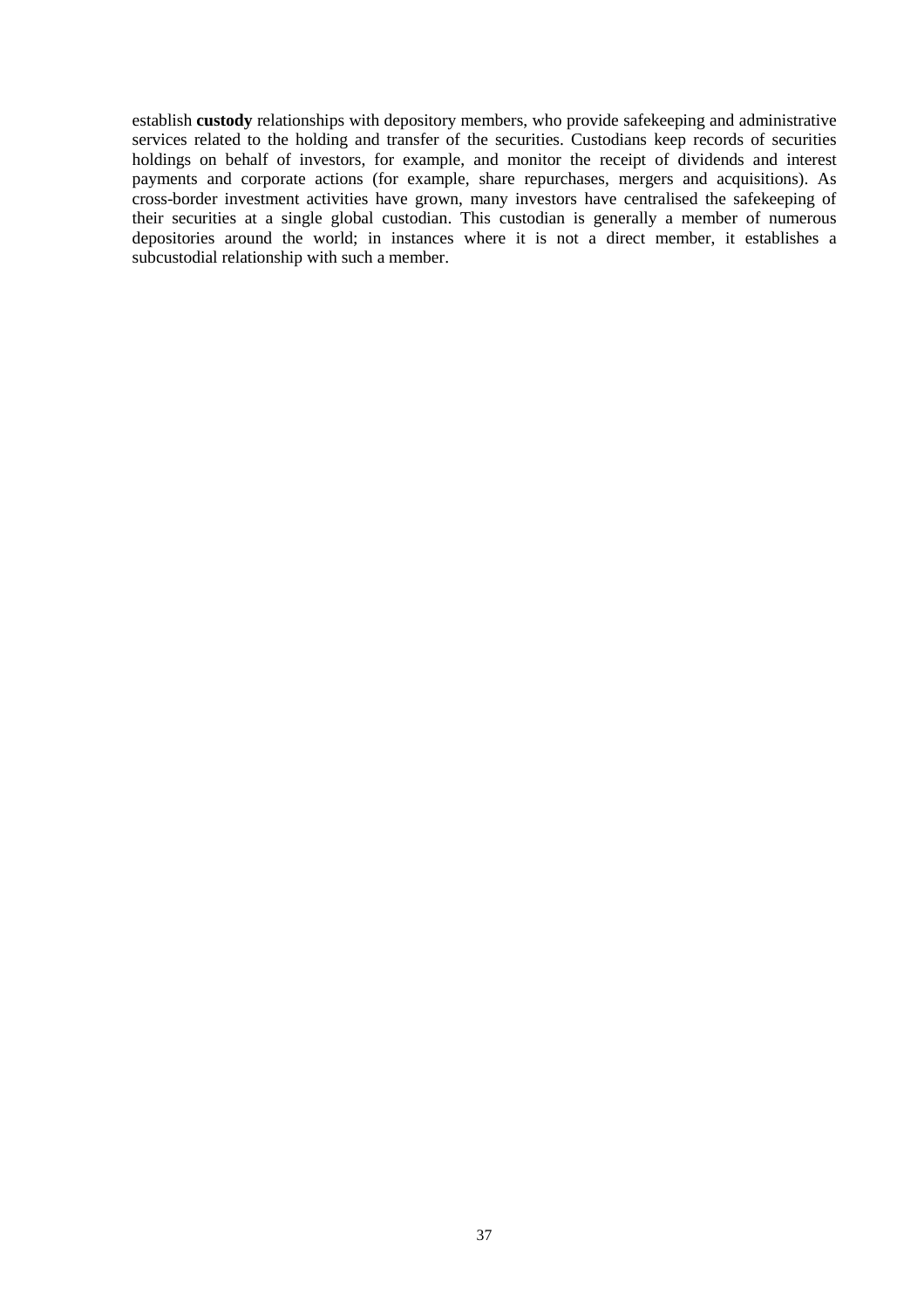establish **custody** relationships with depository members, who provide safekeeping and administrative services related to the holding and transfer of the securities. Custodians keep records of securities holdings on behalf of investors, for example, and monitor the receipt of dividends and interest payments and corporate actions (for example, share repurchases, mergers and acquisitions). As cross-border investment activities have grown, many investors have centralised the safekeeping of their securities at a single global custodian. This custodian is generally a member of numerous depositories around the world; in instances where it is not a direct member, it establishes a subcustodial relationship with such a member.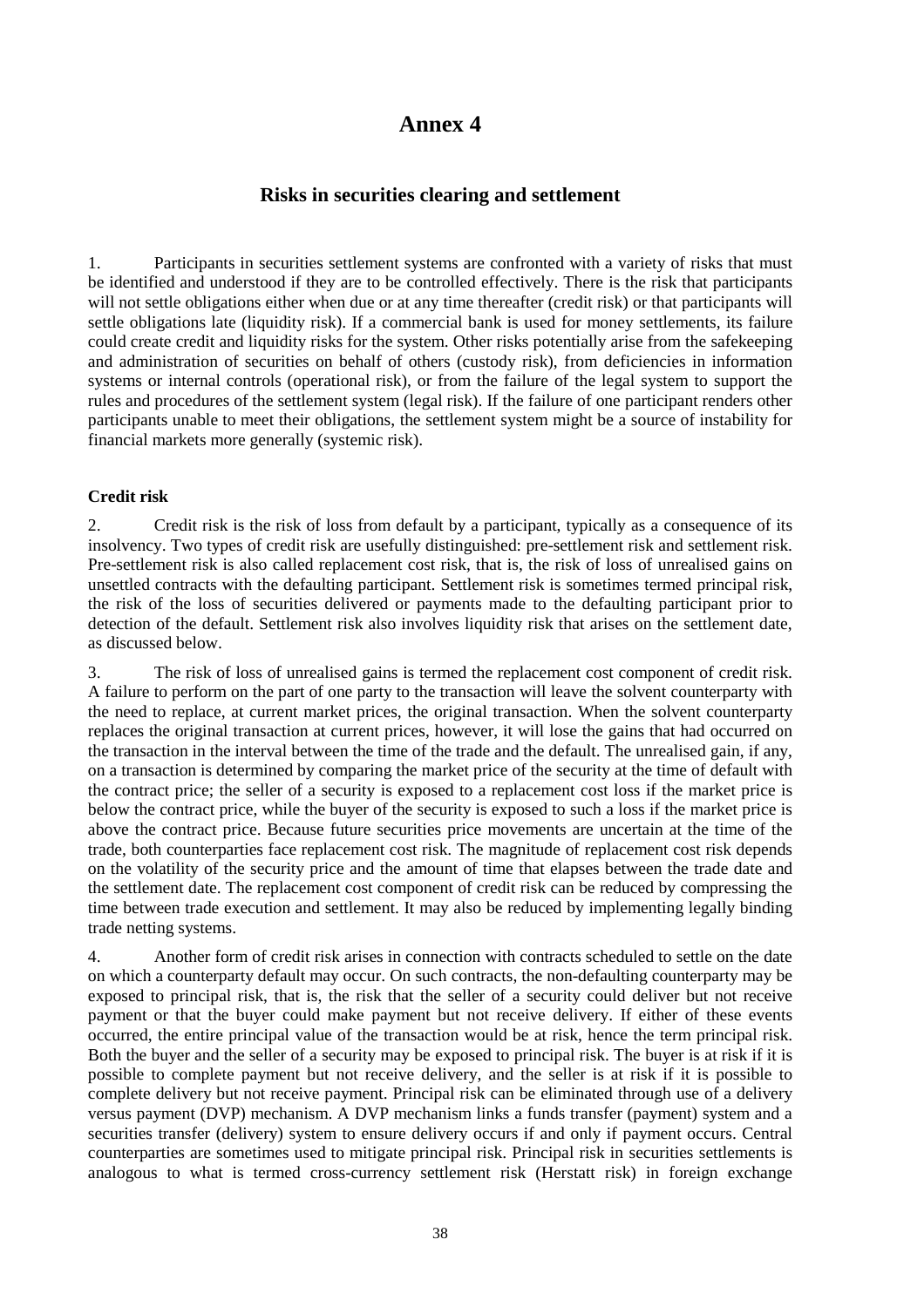# Annex 4

## Risks in securities clearing and settlement

1. Participants in securities settlement systems are confronted with a variety of risks that must be identified and understood if they are to be controlled effectively. There is the risk that participants will not settle obligations either when due or at any time thereafter (credit risk) or that participants will settle obligations late (liquidity risk). If a commercial bank is used for money settlements, its failure could create credit and liquidity risks for the system. Other risks potentially arise from the safekeeping and administration of securities on behalf of others (custody risk), from deficiencies in information systems or internal controls (operational risk), or from the failure of the legal system to support the rules and procedures of the settlement system (legal risk). If the failure of one participant renders other participants unable to meet their obligations, the settlement system might be a source of instability for financial markets more generally (systemic risk).

**Credit risk**

2. Credit risk is the risk of loss from default by a participant, typically as a consequence of its insolvency. Two types of credit risk are usefully distinguished: pre-settlement risk and settlement risk. Pre-settlement risk is also called replacement cost risk, that is, the risk of loss of unrealised gains on unsettled contracts with the defaulting participant. Settlement risk is sometimes termed principal risk, the risk of the loss of securities delivered or payments made to the defaulting participant prior to detection of the default. Settlement risk also involves liquidity risk that arises on the settlement date, as discussed below.

3. The risk of loss of unrealised gains is termed the replacement cost component of credit risk. A failure to perform on the part of one party to the transaction will leave the solvent counterparty with the need to replace, at current market prices, the original transaction. When the solvent counterparty replaces the original transaction at current prices, however, it will lose the gains that had occurred on the transaction in the interval between the time of the trade and the default. The unrealised gain, if any, on a transaction is determined by comparing the market price of the security at the time of default with the contract price; the seller of a security is exposed to a replacement cost loss if the market price is below the contract price, while the buyer of the security is exposed to such a loss if the market price is above the contract price. Because future securities price movements are uncertain at the time of the trade, both counterparties face replacement cost risk. The magnitude of replacement cost risk depends on the volatility of the security price and the amount of time that elapses between the trade date and the settlement date. The replacement cost component of credit risk can be reduced by compressing the time between trade execution and settlement. It may also be reduced by implementing legally binding trade netting systems.

4. Another form of credit risk arises in connection with contracts scheduled to settle on the date on which a counterparty default may occur. On such contracts, the non-defaulting counterparty may be exposed to principal risk, that is, the risk that the seller of a security could deliver but not receive payment or that the buyer could make payment but not receive delivery. If either of these events occurred, the entire principal value of the transaction would be at risk, hence the term principal risk. Both the buyer and the seller of a security may be exposed to principal risk. The buyer is at risk if it is possible to complete payment but not receive delivery, and the seller is at risk if it is possible to complete delivery but not receive payment. Principal risk can be eliminated through use of a delivery versus payment (DVP) mechanism. A DVP mechanism links a funds transfer (payment) system and a securities transfer (delivery) system to ensure delivery occurs if and only if payment occurs. Central counterparties are sometimes used to mitigate principal risk. Principal risk in securities settlements is analogous to what is termed cross-currency settlement risk (Herstatt risk) in foreign exchange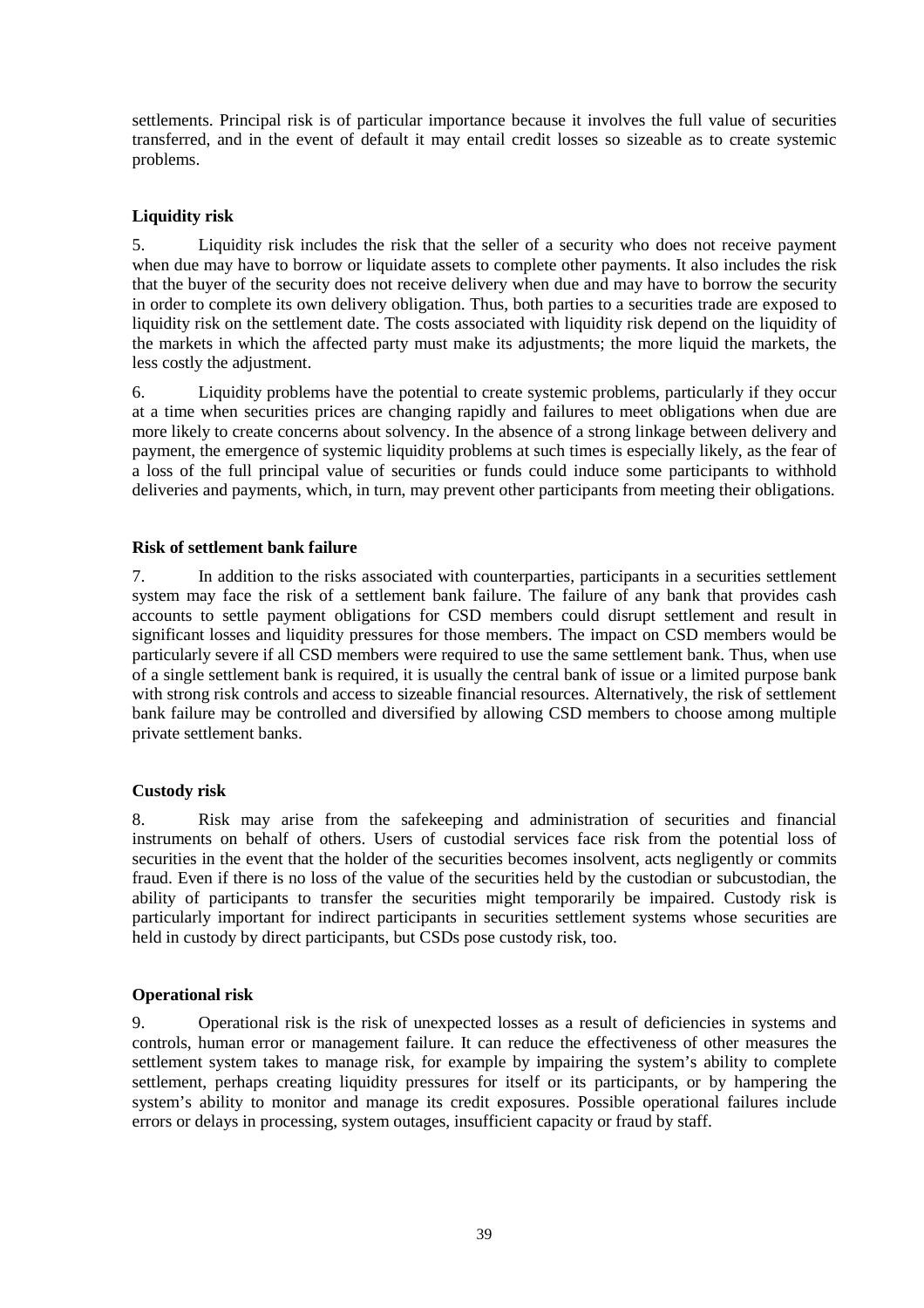settlements. Principal risk is of particular importance because it involves the full value of securities transferred, and in the event of default it may entail credit losses so sizeable as to create systemic problems.

**Liquidity risk**

5. Liquidity risk includes the risk that the seller of a security who does not receive payment when due may have to borrow or liquidate assets to complete other payments. It also includes the risk that the buyer of the security does not receive delivery when due and may have to borrow the security in order to complete its own delivery obligation. Thus, both parties to a securities trade are exposed to liquidity risk on the settlement date. The costs associated with liquidity risk depend on the liquidity of the markets in which the affected party must make its adjustments; the more liquid the markets, the less costly the adjustment.

6. Liquidity problems have the potential to create systemic problems, particularly if they occur at a time when securities prices are changing rapidly and failures to meet obligations when due are more likely to create concerns about solvency. In the absence of a strong linkage between delivery and payment, the emergence of systemic liquidity problems at such times is especially likely, as the fear of a loss of the full principal value of securities or funds could induce some participants to withhold deliveries and payments, which, in turn, may prevent other participants from meeting their obligations.

**Risk of settlement bank failure**

7. In addition to the risks associated with counterparties, participants in a securities settlement system may face the risk of a settlement bank failure. The failure of any bank that provides cash accounts to settle payment obligations for CSD members could disrupt settlement and result in significant losses and liquidity pressures for those members. The impact on CSD members would be particularly severe if all CSD members were required to use the same settlement bank. Thus, when use of a single settlement bank is required, it is usually the central bank of issue or a limited purpose bank with strong risk controls and access to sizeable financial resources. Alternatively, the risk of settlement bank failure may be controlled and diversified by allowing CSD members to choose among multiple private settlement banks.

**Custody risk**

8. Risk may arise from the safekeeping and administration of securities and financial instruments on behalf of others. Users of custodial services face risk from the potential loss of securities in the event that the holder of the securities becomes insolvent, acts negligently or commits fraud. Even if there is no loss of the value of the securities held by the custodian or subcustodian, the ability of participants to transfer the securities might temporarily be impaired. Custody risk is particularly important for indirect participants in securities settlement systems whose securities are held in custody by direct participants, but CSDs pose custody risk, too.

**Operational risk**

9. Operational risk is the risk of unexpected losses as a result of deficiencies in systems and controls, human error or management failure. It can reduce the effectiveness of other measures the settlement system takes to manage risk, for example by impairing the system's ability to complete settlement, perhaps creating liquidity pressures for itself or its participants, or by hampering the system's ability to monitor and manage its credit exposures. Possible operational failures include errors or delays in processing, system outages, insufficient capacity or fraud by staff.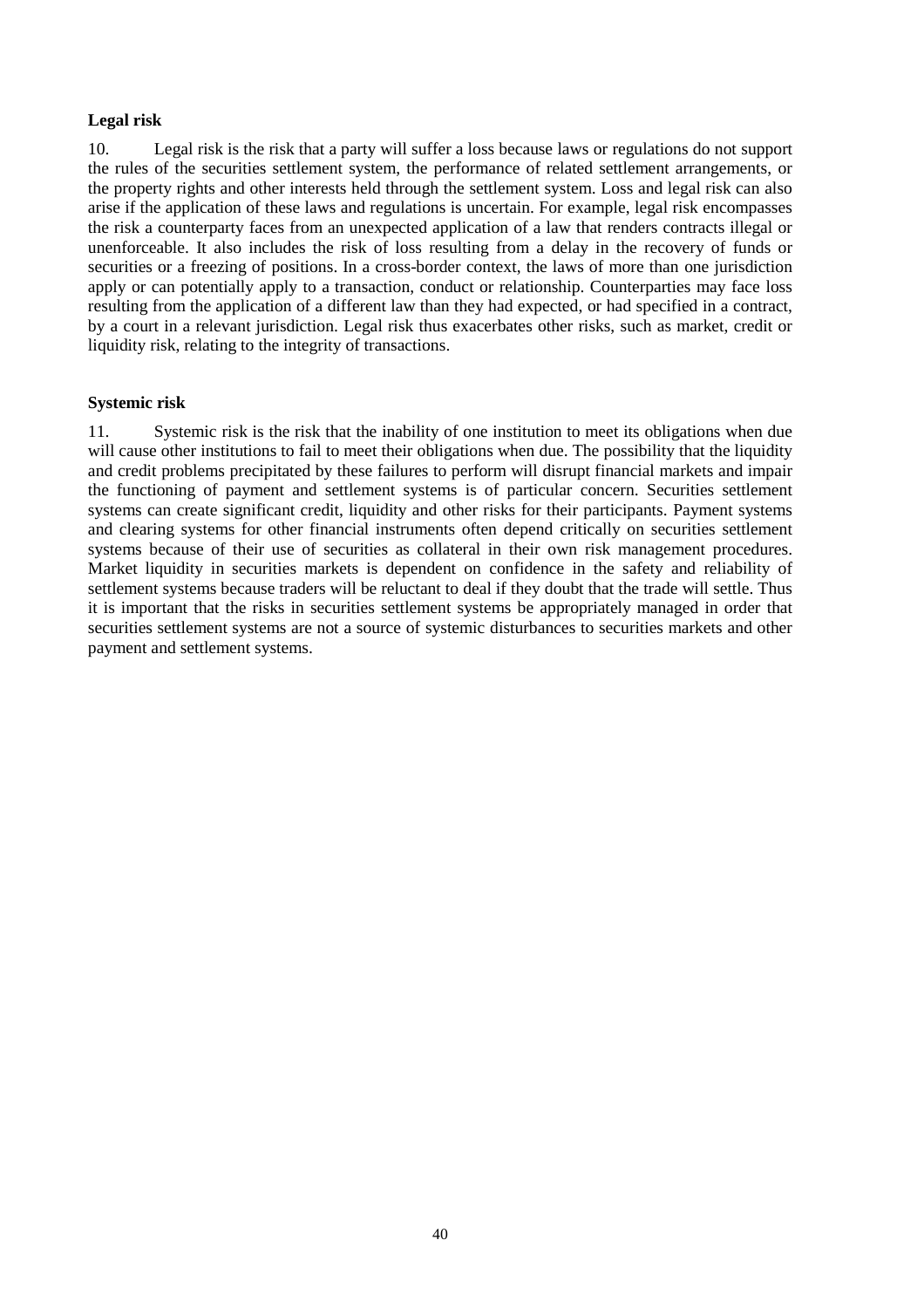**Legal risk**

10. Legal risk is the risk that a party will suffer a loss because laws or regulations do not support the rules of the securities settlement system, the performance of related settlement arrangements, or the property rights and other interests held through the settlement system. Loss and legal risk can also arise if the application of these laws and regulations is uncertain. For example, legal risk encompasses the risk a counterparty faces from an unexpected application of a law that renders contracts illegal or unenforceable. It also includes the risk of loss resulting from a delay in the recovery of funds or securities or a freezing of positions. In a cross-border context, the laws of more than one jurisdiction apply or can potentially apply to a transaction, conduct or relationship. Counterparties may face loss resulting from the application of a different law than they had expected, or had specified in a contract, by a court in a relevant jurisdiction. Legal risk thus exacerbates other risks, such as market, credit or liquidity risk, relating to the integrity of transactions.

**Systemic risk**

11. Systemic risk is the risk that the inability of one institution to meet its obligations when due will cause other institutions to fail to meet their obligations when due. The possibility that the liquidity and credit problems precipitated by these failures to perform will disrupt financial markets and impair the functioning of payment and settlement systems is of particular concern. Securities settlement systems can create significant credit, liquidity and other risks for their participants. Payment systems and clearing systems for other financial instruments often depend critically on securities settlement systems because of their use of securities as collateral in their own risk management procedures. Market liquidity in securities markets is dependent on confidence in the safety and reliability of settlement systems because traders will be reluctant to deal if they doubt that the trade will settle. Thus it is important that the risks in securities settlement systems be appropriately managed in order that securities settlement systems are not a source of systemic disturbances to securities markets and other payment and settlement systems.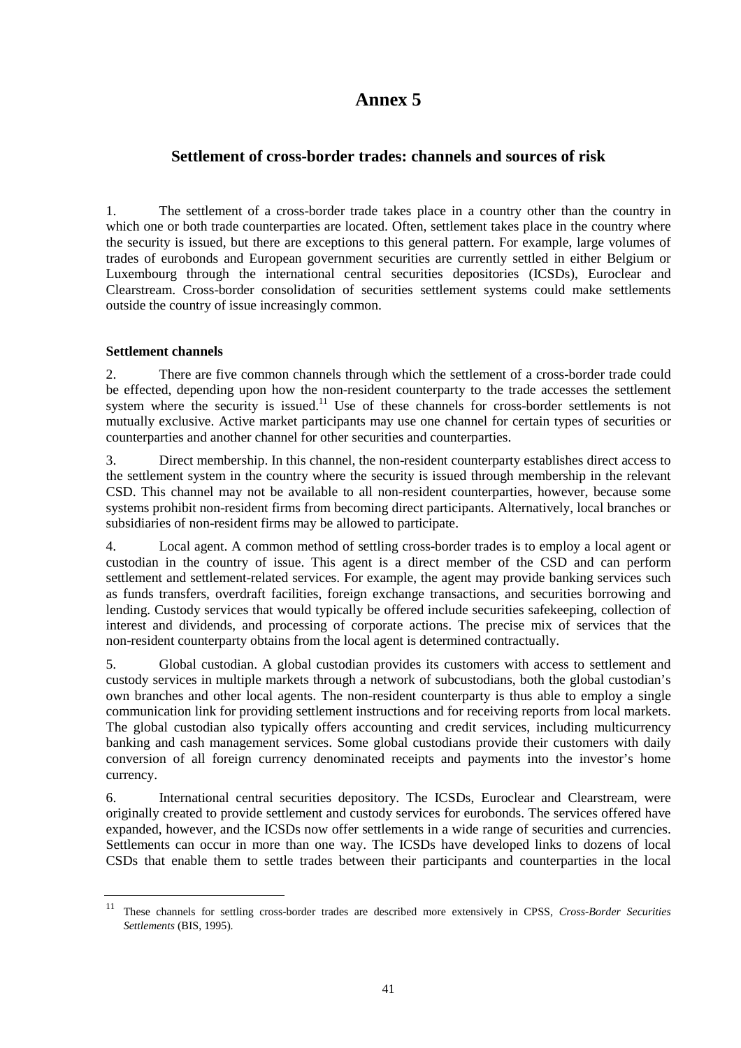# Annex 5

## Settlement of cross-border trades: channels and sources of risk

1. The settlement of a cross-border trade takes place in a country other than the country in which one or both trade counterparties are located. Often, settlement takes place in the country where the security is issued, but there are exceptions to this general pattern. For example, large volumes of trades of eurobonds and European government securities are currently settled in either Belgium or Luxembourg through the international central securities depositories (ICSDs), Euroclear and Clearstream. Cross-border consolidation of securities settlement systems could make settlements outside the country of issue increasingly common.

**Settlement channels**

2. There are five common channels through which the settlement of a cross-border trade could be effected, depending upon how the non-resident counterparty to the trade accesses the settlement system where the security is issued.[11] Use of these channels for cross-border settlements is not mutually exclusive. Active market participants may use one channel for certain types of securities or counterparties and another channel for other securities and counterparties.

3. Direct membership. In this channel, the non-resident counterparty establishes direct access to the settlement system in the country where the security is issued through membership in the relevant CSD. This channel may not be available to all non-resident counterparties, however, because some systems prohibit non-resident firms from becoming direct participants. Alternatively, local branches or subsidiaries of non-resident firms may be allowed to participate.

4. Local agent. A common method of settling cross-border trades is to employ a local agent or custodian in the country of issue. This agent is a direct member of the CSD and can perform settlement and settlement-related services. For example, the agent may provide banking services such as funds transfers, overdraft facilities, foreign exchange transactions, and securities borrowing and lending. Custody services that would typically be offered include securities safekeeping, collection of interest and dividends, and processing of corporate actions. The precise mix of services that the non-resident counterparty obtains from the local agent is determined contractually.

5. Global custodian. A global custodian provides its customers with access to settlement and custody services in multiple markets through a network of subcustodians, both the global custodian's own branches and other local agents. The non-resident counterparty is thus able to employ a single communication link for providing settlement instructions and for receiving reports from local markets. The global custodian also typically offers accounting and credit services, including multicurrency banking and cash management services. Some global custodians provide their customers with daily conversion of all foreign currency denominated receipts and payments into the investor's home currency.

6. International central securities depository. The ICSDs, Euroclear and Clearstream, were originally created to provide settlement and custody services for eurobonds. The services offered have expanded, however, and the ICSDs now offer settlements in a wide range of securities and currencies. Settlements can occur in more than one way. The ICSDs have developed links to dozens of local CSDs that enable them to settle trades between their participants and counterparties in the local

[11] These channels for settling cross-border trades are described more extensively in CPSS, *Cross-Border Securities Settlements* (BIS, 1995).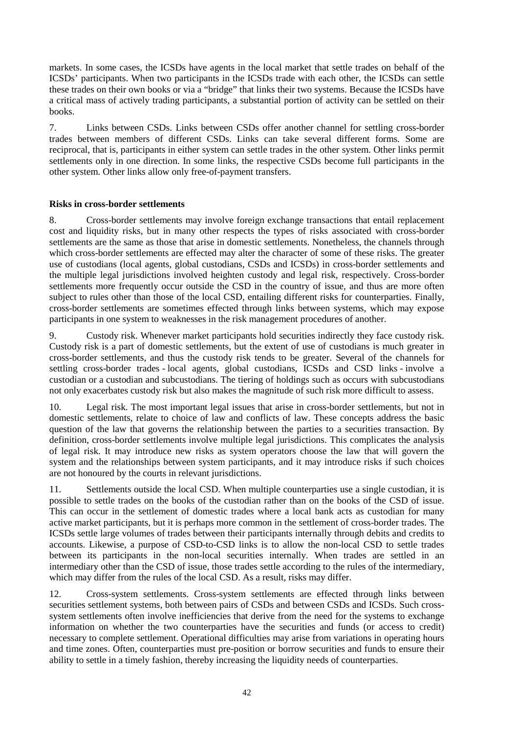markets. In some cases, the ICSDs have agents in the local market that settle trades on behalf of the ICSDs' participants. When two participants in the ICSDs trade with each other, the ICSDs can settle these trades on their own books or via a "bridge" that links their two systems. Because the ICSDs have a critical mass of actively trading participants, a substantial portion of activity can be settled on their books.

7. Links between CSDs. Links between CSDs offer another channel for settling cross-border trades between members of different CSDs. Links can take several different forms. Some are reciprocal, that is, participants in either system can settle trades in the other system. Other links permit settlements only in one direction. In some links, the respective CSDs become full participants in the other system. Other links allow only free-of-payment transfers.

**Risks in cross-border settlements**

8. Cross-border settlements may involve foreign exchange transactions that entail replacement cost and liquidity risks, but in many other respects the types of risks associated with cross-border settlements are the same as those that arise in domestic settlements. Nonetheless, the channels through which cross-border settlements are effected may alter the character of some of these risks. The greater use of custodians (local agents, global custodians, CSDs and ICSDs) in cross-border settlements and the multiple legal jurisdictions involved heighten custody and legal risk, respectively. Cross-border settlements more frequently occur outside the CSD in the country of issue, and thus are more often subject to rules other than those of the local CSD, entailing different risks for counterparties. Finally, cross-border settlements are sometimes effected through links between systems, which may expose participants in one system to weaknesses in the risk management procedures of another.

9. Custody risk. Whenever market participants hold securities indirectly they face custody risk. Custody risk is a part of domestic settlements, but the extent of use of custodians is much greater in cross-border settlements, and thus the custody risk tends to be greater. Several of the channels for settling cross-border trades - local agents, global custodians, ICSDs and CSD links - involve a custodian or a custodian and subcustodians. The tiering of holdings such as occurs with subcustodians not only exacerbates custody risk but also makes the magnitude of such risk more difficult to assess.

10. Legal risk. The most important legal issues that arise in cross-border settlements, but not in domestic settlements, relate to choice of law and conflicts of law. These concepts address the basic question of the law that governs the relationship between the parties to a securities transaction. By definition, cross-border settlements involve multiple legal jurisdictions. This complicates the analysis of legal risk. It may introduce new risks as system operators choose the law that will govern the system and the relationships between system participants, and it may introduce risks if such choices are not honoured by the courts in relevant jurisdictions.

11. Settlements outside the local CSD. When multiple counterparties use a single custodian, it is possible to settle trades on the books of the custodian rather than on the books of the CSD of issue. This can occur in the settlement of domestic trades where a local bank acts as custodian for many active market participants, but it is perhaps more common in the settlement of cross-border trades. The ICSDs settle large volumes of trades between their participants internally through debits and credits to accounts. Likewise, a purpose of CSD-to-CSD links is to allow the non-local CSD to settle trades between its participants in the non-local securities internally. When trades are settled in an intermediary other than the CSD of issue, those trades settle according to the rules of the intermediary, which may differ from the rules of the local CSD. As a result, risks may differ.

12. Cross-system settlements. Cross-system settlements are effected through links between securities settlement systems, both between pairs of CSDs and between CSDs and ICSDs. Such cross-system settlements often involve inefficiencies that derive from the need for the systems to exchange information on whether the two counterparties have the securities and funds (or access to credit) necessary to complete settlement. Operational difficulties may arise from variations in operating hours and time zones. Often, counterparties must pre-position or borrow securities and funds to ensure their ability to settle in a timely fashion, thereby increasing the liquidity needs of counterparties.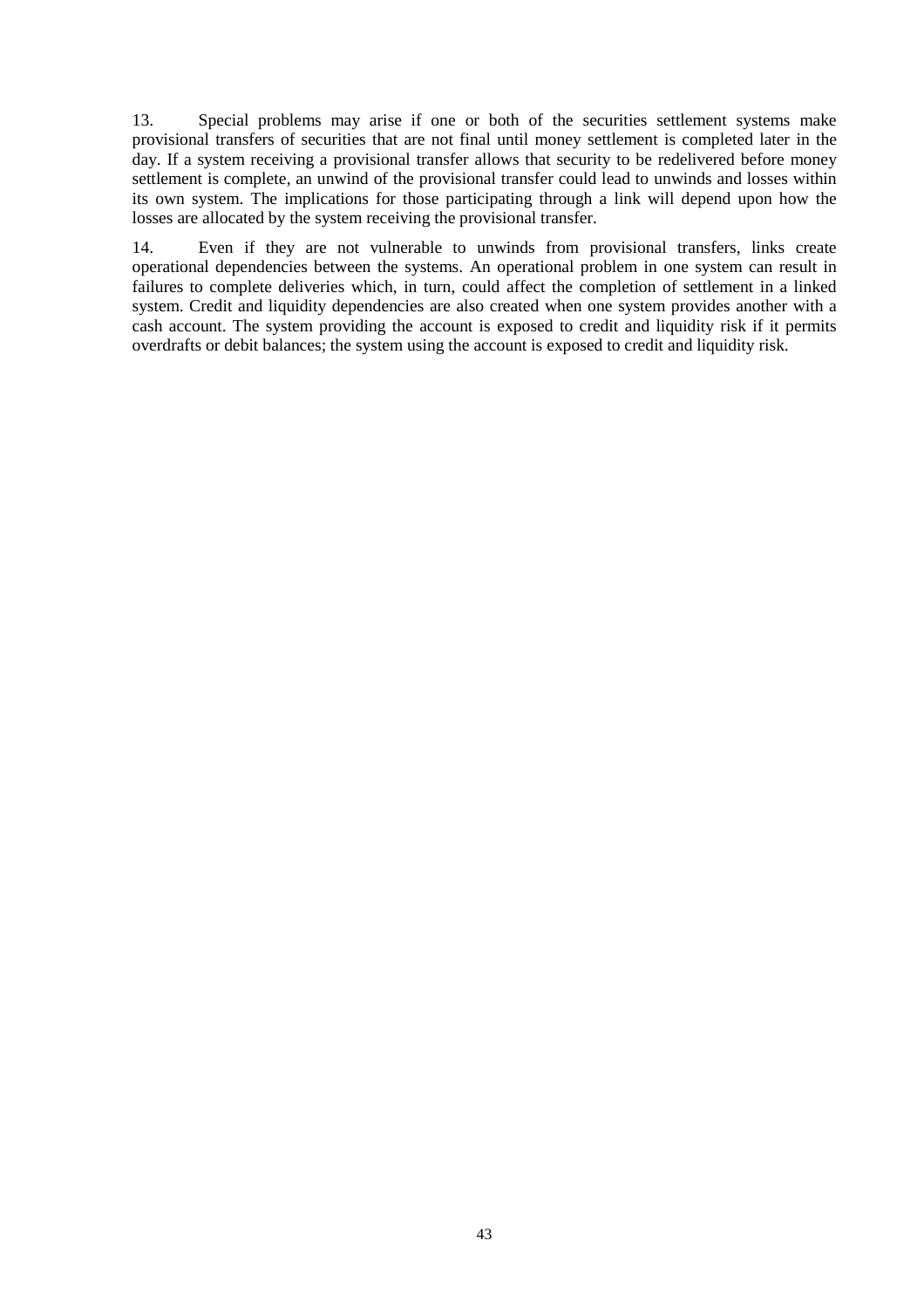13. Special problems may arise if one or both of the securities settlement systems make provisional transfers of securities that are not final until money settlement is completed later in the day. If a system receiving a provisional transfer allows that security to be redelivered before money settlement is complete, an unwind of the provisional transfer could lead to unwinds and losses within its own system. The implications for those participating through a link will depend upon how the losses are allocated by the system receiving the provisional transfer.

14. Even if they are not vulnerable to unwinds from provisional transfers, links create operational dependencies between the systems. An operational problem in one system can result in failures to complete deliveries which, in turn, could affect the completion of settlement in a linked system. Credit and liquidity dependencies are also created when one system provides another with a cash account. The system providing the account is exposed to credit and liquidity risk if it permits overdrafts or debit balances; the system using the account is exposed to credit and liquidity risk.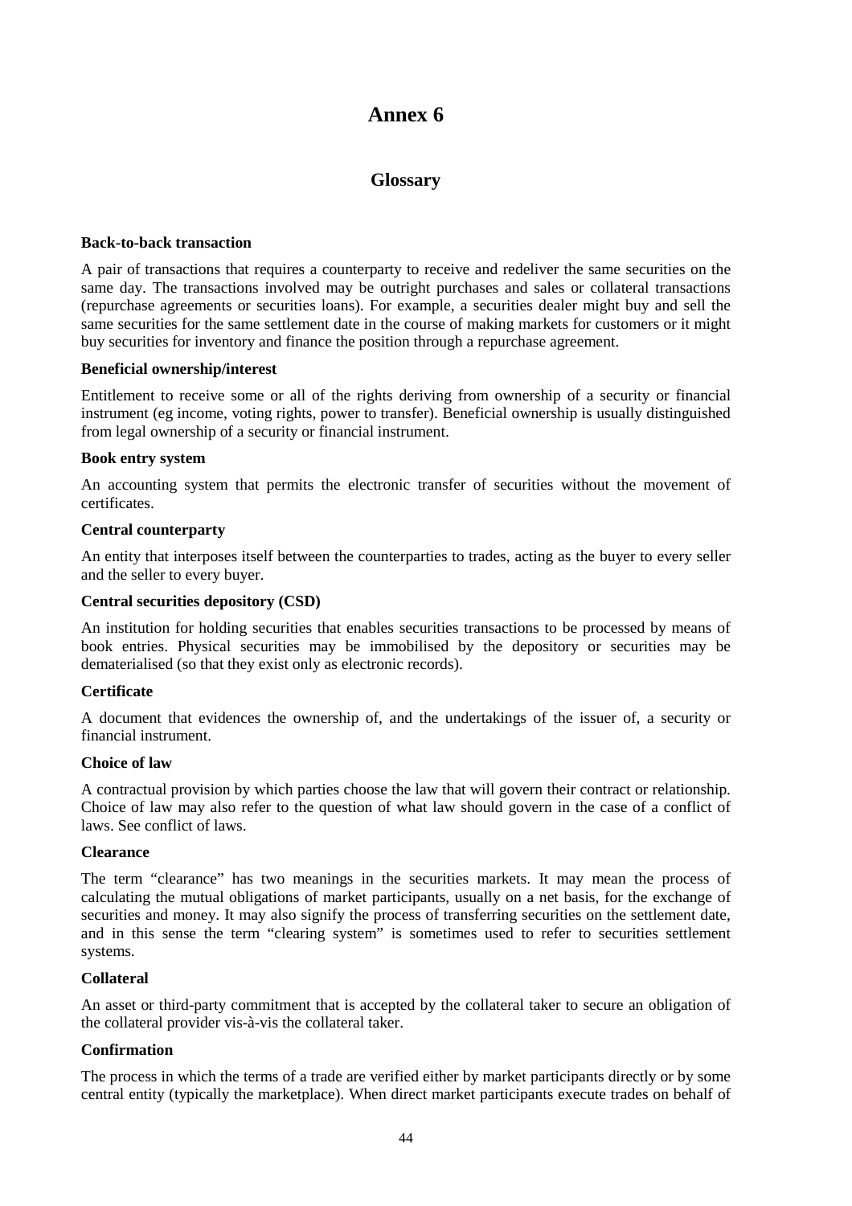# Annex 6

## Glossary

**Back-to-back transaction**

A pair of transactions that requires a counterparty to receive and redeliver the same securities on the same day. The transactions involved may be outright purchases and sales or collateral transactions (repurchase agreements or securities loans). For example, a securities dealer might buy and sell the same securities for the same settlement date in the course of making markets for customers or it might buy securities for inventory and finance the position through a repurchase agreement.

**Beneficial ownership/interest**

Entitlement to receive some or all of the rights deriving from ownership of a security or financial instrument (eg income, voting rights, power to transfer). Beneficial ownership is usually distinguished from legal ownership of a security or financial instrument.

**Book entry system**

An accounting system that permits the electronic transfer of securities without the movement of certificates.

**Central counterparty**

An entity that interposes itself between the counterparties to trades, acting as the buyer to every seller and the seller to every buyer.

**Central securities depository (CSD)**

An institution for holding securities that enables securities transactions to be processed by means of book entries. Physical securities may be immobilised by the depository or securities may be dematerialised (so that they exist only as electronic records).

**Certificate**

A document that evidences the ownership of, and the undertakings of the issuer of, a security or financial instrument.

**Choice of law**

A contractual provision by which parties choose the law that will govern their contract or relationship. Choice of law may also refer to the question of what law should govern in the case of a conflict of laws. See conflict of laws.

**Clearance**

The term "clearance" has two meanings in the securities markets. It may mean the process of calculating the mutual obligations of market participants, usually on a net basis, for the exchange of securities and money. It may also signify the process of transferring securities on the settlement date, and in this sense the term "clearing system" is sometimes used to refer to securities settlement systems.

**Collateral**

An asset or third-party commitment that is accepted by the collateral taker to secure an obligation of the collateral provider vis-à-vis the collateral taker.

**Confirmation**

The process in which the terms of a trade are verified either by market participants directly or by some central entity (typically the marketplace). When direct market participants execute trades on behalf of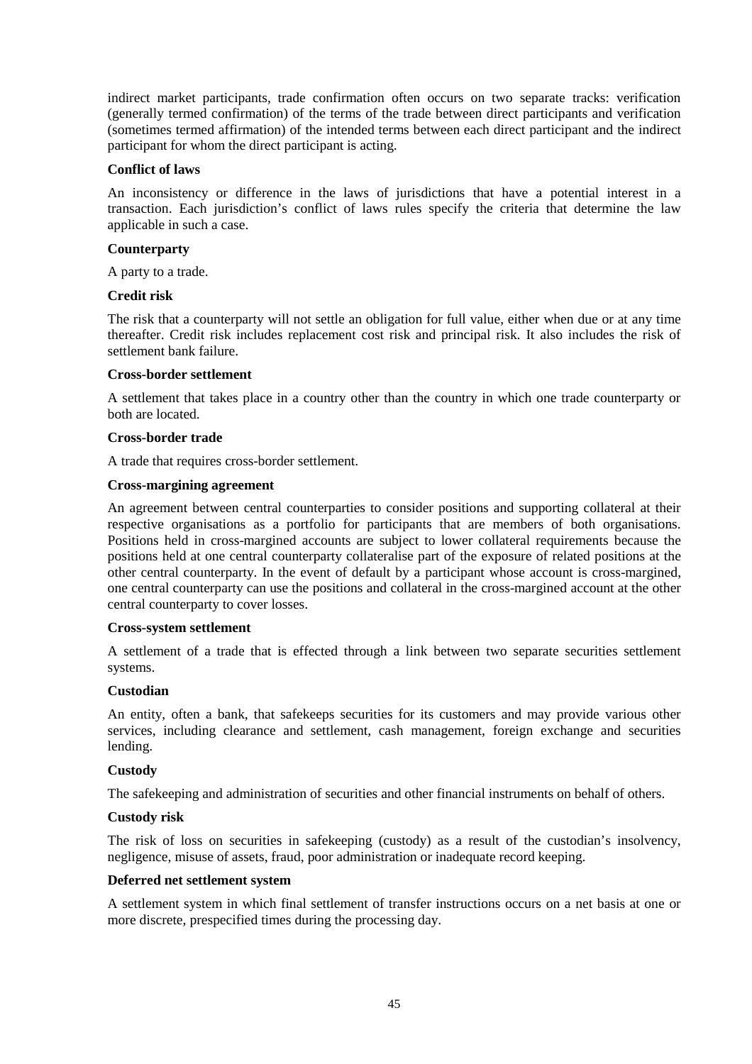indirect market participants, trade confirmation often occurs on two separate tracks: verification (generally termed confirmation) of the terms of the trade between direct participants and verification (sometimes termed affirmation) of the intended terms between each direct participant and the indirect participant for whom the direct participant is acting.

**Conflict of laws**

An inconsistency or difference in the laws of jurisdictions that have a potential interest in a transaction. Each jurisdiction's conflict of laws rules specify the criteria that determine the law applicable in such a case.

**Counterparty**

A party to a trade.

**Credit risk**

The risk that a counterparty will not settle an obligation for full value, either when due or at any time thereafter. Credit risk includes replacement cost risk and principal risk. It also includes the risk of settlement bank failure.

**Cross-border settlement**

A settlement that takes place in a country other than the country in which one trade counterparty or both are located.

**Cross-border trade**

A trade that requires cross-border settlement.

**Cross-margining agreement**

An agreement between central counterparties to consider positions and supporting collateral at their respective organisations as a portfolio for participants that are members of both organisations. Positions held in cross-margined accounts are subject to lower collateral requirements because the positions held at one central counterparty collateralise part of the exposure of related positions at the other central counterparty. In the event of default by a participant whose account is cross-margined, one central counterparty can use the positions and collateral in the cross-margined account at the other central counterparty to cover losses.

**Cross-system settlement**

A settlement of a trade that is effected through a link between two separate securities settlement systems.

**Custodian**

An entity, often a bank, that safekeeps securities for its customers and may provide various other services, including clearance and settlement, cash management, foreign exchange and securities lending.

**Custody**

The safekeeping and administration of securities and other financial instruments on behalf of others.

**Custody risk**

The risk of loss on securities in safekeeping (custody) as a result of the custodian's insolvency, negligence, misuse of assets, fraud, poor administration or inadequate record keeping.

**Deferred net settlement system**

A settlement system in which final settlement of transfer instructions occurs on a net basis at one or more discrete, prespecified times during the processing day.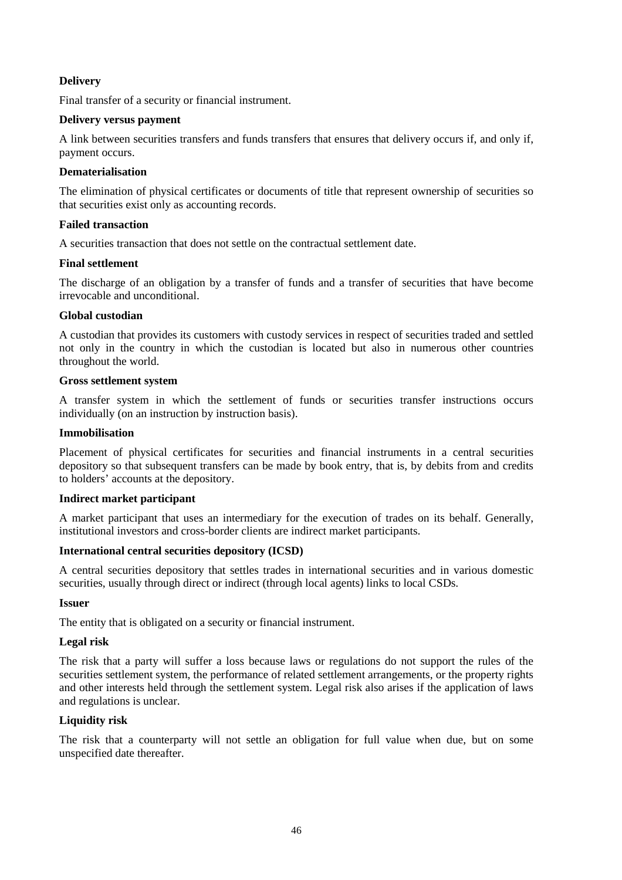**Delivery**

Final transfer of a security or financial instrument.

**Delivery versus payment**

A link between securities transfers and funds transfers that ensures that delivery occurs if, and only if, payment occurs.

**Dematerialisation**

The elimination of physical certificates or documents of title that represent ownership of securities so that securities exist only as accounting records.

**Failed transaction**

A securities transaction that does not settle on the contractual settlement date.

**Final settlement**

The discharge of an obligation by a transfer of funds and a transfer of securities that have become irrevocable and unconditional.

**Global custodian**

A custodian that provides its customers with custody services in respect of securities traded and settled not only in the country in which the custodian is located but also in numerous other countries throughout the world.

**Gross settlement system**

A transfer system in which the settlement of funds or securities transfer instructions occurs individually (on an instruction by instruction basis).

**Immobilisation**

Placement of physical certificates for securities and financial instruments in a central securities depository so that subsequent transfers can be made by book entry, that is, by debits from and credits to holders' accounts at the depository.

**Indirect market participant**

A market participant that uses an intermediary for the execution of trades on its behalf. Generally, institutional investors and cross-border clients are indirect market participants.

**International central securities depository (ICSD)**

A central securities depository that settles trades in international securities and in various domestic securities, usually through direct or indirect (through local agents) links to local CSDs.

**Issuer**

The entity that is obligated on a security or financial instrument.

**Legal risk**

The risk that a party will suffer a loss because laws or regulations do not support the rules of the securities settlement system, the performance of related settlement arrangements, or the property rights and other interests held through the settlement system. Legal risk also arises if the application of laws and regulations is unclear.

**Liquidity risk**

The risk that a counterparty will not settle an obligation for full value when due, but on some unspecified date thereafter.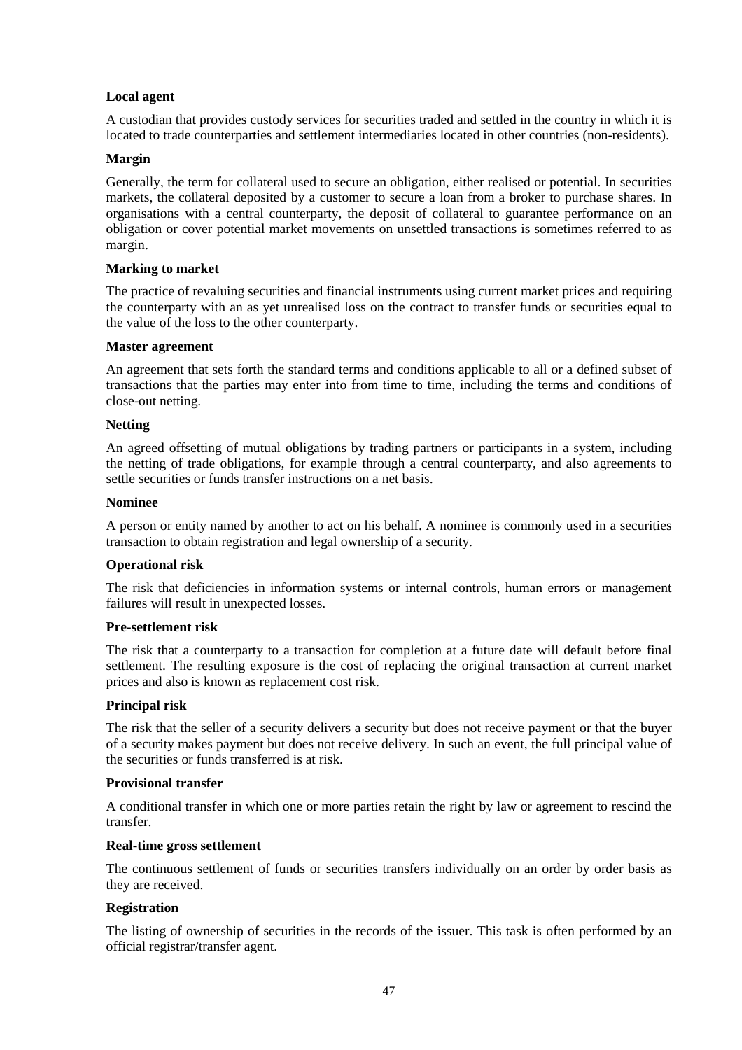**Local agent**

A custodian that provides custody services for securities traded and settled in the country in which it is located to trade counterparties and settlement intermediaries located in other countries (non-residents).

**Margin**

Generally, the term for collateral used to secure an obligation, either realised or potential. In securities markets, the collateral deposited by a customer to secure a loan from a broker to purchase shares. In organisations with a central counterparty, the deposit of collateral to guarantee performance on an obligation or cover potential market movements on unsettled transactions is sometimes referred to as margin.

**Marking to market**

The practice of revaluing securities and financial instruments using current market prices and requiring the counterparty with an as yet unrealised loss on the contract to transfer funds or securities equal to the value of the loss to the other counterparty.

**Master agreement**

An agreement that sets forth the standard terms and conditions applicable to all or a defined subset of transactions that the parties may enter into from time to time, including the terms and conditions of close-out netting.

**Netting**

An agreed offsetting of mutual obligations by trading partners or participants in a system, including the netting of trade obligations, for example through a central counterparty, and also agreements to settle securities or funds transfer instructions on a net basis.

**Nominee**

A person or entity named by another to act on his behalf. A nominee is commonly used in a securities transaction to obtain registration and legal ownership of a security.

**Operational risk**

The risk that deficiencies in information systems or internal controls, human errors or management failures will result in unexpected losses.

**Pre-settlement risk**

The risk that a counterparty to a transaction for completion at a future date will default before final settlement. The resulting exposure is the cost of replacing the original transaction at current market prices and also is known as replacement cost risk.

**Principal risk**

The risk that the seller of a security delivers a security but does not receive payment or that the buyer of a security makes payment but does not receive delivery. In such an event, the full principal value of the securities or funds transferred is at risk.

**Provisional transfer**

A conditional transfer in which one or more parties retain the right by law or agreement to rescind the transfer.

**Real-time gross settlement**

The continuous settlement of funds or securities transfers individually on an order by order basis as they are received.

**Registration**

The listing of ownership of securities in the records of the issuer. This task is often performed by an official registrar/transfer agent.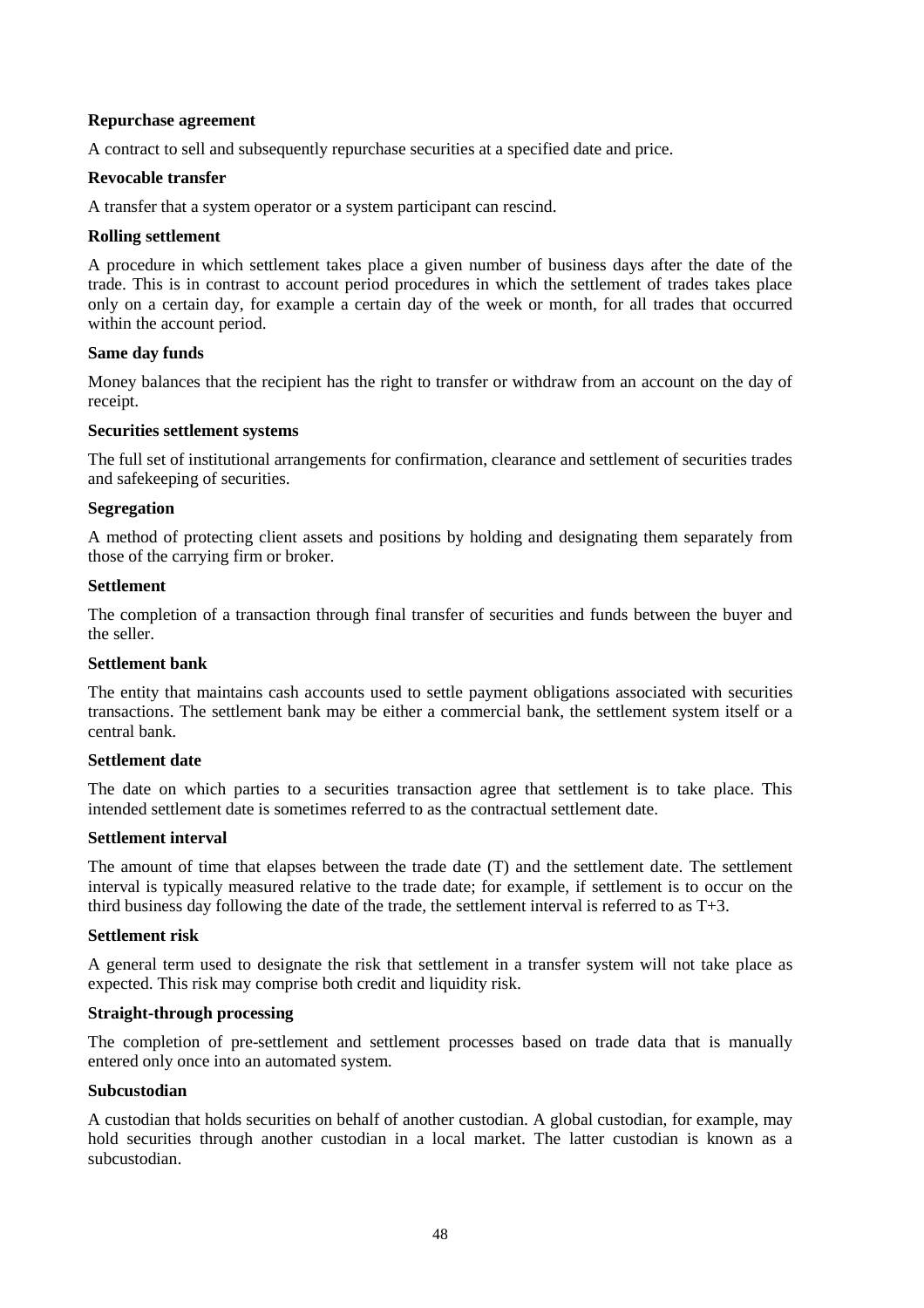**Repurchase agreement**

A contract to sell and subsequently repurchase securities at a specified date and price.

**Revocable transfer**

A transfer that a system operator or a system participant can rescind.

**Rolling settlement**

A procedure in which settlement takes place a given number of business days after the date of the trade. This is in contrast to account period procedures in which the settlement of trades takes place only on a certain day, for example a certain day of the week or month, for all trades that occurred within the account period.

**Same day funds**

Money balances that the recipient has the right to transfer or withdraw from an account on the day of receipt.

**Securities settlement systems**

The full set of institutional arrangements for confirmation, clearance and settlement of securities trades and safekeeping of securities.

**Segregation**

A method of protecting client assets and positions by holding and designating them separately from those of the carrying firm or broker.

**Settlement**

The completion of a transaction through final transfer of securities and funds between the buyer and the seller.

**Settlement bank**

The entity that maintains cash accounts used to settle payment obligations associated with securities transactions. The settlement bank may be either a commercial bank, the settlement system itself or a central bank.

**Settlement date**

The date on which parties to a securities transaction agree that settlement is to take place. This intended settlement date is sometimes referred to as the contractual settlement date.

**Settlement interval**

The amount of time that elapses between the trade date (T) and the settlement date. The settlement interval is typically measured relative to the trade date; for example, if settlement is to occur on the third business day following the date of the trade, the settlement interval is referred to as T+3.

**Settlement risk**

A general term used to designate the risk that settlement in a transfer system will not take place as expected. This risk may comprise both credit and liquidity risk.

**Straight-through processing**

The completion of pre-settlement and settlement processes based on trade data that is manually entered only once into an automated system.

**Subcustodian**

A custodian that holds securities on behalf of another custodian. A global custodian, for example, may hold securities through another custodian in a local market. The latter custodian is known as a subcustodian.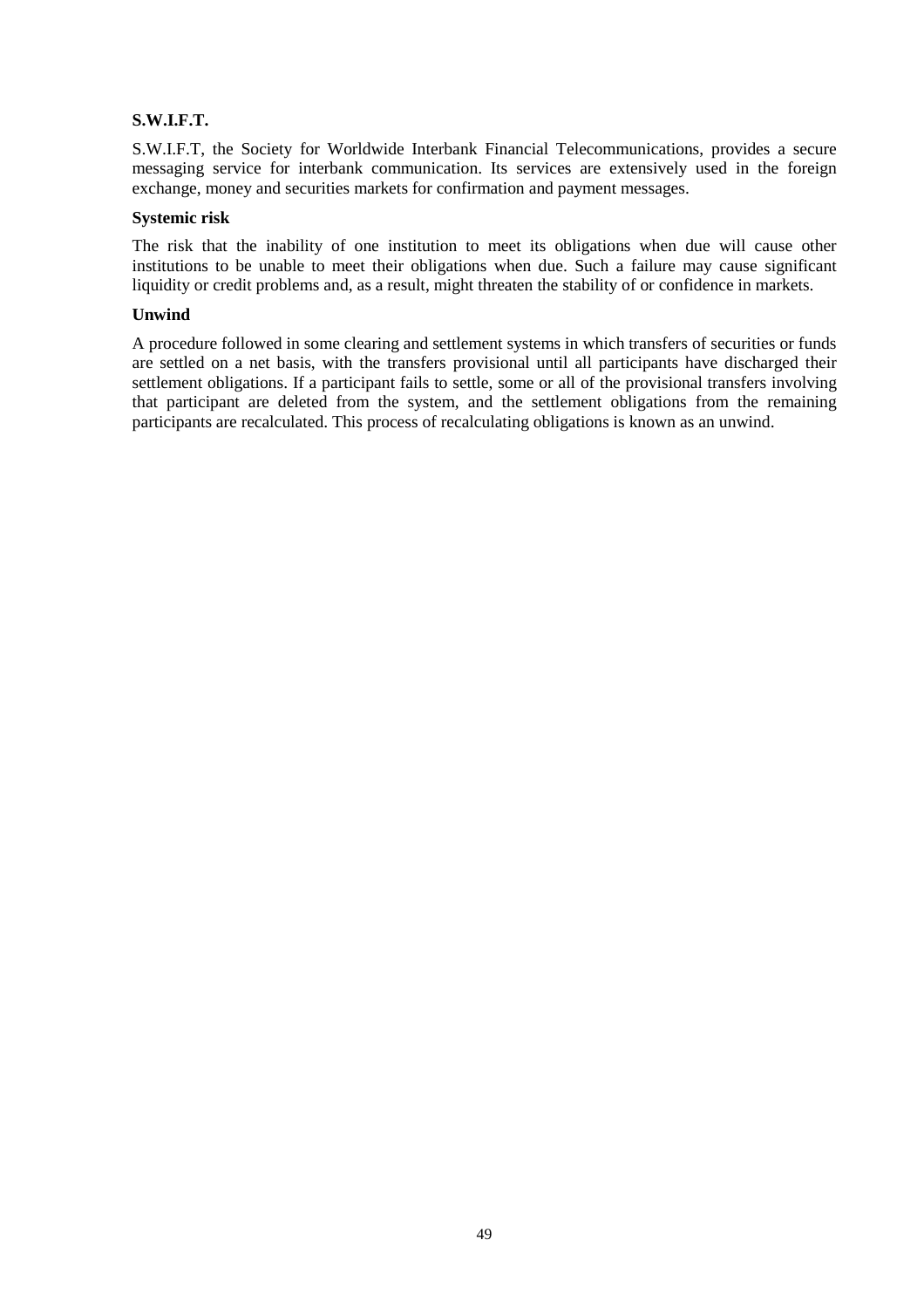**S.W.I.F.T.**

S.W.I.F.T, the Society for Worldwide Interbank Financial Telecommunications, provides a secure messaging service for interbank communication. Its services are extensively used in the foreign exchange, money and securities markets for confirmation and payment messages.

**Systemic risk**

The risk that the inability of one institution to meet its obligations when due will cause other institutions to be unable to meet their obligations when due. Such a failure may cause significant liquidity or credit problems and, as a result, might threaten the stability of or confidence in markets.

**Unwind**

A procedure followed in some clearing and settlement systems in which transfers of securities or funds are settled on a net basis, with the transfers provisional until all participants have discharged their settlement obligations. If a participant fails to settle, some or all of the provisional transfers involving that participant are deleted from the system, and the settlement obligations from the remaining participants are recalculated. This process of recalculating obligations is known as an unwind.